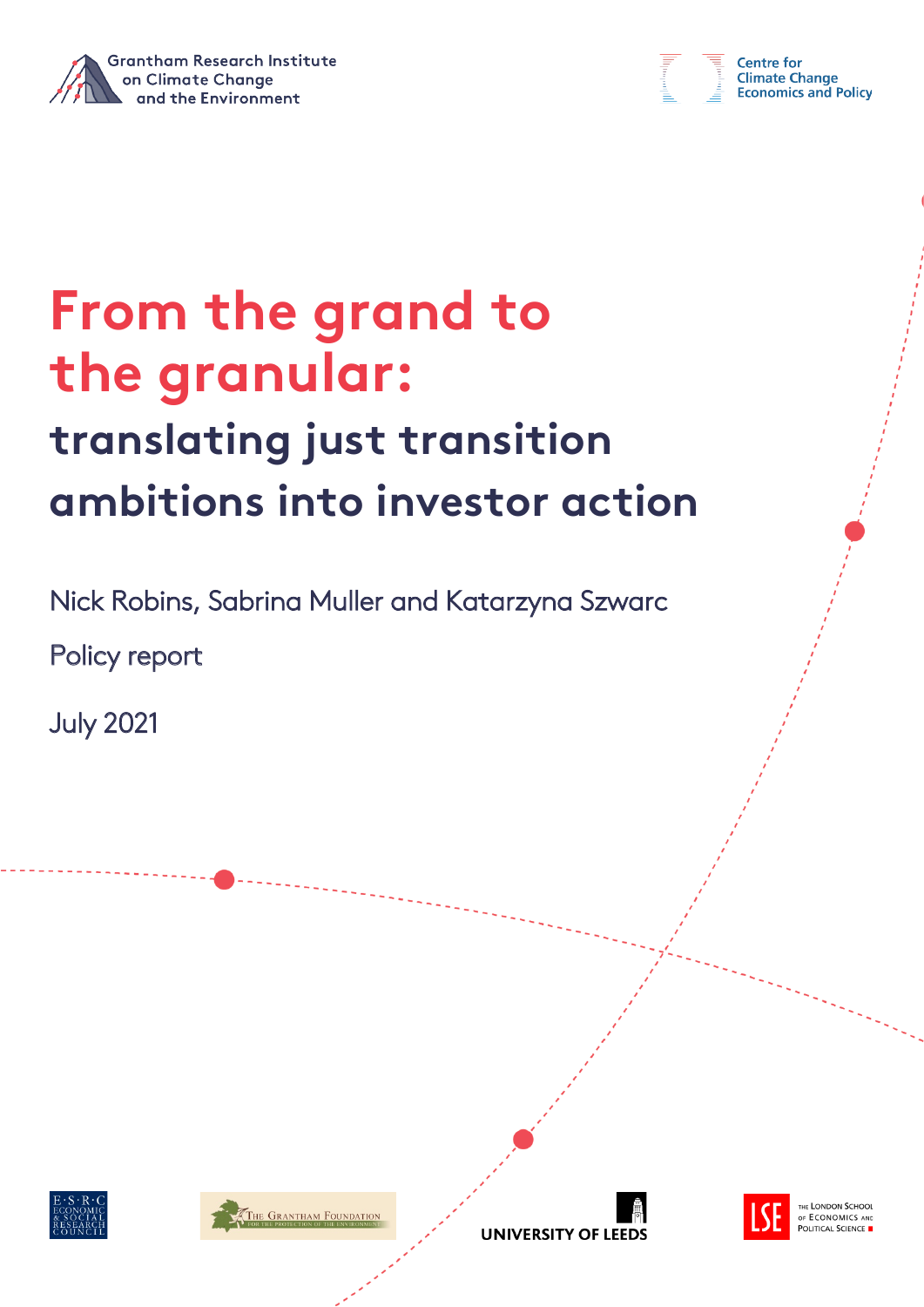Grantham Research Institute on Climate Change and the Environment

Centre for Climate Change Economics and Policy

# From the grand to the granular:

## translating just transition ambitions into investor action

Nick Robins, Sabrina Muller and Katarzyna Szwarc

Policy report

July 2021

ESRC Economic & Social Research Council

The Grantham Foundation for the Protection of the Environment

University of Leeds

LSE The London School of Economics and Political Science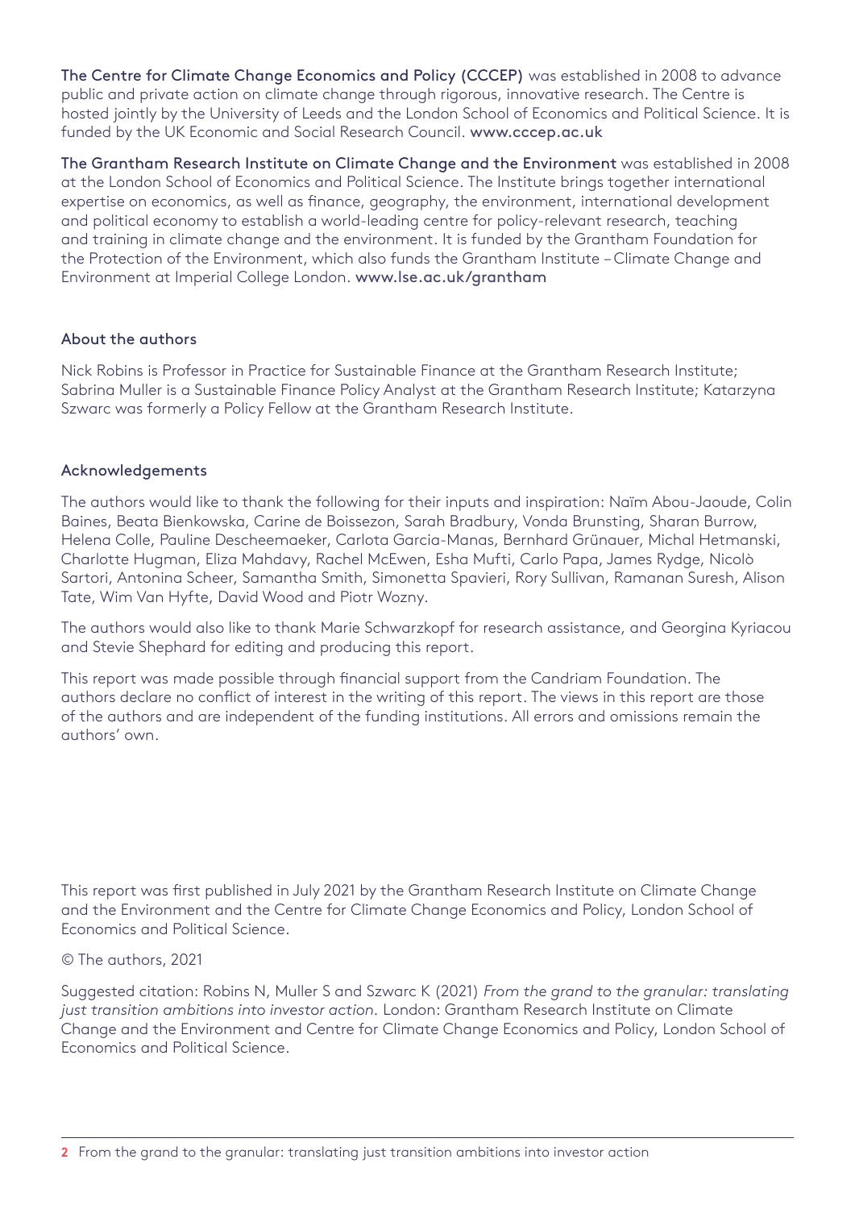**The Centre for Climate Change Economics and Policy (CCCEP)** was established in 2008 to advance public and private action on climate change through rigorous, innovative research. The Centre is hosted jointly by the University of Leeds and the London School of Economics and Political Science. It is funded by the UK Economic and Social Research Council. **www.cccep.ac.uk**

**The Grantham Research Institute on Climate Change and the Environment** was established in 2008 at the London School of Economics and Political Science. The Institute brings together international expertise on economics, as well as finance, geography, the environment, international development and political economy to establish a world-leading centre for policy-relevant research, teaching and training in climate change and the environment. It is funded by the Grantham Foundation for the Protection of the Environment, which also funds the Grantham Institute – Climate Change and Environment at Imperial College London. **www.lse.ac.uk/grantham**

## About the authors

Nick Robins is Professor in Practice for Sustainable Finance at the Grantham Research Institute; Sabrina Muller is a Sustainable Finance Policy Analyst at the Grantham Research Institute; Katarzyna Szwarc was formerly a Policy Fellow at the Grantham Research Institute.

## Acknowledgements

The authors would like to thank the following for their inputs and inspiration: Naïm Abou-Jaoude, Colin Baines, Beata Bienkowska, Carine de Boissezon, Sarah Bradbury, Vonda Brunsting, Sharan Burrow, Helena Colle, Pauline Descheemaeker, Carlota Garcia-Manas, Bernhard Grünauer, Michal Hetmanski, Charlotte Hugman, Eliza Mahdavy, Rachel McEwen, Esha Mufti, Carlo Papa, James Rydge, Nicolò Sartori, Antonina Scheer, Samantha Smith, Simonetta Spavieri, Rory Sullivan, Ramanan Suresh, Alison Tate, Wim Van Hyfte, David Wood and Piotr Wozny.

The authors would also like to thank Marie Schwarzkopf for research assistance, and Georgina Kyriacou and Stevie Shephard for editing and producing this report.

This report was made possible through financial support from the Candriam Foundation. The authors declare no conflict of interest in the writing of this report. The views in this report are those of the authors and are independent of the funding institutions. All errors and omissions remain the authors' own.

This report was first published in July 2021 by the Grantham Research Institute on Climate Change and the Environment and the Centre for Climate Change Economics and Policy, London School of Economics and Political Science.

© The authors, 2021

Suggested citation: Robins N, Muller S and Szwarc K (2021) *From the grand to the granular: translating just transition ambitions into investor action.* London: Grantham Research Institute on Climate Change and the Environment and Centre for Climate Change Economics and Policy, London School of Economics and Political Science.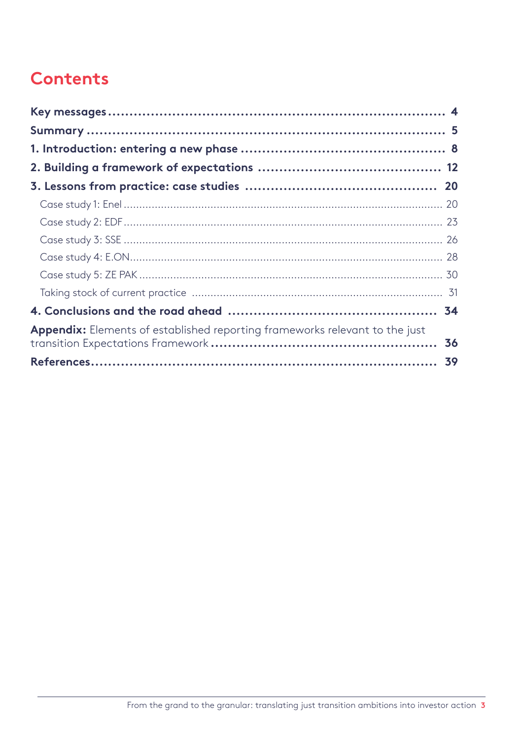# Contents

**Key messages** .......... **4**

**Summary** .......... **5**

**1. Introduction: entering a new phase** .......... **8**

**2. Building a framework of expectations** .......... **12**

**3. Lessons from practice: case studies** .......... **20**

- Case study 1: Enel .......... 20
- Case study 2: EDF .......... 23
- Case study 3: SSE .......... 26
- Case study 4: E.ON .......... 28
- Case study 5: ZE PAK .......... 30
- Taking stock of current practice .......... 31

**4. Conclusions and the road ahead** .......... **34**

**Appendix:** Elements of established reporting frameworks relevant to the just transition Expectations Framework .......... **36**

**References** .......... **39**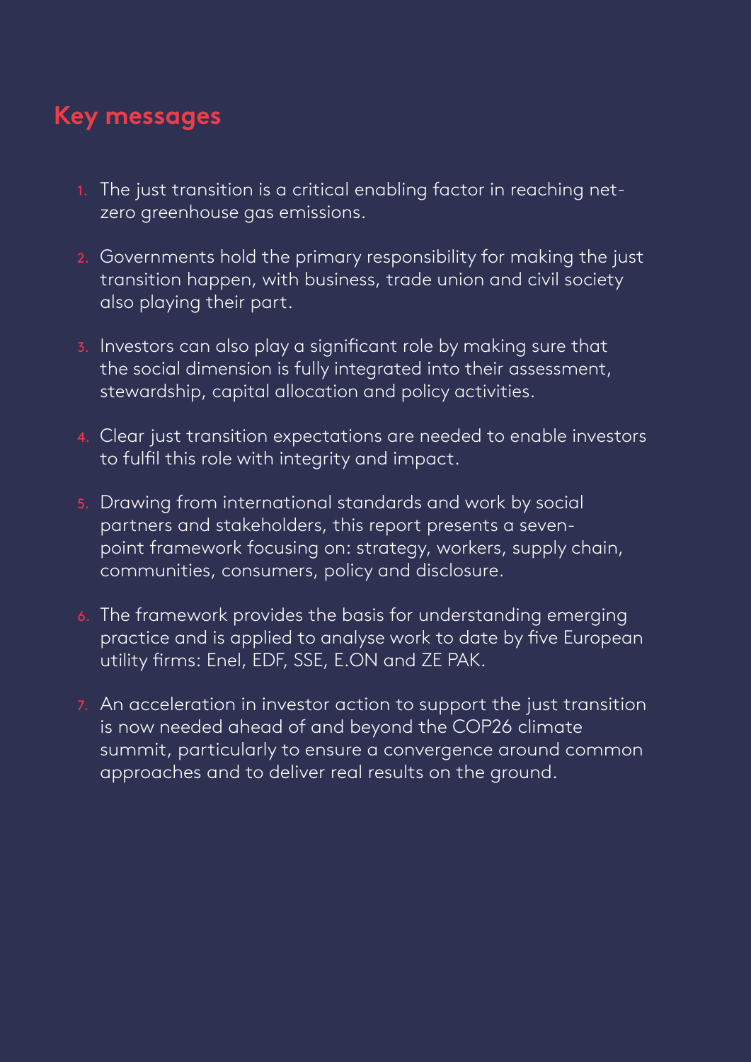## Key messages

1. The just transition is a critical enabling factor in reaching net-zero greenhouse gas emissions.
2. Governments hold the primary responsibility for making the just transition happen, with business, trade union and civil society also playing their part.
3. Investors can also play a significant role by making sure that the social dimension is fully integrated into their assessment, stewardship, capital allocation and policy activities.
4. Clear just transition expectations are needed to enable investors to fulfil this role with integrity and impact.
5. Drawing from international standards and work by social partners and stakeholders, this report presents a seven-point framework focusing on: strategy, workers, supply chain, communities, consumers, policy and disclosure.
6. The framework provides the basis for understanding emerging practice and is applied to analyse work to date by five European utility firms: Enel, EDF, SSE, E.ON and ZE PAK.
7. An acceleration in investor action to support the just transition is now needed ahead of and beyond the COP26 climate summit, particularly to ensure a convergence around common approaches and to deliver real results on the ground.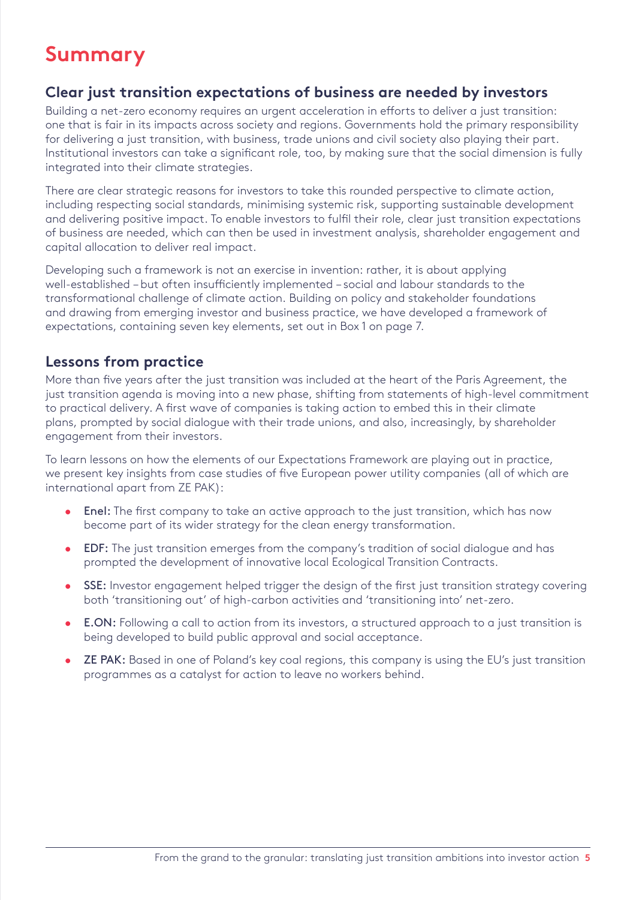# Summary

## Clear just transition expectations of business are needed by investors

Building a net-zero economy requires an urgent acceleration in efforts to deliver a just transition: one that is fair in its impacts across society and regions. Governments hold the primary responsibility for delivering a just transition, with business, trade unions and civil society also playing their part. Institutional investors can take a significant role, too, by making sure that the social dimension is fully integrated into their climate strategies.

There are clear strategic reasons for investors to take this rounded perspective to climate action, including respecting social standards, minimising systemic risk, supporting sustainable development and delivering positive impact. To enable investors to fulfil their role, clear just transition expectations of business are needed, which can then be used in investment analysis, shareholder engagement and capital allocation to deliver real impact.

Developing such a framework is not an exercise in invention: rather, it is about applying well-established – but often insufficiently implemented – social and labour standards to the transformational challenge of climate action. Building on policy and stakeholder foundations and drawing from emerging investor and business practice, we have developed a framework of expectations, containing seven key elements, set out in Box 1 on page 7.

## Lessons from practice

More than five years after the just transition was included at the heart of the Paris Agreement, the just transition agenda is moving into a new phase, shifting from statements of high-level commitment to practical delivery. A first wave of companies is taking action to embed this in their climate plans, prompted by social dialogue with their trade unions, and also, increasingly, by shareholder engagement from their investors.

To learn lessons on how the elements of our Expectations Framework are playing out in practice, we present key insights from case studies of five European power utility companies (all of which are international apart from ZE PAK):

- **Enel:** The first company to take an active approach to the just transition, which has now become part of its wider strategy for the clean energy transformation.
- **EDF:** The just transition emerges from the company's tradition of social dialogue and has prompted the development of innovative local Ecological Transition Contracts.
- **SSE:** Investor engagement helped trigger the design of the first just transition strategy covering both 'transitioning out' of high-carbon activities and 'transitioning into' net-zero.
- **E.ON:** Following a call to action from its investors, a structured approach to a just transition is being developed to build public approval and social acceptance.
- **ZE PAK:** Based in one of Poland's key coal regions, this company is using the EU's just transition programmes as a catalyst for action to leave no workers behind.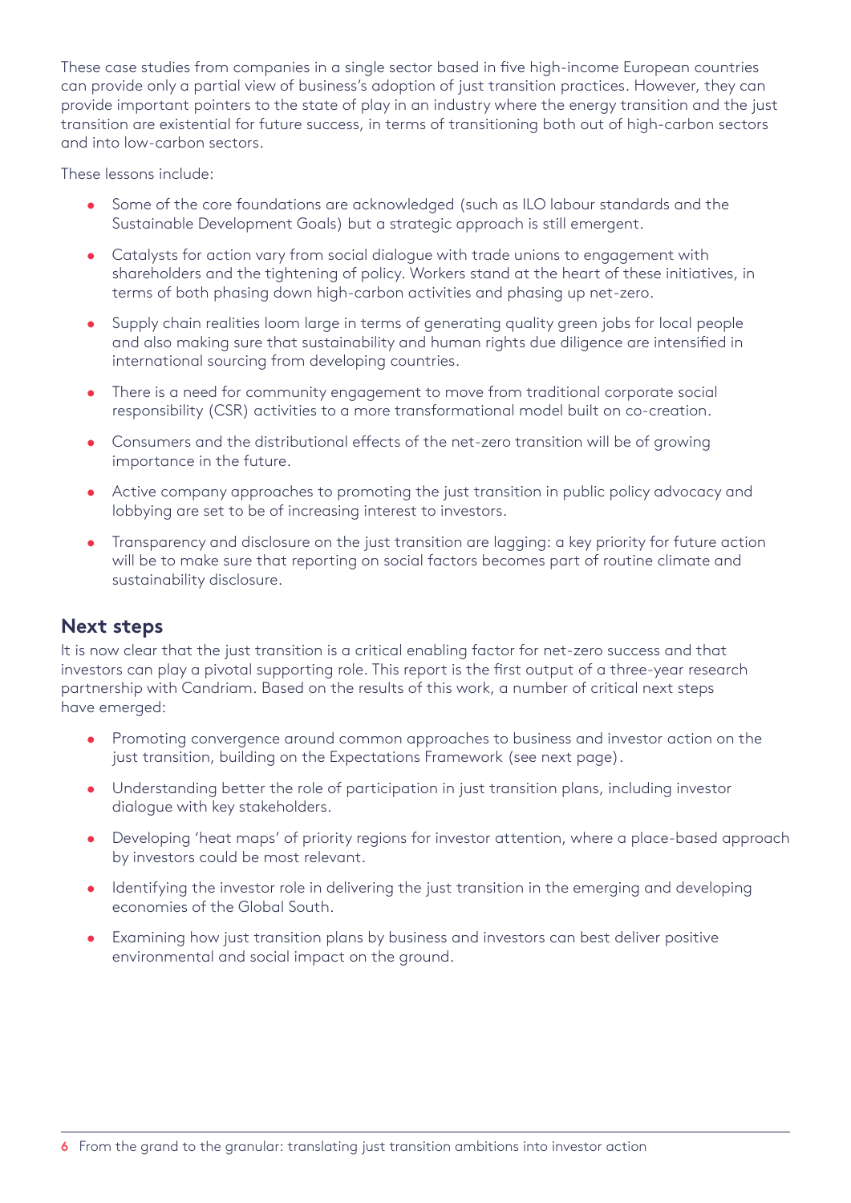These case studies from companies in a single sector based in five high-income European countries can provide only a partial view of business's adoption of just transition practices. However, they can provide important pointers to the state of play in an industry where the energy transition and the just transition are existential for future success, in terms of transitioning both out of high-carbon sectors and into low-carbon sectors.

These lessons include:

- Some of the core foundations are acknowledged (such as ILO labour standards and the Sustainable Development Goals) but a strategic approach is still emergent.
- Catalysts for action vary from social dialogue with trade unions to engagement with shareholders and the tightening of policy. Workers stand at the heart of these initiatives, in terms of both phasing down high-carbon activities and phasing up net-zero.
- Supply chain realities loom large in terms of generating quality green jobs for local people and also making sure that sustainability and human rights due diligence are intensified in international sourcing from developing countries.
- There is a need for community engagement to move from traditional corporate social responsibility (CSR) activities to a more transformational model built on co-creation.
- Consumers and the distributional effects of the net-zero transition will be of growing importance in the future.
- Active company approaches to promoting the just transition in public policy advocacy and lobbying are set to be of increasing interest to investors.
- Transparency and disclosure on the just transition are lagging: a key priority for future action will be to make sure that reporting on social factors becomes part of routine climate and sustainability disclosure.

## Next steps

It is now clear that the just transition is a critical enabling factor for net-zero success and that investors can play a pivotal supporting role. This report is the first output of a three-year research partnership with Candriam. Based on the results of this work, a number of critical next steps have emerged:

- Promoting convergence around common approaches to business and investor action on the just transition, building on the Expectations Framework (see next page).
- Understanding better the role of participation in just transition plans, including investor dialogue with key stakeholders.
- Developing 'heat maps' of priority regions for investor attention, where a place-based approach by investors could be most relevant.
- Identifying the investor role in delivering the just transition in the emerging and developing economies of the Global South.
- Examining how just transition plans by business and investors can best deliver positive environmental and social impact on the ground.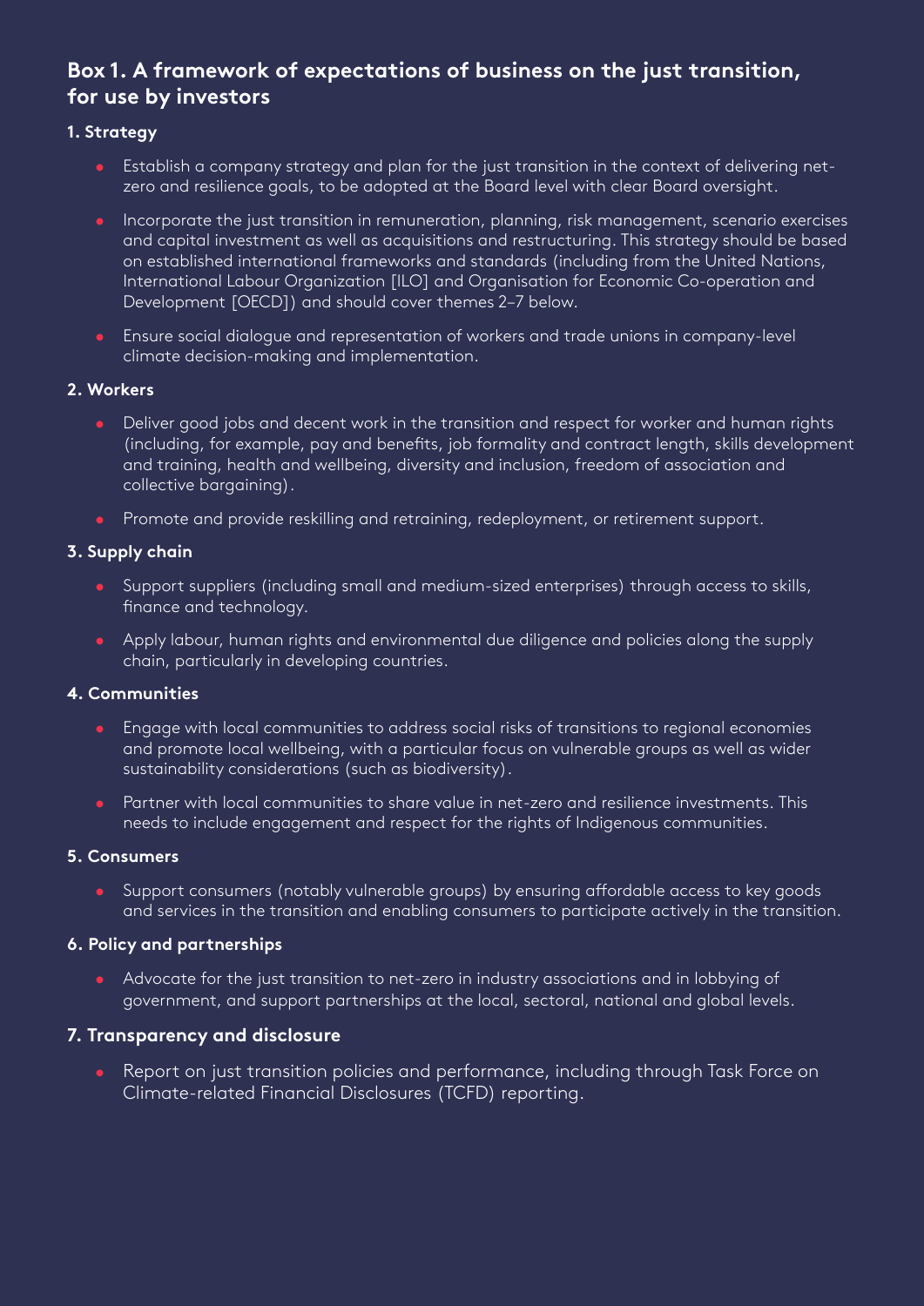## Box 1. A framework of expectations of business on the just transition, for use by investors

### 1. Strategy

- Establish a company strategy and plan for the just transition in the context of delivering net-zero and resilience goals, to be adopted at the Board level with clear Board oversight.
- Incorporate the just transition in remuneration, planning, risk management, scenario exercises and capital investment as well as acquisitions and restructuring. This strategy should be based on established international frameworks and standards (including from the United Nations, International Labour Organization [ILO] and Organisation for Economic Co-operation and Development [OECD]) and should cover themes 2–7 below.
- Ensure social dialogue and representation of workers and trade unions in company-level climate decision-making and implementation.

### 2. Workers

- Deliver good jobs and decent work in the transition and respect for worker and human rights (including, for example, pay and benefits, job formality and contract length, skills development and training, health and wellbeing, diversity and inclusion, freedom of association and collective bargaining).
- Promote and provide reskilling and retraining, redeployment, or retirement support.

### 3. Supply chain

- Support suppliers (including small and medium-sized enterprises) through access to skills, finance and technology.
- Apply labour, human rights and environmental due diligence and policies along the supply chain, particularly in developing countries.

### 4. Communities

- Engage with local communities to address social risks of transitions to regional economies and promote local wellbeing, with a particular focus on vulnerable groups as well as wider sustainability considerations (such as biodiversity).
- Partner with local communities to share value in net-zero and resilience investments. This needs to include engagement and respect for the rights of Indigenous communities.

### 5. Consumers

- Support consumers (notably vulnerable groups) by ensuring affordable access to key goods and services in the transition and enabling consumers to participate actively in the transition.

### 6. Policy and partnerships

- Advocate for the just transition to net-zero in industry associations and in lobbying of government, and support partnerships at the local, sectoral, national and global levels.

### 7. Transparency and disclosure

- Report on just transition policies and performance, including through Task Force on Climate-related Financial Disclosures (TCFD) reporting.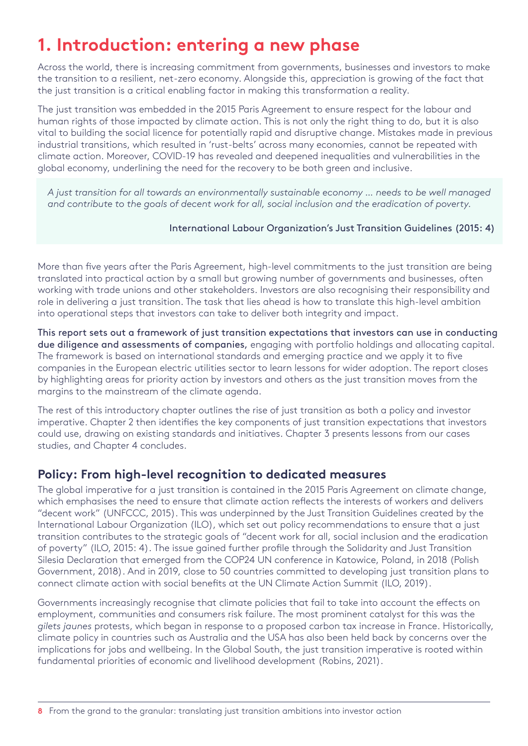# 1. Introduction: entering a new phase

Across the world, there is increasing commitment from governments, businesses and investors to make the transition to a resilient, net-zero economy. Alongside this, appreciation is growing of the fact that the just transition is a critical enabling factor in making this transformation a reality.

The just transition was embedded in the 2015 Paris Agreement to ensure respect for the labour and human rights of those impacted by climate action. This is not only the right thing to do, but it is also vital to building the social licence for potentially rapid and disruptive change. Mistakes made in previous industrial transitions, which resulted in 'rust-belts' across many economies, cannot be repeated with climate action. Moreover, COVID-19 has revealed and deepened inequalities and vulnerabilities in the global economy, underlining the need for the recovery to be both green and inclusive.

> *A just transition for all towards an environmentally sustainable economy … needs to be well managed and contribute to the goals of decent work for all, social inclusion and the eradication of poverty.*
>
> International Labour Organization's Just Transition Guidelines (2015: 4)

More than five years after the Paris Agreement, high-level commitments to the just transition are being translated into practical action by a small but growing number of governments and businesses, often working with trade unions and other stakeholders. Investors are also recognising their responsibility and role in delivering a just transition. The task that lies ahead is how to translate this high-level ambition into operational steps that investors can take to deliver both integrity and impact.

**This report sets out a framework of just transition expectations that investors can use in conducting due diligence and assessments of companies,** engaging with portfolio holdings and allocating capital. The framework is based on international standards and emerging practice and we apply it to five companies in the European electric utilities sector to learn lessons for wider adoption. The report closes by highlighting areas for priority action by investors and others as the just transition moves from the margins to the mainstream of the climate agenda.

The rest of this introductory chapter outlines the rise of just transition as both a policy and investor imperative. Chapter 2 then identifies the key components of just transition expectations that investors could use, drawing on existing standards and initiatives. Chapter 3 presents lessons from our cases studies, and Chapter 4 concludes.

## Policy: From high-level recognition to dedicated measures

The global imperative for a just transition is contained in the 2015 Paris Agreement on climate change, which emphasises the need to ensure that climate action reflects the interests of workers and delivers "decent work" (UNFCCC, 2015). This was underpinned by the Just Transition Guidelines created by the International Labour Organization (ILO), which set out policy recommendations to ensure that a just transition contributes to the strategic goals of "decent work for all, social inclusion and the eradication of poverty" (ILO, 2015: 4). The issue gained further profile through the Solidarity and Just Transition Silesia Declaration that emerged from the COP24 UN conference in Katowice, Poland, in 2018 (Polish Government, 2018). And in 2019, close to 50 countries committed to developing just transition plans to connect climate action with social benefits at the UN Climate Action Summit (ILO, 2019).

Governments increasingly recognise that climate policies that fail to take into account the effects on employment, communities and consumers risk failure. The most prominent catalyst for this was the *gilets jaunes* protests, which began in response to a proposed carbon tax increase in France. Historically, climate policy in countries such as Australia and the USA has also been held back by concerns over the implications for jobs and wellbeing. In the Global South, the just transition imperative is rooted within fundamental priorities of economic and livelihood development (Robins, 2021).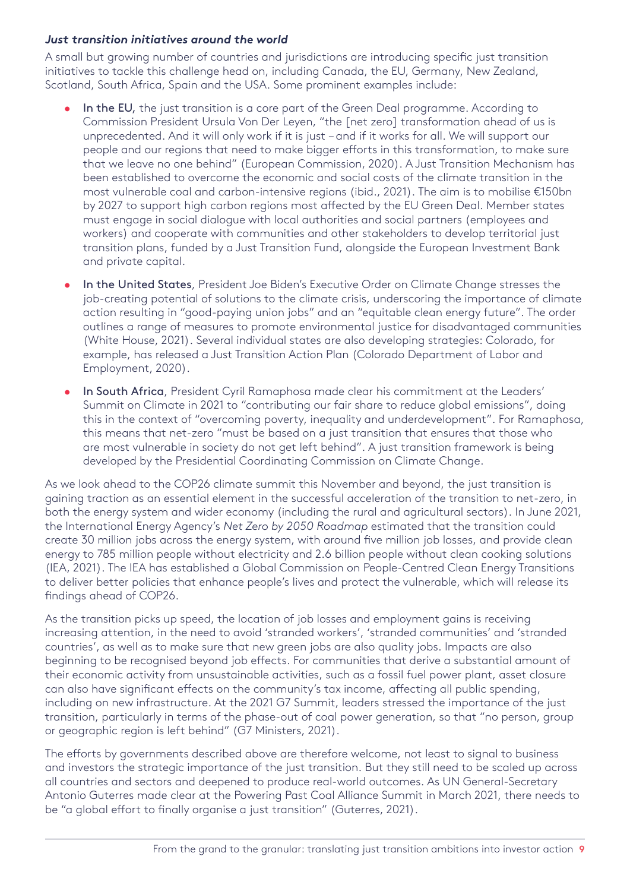***Just transition initiatives around the world***

A small but growing number of countries and jurisdictions are introducing specific just transition initiatives to tackle this challenge head on, including Canada, the EU, Germany, New Zealand, Scotland, South Africa, Spain and the USA. Some prominent examples include:

- In the EU, the just transition is a core part of the Green Deal programme. According to Commission President Ursula Von Der Leyen, "the [net zero] transformation ahead of us is unprecedented. And it will only work if it is just – and if it works for all. We will support our people and our regions that need to make bigger efforts in this transformation, to make sure that we leave no one behind" (European Commission, 2020). A Just Transition Mechanism has been established to overcome the economic and social costs of the climate transition in the most vulnerable coal and carbon-intensive regions (ibid., 2021). The aim is to mobilise €150bn by 2027 to support high carbon regions most affected by the EU Green Deal. Member states must engage in social dialogue with local authorities and social partners (employees and workers) and cooperate with communities and other stakeholders to develop territorial just transition plans, funded by a Just Transition Fund, alongside the European Investment Bank and private capital.
- In the United States, President Joe Biden's Executive Order on Climate Change stresses the job-creating potential of solutions to the climate crisis, underscoring the importance of climate action resulting in "good-paying union jobs" and an "equitable clean energy future". The order outlines a range of measures to promote environmental justice for disadvantaged communities (White House, 2021). Several individual states are also developing strategies: Colorado, for example, has released a Just Transition Action Plan (Colorado Department of Labor and Employment, 2020).
- In South Africa, President Cyril Ramaphosa made clear his commitment at the Leaders' Summit on Climate in 2021 to "contributing our fair share to reduce global emissions", doing this in the context of "overcoming poverty, inequality and underdevelopment". For Ramaphosa, this means that net-zero "must be based on a just transition that ensures that those who are most vulnerable in society do not get left behind". A just transition framework is being developed by the Presidential Coordinating Commission on Climate Change.

As we look ahead to the COP26 climate summit this November and beyond, the just transition is gaining traction as an essential element in the successful acceleration of the transition to net-zero, in both the energy system and wider economy (including the rural and agricultural sectors). In June 2021, the International Energy Agency's *Net Zero by 2050 Roadmap* estimated that the transition could create 30 million jobs across the energy system, with around five million job losses, and provide clean energy to 785 million people without electricity and 2.6 billion people without clean cooking solutions (IEA, 2021). The IEA has established a Global Commission on People-Centred Clean Energy Transitions to deliver better policies that enhance people's lives and protect the vulnerable, which will release its findings ahead of COP26.

As the transition picks up speed, the location of job losses and employment gains is receiving increasing attention, in the need to avoid 'stranded workers', 'stranded communities' and 'stranded countries', as well as to make sure that new green jobs are also quality jobs. Impacts are also beginning to be recognised beyond job effects. For communities that derive a substantial amount of their economic activity from unsustainable activities, such as a fossil fuel power plant, asset closure can also have significant effects on the community's tax income, affecting all public spending, including on new infrastructure. At the 2021 G7 Summit, leaders stressed the importance of the just transition, particularly in terms of the phase-out of coal power generation, so that "no person, group or geographic region is left behind" (G7 Ministers, 2021).

The efforts by governments described above are therefore welcome, not least to signal to business and investors the strategic importance of the just transition. But they still need to be scaled up across all countries and sectors and deepened to produce real-world outcomes. As UN General-Secretary Antonio Guterres made clear at the Powering Past Coal Alliance Summit in March 2021, there needs to be "a global effort to finally organise a just transition" (Guterres, 2021).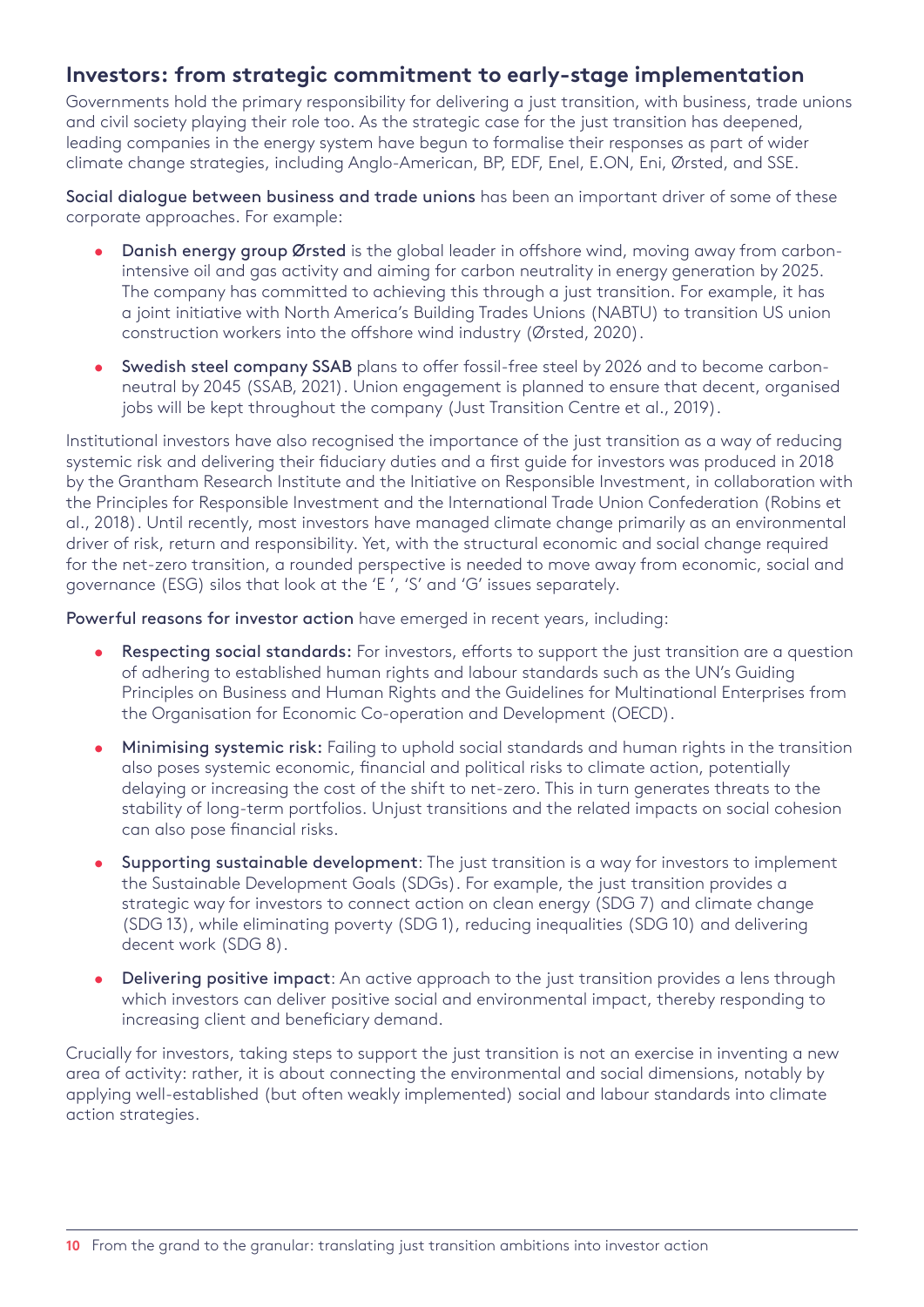## Investors: from strategic commitment to early-stage implementation

Governments hold the primary responsibility for delivering a just transition, with business, trade unions and civil society playing their role too. As the strategic case for the just transition has deepened, leading companies in the energy system have begun to formalise their responses as part of wider climate change strategies, including Anglo-American, BP, EDF, Enel, E.ON, Eni, Ørsted, and SSE.

Social dialogue between business and trade unions has been an important driver of some of these corporate approaches. For example:

- Danish energy group Ørsted is the global leader in offshore wind, moving away from carbon-intensive oil and gas activity and aiming for carbon neutrality in energy generation by 2025. The company has committed to achieving this through a just transition. For example, it has a joint initiative with North America's Building Trades Unions (NABTU) to transition US union construction workers into the offshore wind industry (Ørsted, 2020).
- Swedish steel company SSAB plans to offer fossil-free steel by 2026 and to become carbon-neutral by 2045 (SSAB, 2021). Union engagement is planned to ensure that decent, organised jobs will be kept throughout the company (Just Transition Centre et al., 2019).

Institutional investors have also recognised the importance of the just transition as a way of reducing systemic risk and delivering their fiduciary duties and a first guide for investors was produced in 2018 by the Grantham Research Institute and the Initiative on Responsible Investment, in collaboration with the Principles for Responsible Investment and the International Trade Union Confederation (Robins et al., 2018). Until recently, most investors have managed climate change primarily as an environmental driver of risk, return and responsibility. Yet, with the structural economic and social change required for the net-zero transition, a rounded perspective is needed to move away from economic, social and governance (ESG) silos that look at the 'E ', 'S' and 'G' issues separately.

Powerful reasons for investor action have emerged in recent years, including:

- Respecting social standards: For investors, efforts to support the just transition are a question of adhering to established human rights and labour standards such as the UN's Guiding Principles on Business and Human Rights and the Guidelines for Multinational Enterprises from the Organisation for Economic Co-operation and Development (OECD).
- Minimising systemic risk: Failing to uphold social standards and human rights in the transition also poses systemic economic, financial and political risks to climate action, potentially delaying or increasing the cost of the shift to net-zero. This in turn generates threats to the stability of long-term portfolios. Unjust transitions and the related impacts on social cohesion can also pose financial risks.
- Supporting sustainable development: The just transition is a way for investors to implement the Sustainable Development Goals (SDGs). For example, the just transition provides a strategic way for investors to connect action on clean energy (SDG 7) and climate change (SDG 13), while eliminating poverty (SDG 1), reducing inequalities (SDG 10) and delivering decent work (SDG 8).
- Delivering positive impact: An active approach to the just transition provides a lens through which investors can deliver positive social and environmental impact, thereby responding to increasing client and beneficiary demand.

Crucially for investors, taking steps to support the just transition is not an exercise in inventing a new area of activity: rather, it is about connecting the environmental and social dimensions, notably by applying well-established (but often weakly implemented) social and labour standards into climate action strategies.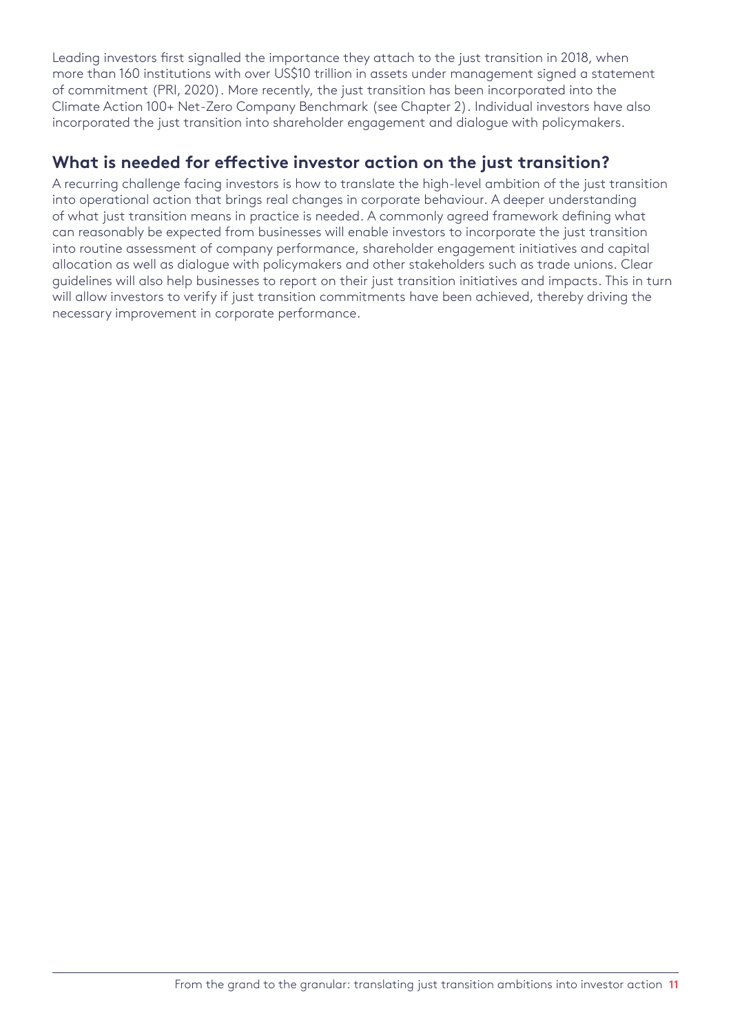Leading investors first signalled the importance they attach to the just transition in 2018, when more than 160 institutions with over US$10 trillion in assets under management signed a statement of commitment (PRI, 2020). More recently, the just transition has been incorporated into the Climate Action 100+ Net-Zero Company Benchmark (see Chapter 2). Individual investors have also incorporated the just transition into shareholder engagement and dialogue with policymakers.

## What is needed for effective investor action on the just transition?

A recurring challenge facing investors is how to translate the high-level ambition of the just transition into operational action that brings real changes in corporate behaviour. A deeper understanding of what just transition means in practice is needed. A commonly agreed framework defining what can reasonably be expected from businesses will enable investors to incorporate the just transition into routine assessment of company performance, shareholder engagement initiatives and capital allocation as well as dialogue with policymakers and other stakeholders such as trade unions. Clear guidelines will also help businesses to report on their just transition initiatives and impacts. This in turn will allow investors to verify if just transition commitments have been achieved, thereby driving the necessary improvement in corporate performance.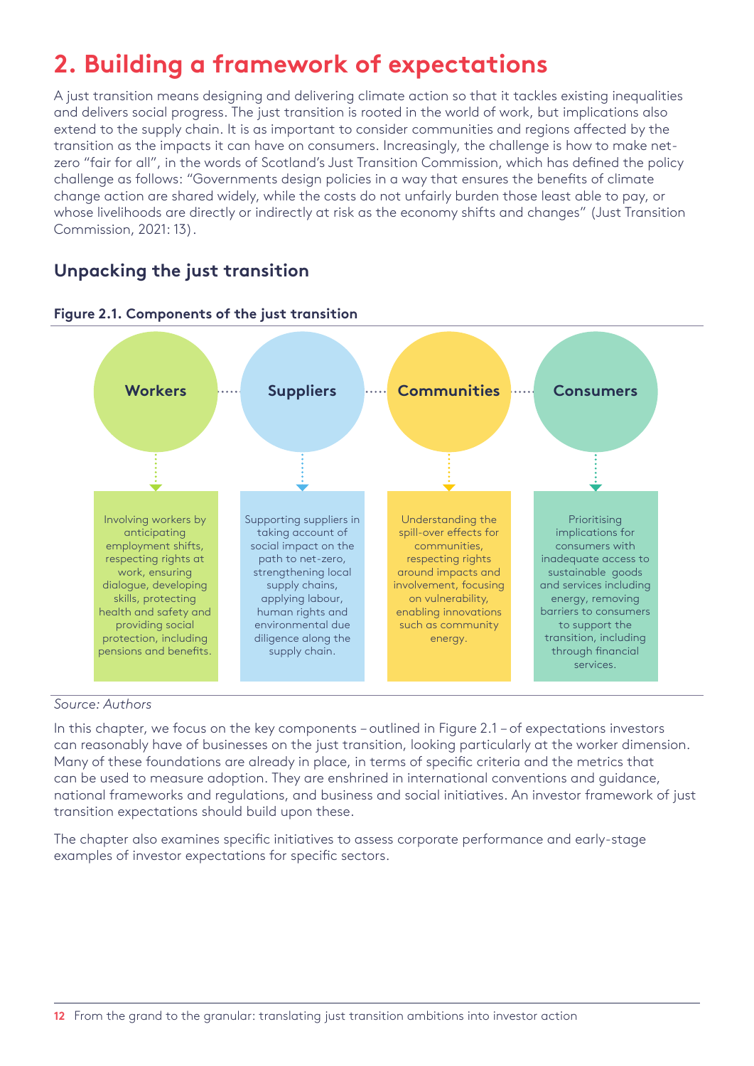# 2. Building a framework of expectations

A just transition means designing and delivering climate action so that it tackles existing inequalities and delivers social progress. The just transition is rooted in the world of work, but implications also extend to the supply chain. It is as important to consider communities and regions affected by the transition as the impacts it can have on consumers. Increasingly, the challenge is how to make net-zero "fair for all", in the words of Scotland's Just Transition Commission, which has defined the policy challenge as follows: "Governments design policies in a way that ensures the benefits of climate change action are shared widely, while the costs do not unfairly burden those least able to pay, or whose livelihoods are directly or indirectly at risk as the economy shifts and changes" (Just Transition Commission, 2021: 13).

## Unpacking the just transition

**Figure 2.1. Components of the just transition**

| Workers | Suppliers | Communities | Consumers |
|---|---|---|---|
| Involving workers by anticipating employment shifts, respecting rights at work, ensuring dialogue, developing skills, protecting health and safety and providing social protection, including pensions and benefits. | Supporting suppliers in taking account of social impact on the path to net-zero, strengthening local supply chains, applying labour, human rights and environmental due diligence along the supply chain. | Understanding the spill-over effects for communities, respecting rights around impacts and involvement, focusing on vulnerability, enabling innovations such as community energy. | Prioritising implications for consumers with inadequate access to sustainable goods and services including energy, removing barriers to consumers to support the transition, including through financial services. |

*Source: Authors*

In this chapter, we focus on the key components – outlined in Figure 2.1 – of expectations investors can reasonably have of businesses on the just transition, looking particularly at the worker dimension. Many of these foundations are already in place, in terms of specific criteria and the metrics that can be used to measure adoption. They are enshrined in international conventions and guidance, national frameworks and regulations, and business and social initiatives. An investor framework of just transition expectations should build upon these.

The chapter also examines specific initiatives to assess corporate performance and early-stage examples of investor expectations for specific sectors.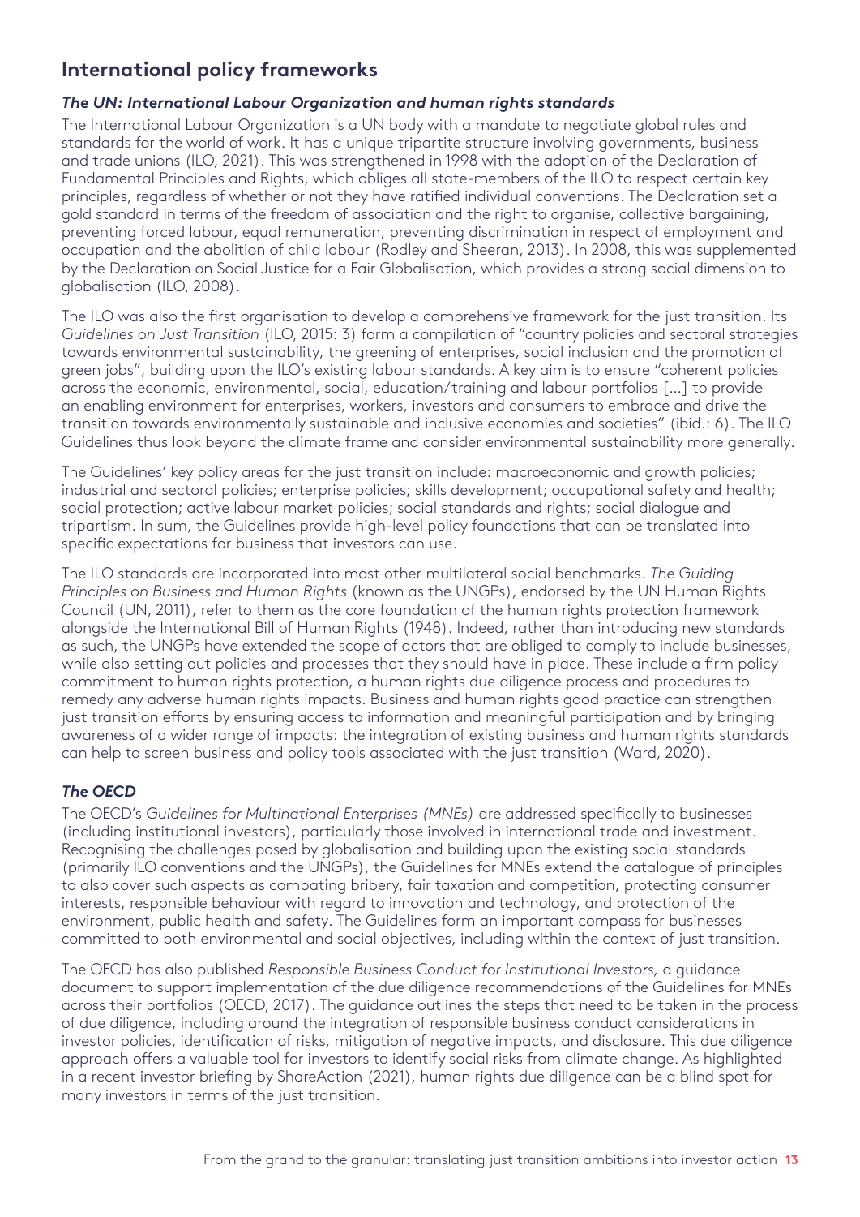## International policy frameworks

### *The UN: International Labour Organization and human rights standards*

The International Labour Organization is a UN body with a mandate to negotiate global rules and standards for the world of work. It has a unique tripartite structure involving governments, business and trade unions (ILO, 2021). This was strengthened in 1998 with the adoption of the Declaration of Fundamental Principles and Rights, which obliges all state-members of the ILO to respect certain key principles, regardless of whether or not they have ratified individual conventions. The Declaration set a gold standard in terms of the freedom of association and the right to organise, collective bargaining, preventing forced labour, equal remuneration, preventing discrimination in respect of employment and occupation and the abolition of child labour (Rodley and Sheeran, 2013). In 2008, this was supplemented by the Declaration on Social Justice for a Fair Globalisation, which provides a strong social dimension to globalisation (ILO, 2008).

The ILO was also the first organisation to develop a comprehensive framework for the just transition. Its *Guidelines on Just Transition* (ILO, 2015: 3) form a compilation of "country policies and sectoral strategies towards environmental sustainability, the greening of enterprises, social inclusion and the promotion of green jobs", building upon the ILO's existing labour standards. A key aim is to ensure "coherent policies across the economic, environmental, social, education/training and labour portfolios [...] to provide an enabling environment for enterprises, workers, investors and consumers to embrace and drive the transition towards environmentally sustainable and inclusive economies and societies" (ibid.: 6). The ILO Guidelines thus look beyond the climate frame and consider environmental sustainability more generally.

The Guidelines' key policy areas for the just transition include: macroeconomic and growth policies; industrial and sectoral policies; enterprise policies; skills development; occupational safety and health; social protection; active labour market policies; social standards and rights; social dialogue and tripartism. In sum, the Guidelines provide high-level policy foundations that can be translated into specific expectations for business that investors can use.

The ILO standards are incorporated into most other multilateral social benchmarks. *The Guiding Principles on Business and Human Rights* (known as the UNGPs), endorsed by the UN Human Rights Council (UN, 2011), refer to them as the core foundation of the human rights protection framework alongside the International Bill of Human Rights (1948). Indeed, rather than introducing new standards as such, the UNGPs have extended the scope of actors that are obliged to comply to include businesses, while also setting out policies and processes that they should have in place. These include a firm policy commitment to human rights protection, a human rights due diligence process and procedures to remedy any adverse human rights impacts. Business and human rights good practice can strengthen just transition efforts by ensuring access to information and meaningful participation and by bringing awareness of a wider range of impacts: the integration of existing business and human rights standards can help to screen business and policy tools associated with the just transition (Ward, 2020).

### *The OECD*

The OECD's *Guidelines for Multinational Enterprises (MNEs)* are addressed specifically to businesses (including institutional investors), particularly those involved in international trade and investment. Recognising the challenges posed by globalisation and building upon the existing social standards (primarily ILO conventions and the UNGPs), the Guidelines for MNEs extend the catalogue of principles to also cover such aspects as combating bribery, fair taxation and competition, protecting consumer interests, responsible behaviour with regard to innovation and technology, and protection of the environment, public health and safety. The Guidelines form an important compass for businesses committed to both environmental and social objectives, including within the context of just transition.

The OECD has also published *Responsible Business Conduct for Institutional Investors*, a guidance document to support implementation of the due diligence recommendations of the Guidelines for MNEs across their portfolios (OECD, 2017). The guidance outlines the steps that need to be taken in the process of due diligence, including around the integration of responsible business conduct considerations in investor policies, identification of risks, mitigation of negative impacts, and disclosure. This due diligence approach offers a valuable tool for investors to identify social risks from climate change. As highlighted in a recent investor briefing by ShareAction (2021), human rights due diligence can be a blind spot for many investors in terms of the just transition.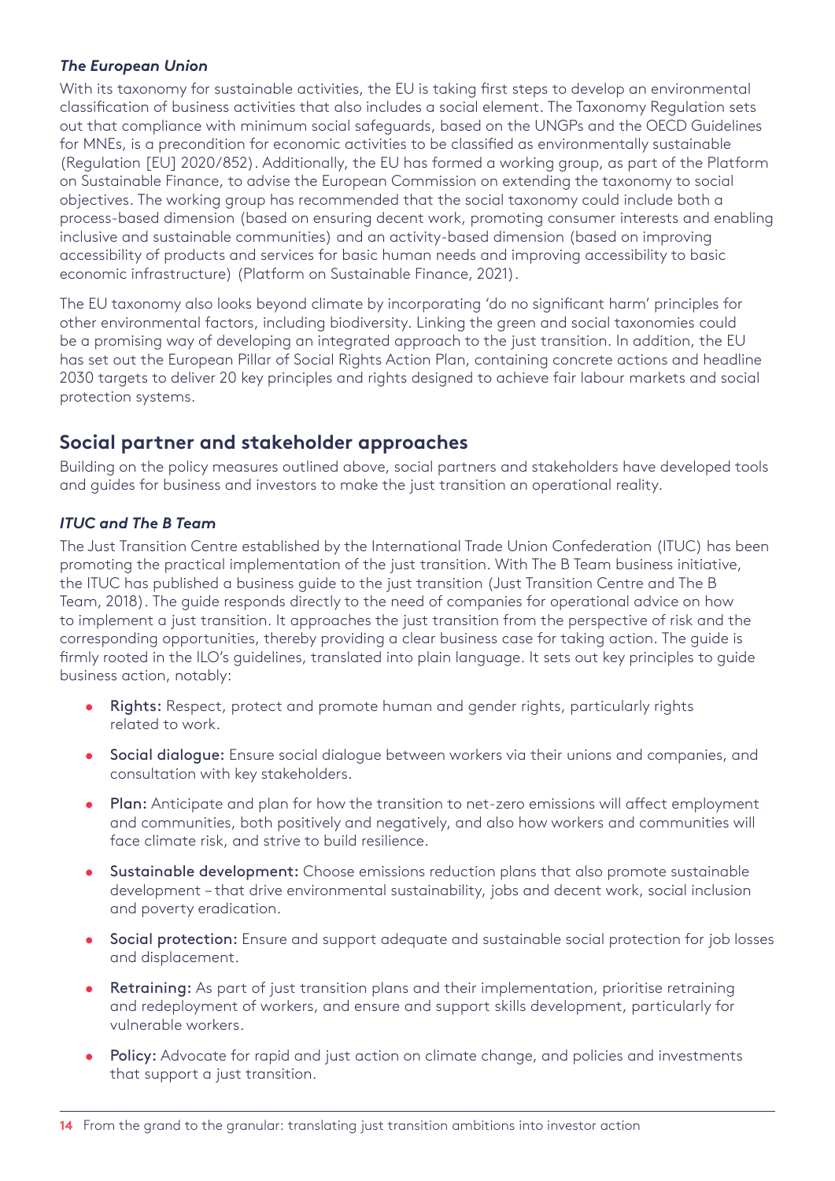### *The European Union*

With its taxonomy for sustainable activities, the EU is taking first steps to develop an environmental classification of business activities that also includes a social element. The Taxonomy Regulation sets out that compliance with minimum social safeguards, based on the UNGPs and the OECD Guidelines for MNEs, is a precondition for economic activities to be classified as environmentally sustainable (Regulation [EU] 2020/852). Additionally, the EU has formed a working group, as part of the Platform on Sustainable Finance, to advise the European Commission on extending the taxonomy to social objectives. The working group has recommended that the social taxonomy could include both a process-based dimension (based on ensuring decent work, promoting consumer interests and enabling inclusive and sustainable communities) and an activity-based dimension (based on improving accessibility of products and services for basic human needs and improving accessibility to basic economic infrastructure) (Platform on Sustainable Finance, 2021).

The EU taxonomy also looks beyond climate by incorporating 'do no significant harm' principles for other environmental factors, including biodiversity. Linking the green and social taxonomies could be a promising way of developing an integrated approach to the just transition. In addition, the EU has set out the European Pillar of Social Rights Action Plan, containing concrete actions and headline 2030 targets to deliver 20 key principles and rights designed to achieve fair labour markets and social protection systems.

## Social partner and stakeholder approaches

Building on the policy measures outlined above, social partners and stakeholders have developed tools and guides for business and investors to make the just transition an operational reality.

### *ITUC and The B Team*

The Just Transition Centre established by the International Trade Union Confederation (ITUC) has been promoting the practical implementation of the just transition. With The B Team business initiative, the ITUC has published a business guide to the just transition (Just Transition Centre and The B Team, 2018). The guide responds directly to the need of companies for operational advice on how to implement a just transition. It approaches the just transition from the perspective of risk and the corresponding opportunities, thereby providing a clear business case for taking action. The guide is firmly rooted in the ILO's guidelines, translated into plain language. It sets out key principles to guide business action, notably:

- **Rights:** Respect, protect and promote human and gender rights, particularly rights related to work.
- **Social dialogue:** Ensure social dialogue between workers via their unions and companies, and consultation with key stakeholders.
- **Plan:** Anticipate and plan for how the transition to net-zero emissions will affect employment and communities, both positively and negatively, and also how workers and communities will face climate risk, and strive to build resilience.
- **Sustainable development:** Choose emissions reduction plans that also promote sustainable development – that drive environmental sustainability, jobs and decent work, social inclusion and poverty eradication.
- **Social protection:** Ensure and support adequate and sustainable social protection for job losses and displacement.
- **Retraining:** As part of just transition plans and their implementation, prioritise retraining and redeployment of workers, and ensure and support skills development, particularly for vulnerable workers.
- **Policy:** Advocate for rapid and just action on climate change, and policies and investments that support a just transition.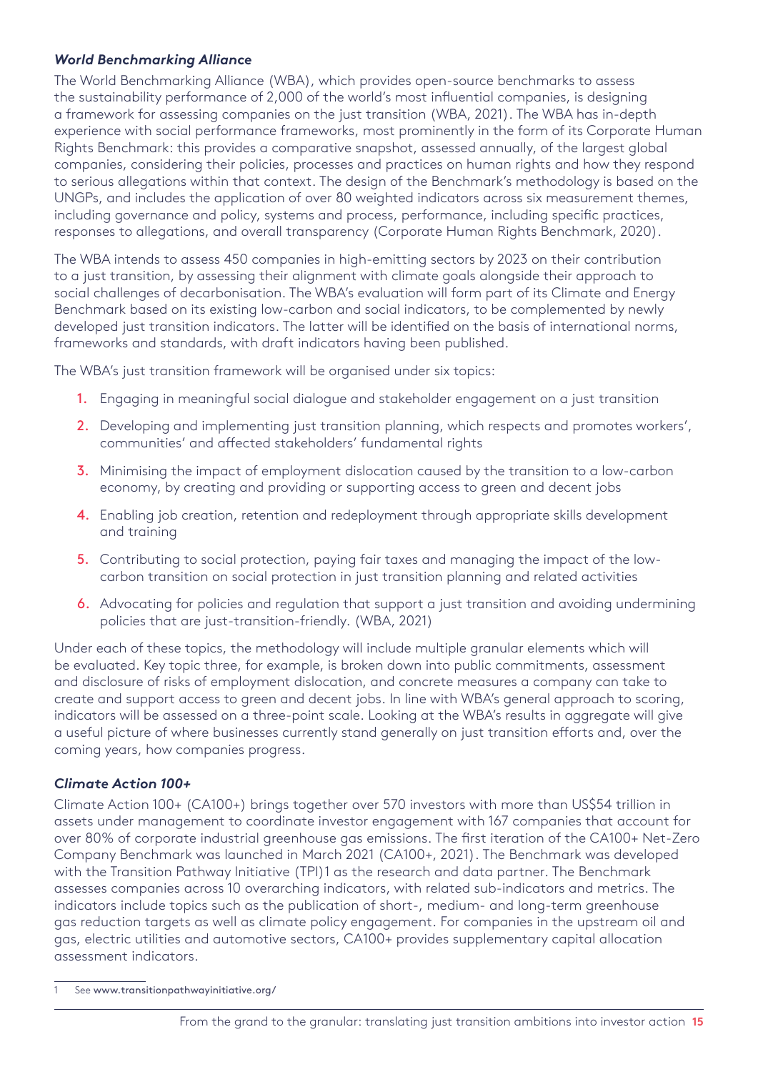### *World Benchmarking Alliance*

The World Benchmarking Alliance (WBA), which provides open-source benchmarks to assess the sustainability performance of 2,000 of the world's most influential companies, is designing a framework for assessing companies on the just transition (WBA, 2021). The WBA has in-depth experience with social performance frameworks, most prominently in the form of its Corporate Human Rights Benchmark: this provides a comparative snapshot, assessed annually, of the largest global companies, considering their policies, processes and practices on human rights and how they respond to serious allegations within that context. The design of the Benchmark's methodology is based on the UNGPs, and includes the application of over 80 weighted indicators across six measurement themes, including governance and policy, systems and process, performance, including specific practices, responses to allegations, and overall transparency (Corporate Human Rights Benchmark, 2020).

The WBA intends to assess 450 companies in high-emitting sectors by 2023 on their contribution to a just transition, by assessing their alignment with climate goals alongside their approach to social challenges of decarbonisation. The WBA's evaluation will form part of its Climate and Energy Benchmark based on its existing low-carbon and social indicators, to be complemented by newly developed just transition indicators. The latter will be identified on the basis of international norms, frameworks and standards, with draft indicators having been published.

The WBA's just transition framework will be organised under six topics:

1. Engaging in meaningful social dialogue and stakeholder engagement on a just transition
2. Developing and implementing just transition planning, which respects and promotes workers', communities' and affected stakeholders' fundamental rights
3. Minimising the impact of employment dislocation caused by the transition to a low-carbon economy, by creating and providing or supporting access to green and decent jobs
4. Enabling job creation, retention and redeployment through appropriate skills development and training
5. Contributing to social protection, paying fair taxes and managing the impact of the low-carbon transition on social protection in just transition planning and related activities
6. Advocating for policies and regulation that support a just transition and avoiding undermining policies that are just-transition-friendly. (WBA, 2021)

Under each of these topics, the methodology will include multiple granular elements which will be evaluated. Key topic three, for example, is broken down into public commitments, assessment and disclosure of risks of employment dislocation, and concrete measures a company can take to create and support access to green and decent jobs. In line with WBA's general approach to scoring, indicators will be assessed on a three-point scale. Looking at the WBA's results in aggregate will give a useful picture of where businesses currently stand generally on just transition efforts and, over the coming years, how companies progress.

### *Climate Action 100+*

Climate Action 100+ (CA100+) brings together over 570 investors with more than US$54 trillion in assets under management to coordinate investor engagement with 167 companies that account for over 80% of corporate industrial greenhouse gas emissions. The first iteration of the CA100+ Net-Zero Company Benchmark was launched in March 2021 (CA100+, 2021). The Benchmark was developed with the Transition Pathway Initiative (TPI)[1] as the research and data partner. The Benchmark assesses companies across 10 overarching indicators, with related sub-indicators and metrics. The indicators include topics such as the publication of short-, medium- and long-term greenhouse gas reduction targets as well as climate policy engagement. For companies in the upstream oil and gas, electric utilities and automotive sectors, CA100+ provides supplementary capital allocation assessment indicators.

---

[1] See www.transitionpathwayinitiative.org/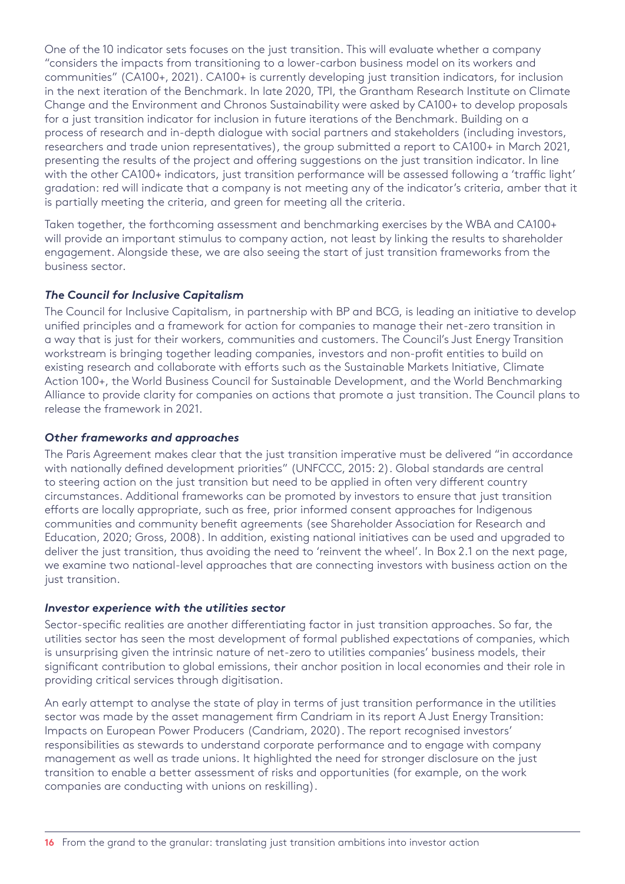One of the 10 indicator sets focuses on the just transition. This will evaluate whether a company "considers the impacts from transitioning to a lower-carbon business model on its workers and communities" (CA100+, 2021). CA100+ is currently developing just transition indicators, for inclusion in the next iteration of the Benchmark. In late 2020, TPI, the Grantham Research Institute on Climate Change and the Environment and Chronos Sustainability were asked by CA100+ to develop proposals for a just transition indicator for inclusion in future iterations of the Benchmark. Building on a process of research and in-depth dialogue with social partners and stakeholders (including investors, researchers and trade union representatives), the group submitted a report to CA100+ in March 2021, presenting the results of the project and offering suggestions on the just transition indicator. In line with the other CA100+ indicators, just transition performance will be assessed following a 'traffic light' gradation: red will indicate that a company is not meeting any of the indicator's criteria, amber that it is partially meeting the criteria, and green for meeting all the criteria.

Taken together, the forthcoming assessment and benchmarking exercises by the WBA and CA100+ will provide an important stimulus to company action, not least by linking the results to shareholder engagement. Alongside these, we are also seeing the start of just transition frameworks from the business sector.

### *The Council for Inclusive Capitalism*

The Council for Inclusive Capitalism, in partnership with BP and BCG, is leading an initiative to develop unified principles and a framework for action for companies to manage their net-zero transition in a way that is just for their workers, communities and customers. The Council's Just Energy Transition workstream is bringing together leading companies, investors and non-profit entities to build on existing research and collaborate with efforts such as the Sustainable Markets Initiative, Climate Action 100+, the World Business Council for Sustainable Development, and the World Benchmarking Alliance to provide clarity for companies on actions that promote a just transition. The Council plans to release the framework in 2021.

### *Other frameworks and approaches*

The Paris Agreement makes clear that the just transition imperative must be delivered "in accordance with nationally defined development priorities" (UNFCCC, 2015: 2). Global standards are central to steering action on the just transition but need to be applied in often very different country circumstances. Additional frameworks can be promoted by investors to ensure that just transition efforts are locally appropriate, such as free, prior informed consent approaches for Indigenous communities and community benefit agreements (see Shareholder Association for Research and Education, 2020; Gross, 2008). In addition, existing national initiatives can be used and upgraded to deliver the just transition, thus avoiding the need to 'reinvent the wheel'. In Box 2.1 on the next page, we examine two national-level approaches that are connecting investors with business action on the just transition.

### *Investor experience with the utilities sector*

Sector-specific realities are another differentiating factor in just transition approaches. So far, the utilities sector has seen the most development of formal published expectations of companies, which is unsurprising given the intrinsic nature of net-zero to utilities companies' business models, their significant contribution to global emissions, their anchor position in local economies and their role in providing critical services through digitisation.

An early attempt to analyse the state of play in terms of just transition performance in the utilities sector was made by the asset management firm Candriam in its report A Just Energy Transition: Impacts on European Power Producers (Candriam, 2020). The report recognised investors' responsibilities as stewards to understand corporate performance and to engage with company management as well as trade unions. It highlighted the need for stronger disclosure on the just transition to enable a better assessment of risks and opportunities (for example, on the work companies are conducting with unions on reskilling).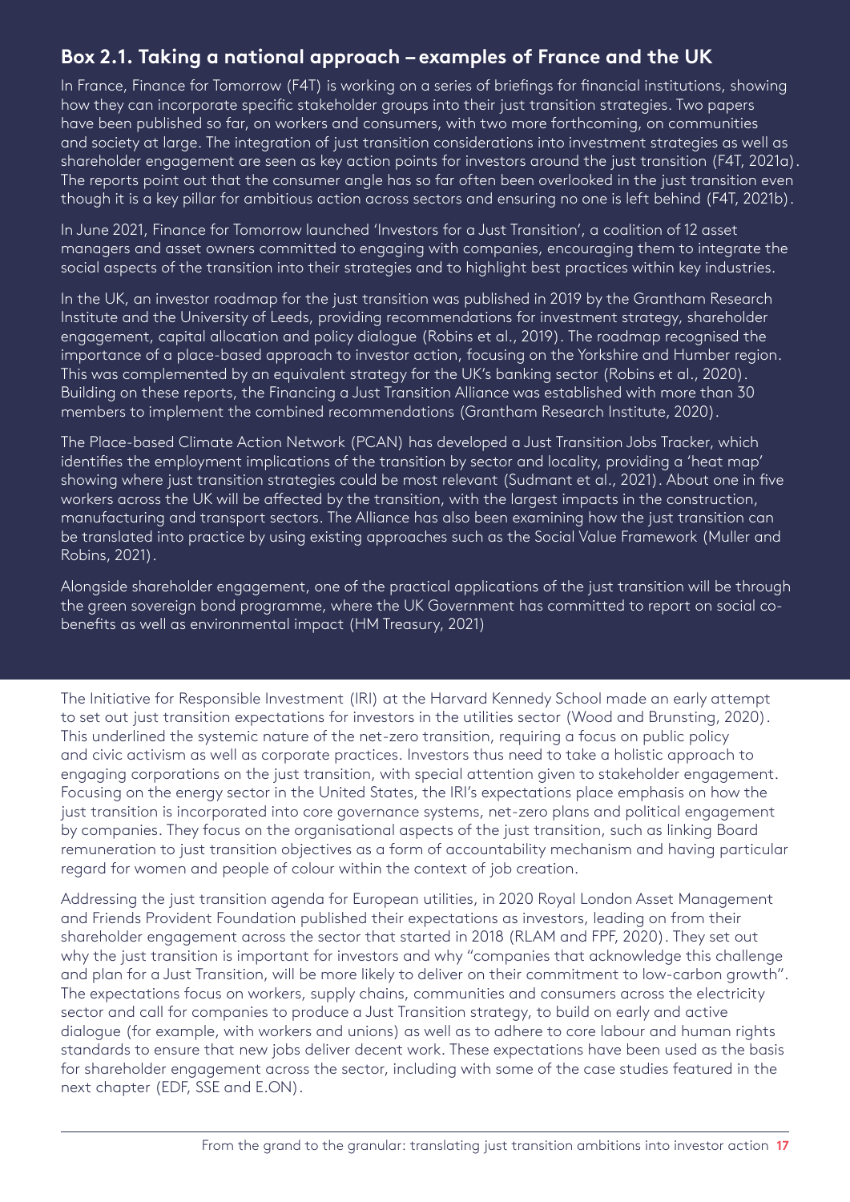## Box 2.1. Taking a national approach – examples of France and the UK

In France, Finance for Tomorrow (F4T) is working on a series of briefings for financial institutions, showing how they can incorporate specific stakeholder groups into their just transition strategies. Two papers have been published so far, on workers and consumers, with two more forthcoming, on communities and society at large. The integration of just transition considerations into investment strategies as well as shareholder engagement are seen as key action points for investors around the just transition (F4T, 2021a). The reports point out that the consumer angle has so far often been overlooked in the just transition even though it is a key pillar for ambitious action across sectors and ensuring no one is left behind (F4T, 2021b).

In June 2021, Finance for Tomorrow launched 'Investors for a Just Transition', a coalition of 12 asset managers and asset owners committed to engaging with companies, encouraging them to integrate the social aspects of the transition into their strategies and to highlight best practices within key industries.

In the UK, an investor roadmap for the just transition was published in 2019 by the Grantham Research Institute and the University of Leeds, providing recommendations for investment strategy, shareholder engagement, capital allocation and policy dialogue (Robins et al., 2019). The roadmap recognised the importance of a place-based approach to investor action, focusing on the Yorkshire and Humber region. This was complemented by an equivalent strategy for the UK's banking sector (Robins et al., 2020). Building on these reports, the Financing a Just Transition Alliance was established with more than 30 members to implement the combined recommendations (Grantham Research Institute, 2020).

The Place-based Climate Action Network (PCAN) has developed a Just Transition Jobs Tracker, which identifies the employment implications of the transition by sector and locality, providing a 'heat map' showing where just transition strategies could be most relevant (Sudmant et al., 2021). About one in five workers across the UK will be affected by the transition, with the largest impacts in the construction, manufacturing and transport sectors. The Alliance has also been examining how the just transition can be translated into practice by using existing approaches such as the Social Value Framework (Muller and Robins, 2021).

Alongside shareholder engagement, one of the practical applications of the just transition will be through the green sovereign bond programme, where the UK Government has committed to report on social co-benefits as well as environmental impact (HM Treasury, 2021)

The Initiative for Responsible Investment (IRI) at the Harvard Kennedy School made an early attempt to set out just transition expectations for investors in the utilities sector (Wood and Brunsting, 2020). This underlined the systemic nature of the net-zero transition, requiring a focus on public policy and civic activism as well as corporate practices. Investors thus need to take a holistic approach to engaging corporations on the just transition, with special attention given to stakeholder engagement. Focusing on the energy sector in the United States, the IRI's expectations place emphasis on how the just transition is incorporated into core governance systems, net-zero plans and political engagement by companies. They focus on the organisational aspects of the just transition, such as linking Board remuneration to just transition objectives as a form of accountability mechanism and having particular regard for women and people of colour within the context of job creation.

Addressing the just transition agenda for European utilities, in 2020 Royal London Asset Management and Friends Provident Foundation published their expectations as investors, leading on from their shareholder engagement across the sector that started in 2018 (RLAM and FPF, 2020). They set out why the just transition is important for investors and why "companies that acknowledge this challenge and plan for a Just Transition, will be more likely to deliver on their commitment to low-carbon growth". The expectations focus on workers, supply chains, communities and consumers across the electricity sector and call for companies to produce a Just Transition strategy, to build on early and active dialogue (for example, with workers and unions) as well as to adhere to core labour and human rights standards to ensure that new jobs deliver decent work. These expectations have been used as the basis for shareholder engagement across the sector, including with some of the case studies featured in the next chapter (EDF, SSE and E.ON).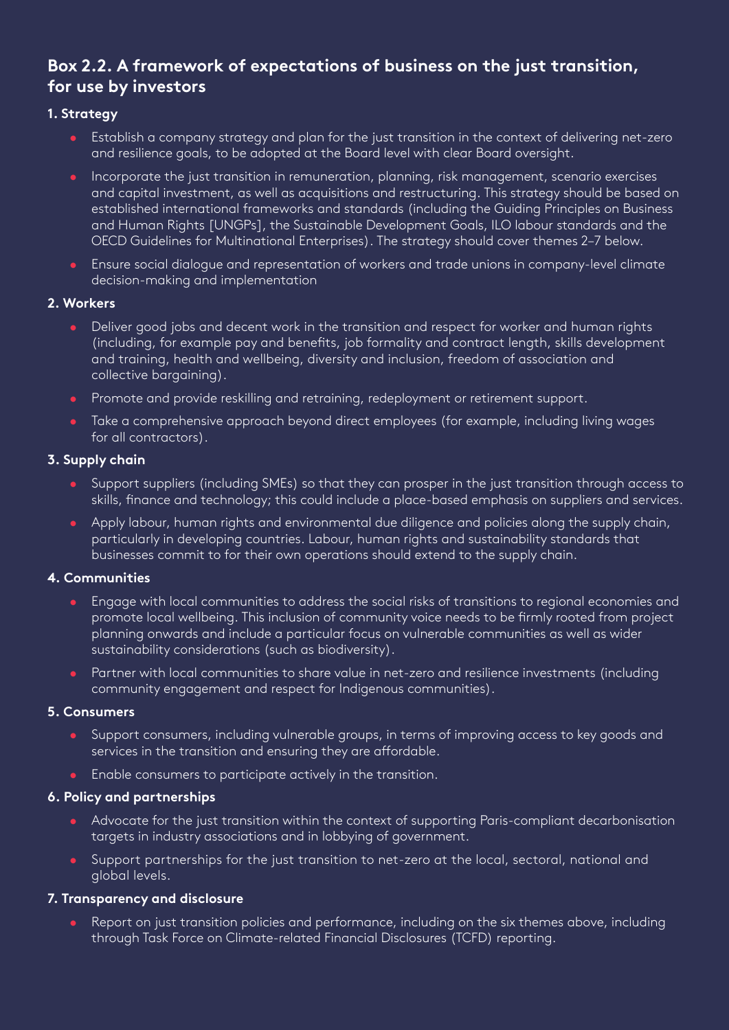## Box 2.2. A framework of expectations of business on the just transition, for use by investors

### 1. Strategy

- Establish a company strategy and plan for the just transition in the context of delivering net-zero and resilience goals, to be adopted at the Board level with clear Board oversight.
- Incorporate the just transition in remuneration, planning, risk management, scenario exercises and capital investment, as well as acquisitions and restructuring. This strategy should be based on established international frameworks and standards (including the Guiding Principles on Business and Human Rights [UNGPs], the Sustainable Development Goals, ILO labour standards and the OECD Guidelines for Multinational Enterprises). The strategy should cover themes 2–7 below.
- Ensure social dialogue and representation of workers and trade unions in company-level climate decision-making and implementation

### 2. Workers

- Deliver good jobs and decent work in the transition and respect for worker and human rights (including, for example pay and benefits, job formality and contract length, skills development and training, health and wellbeing, diversity and inclusion, freedom of association and collective bargaining).
- Promote and provide reskilling and retraining, redeployment or retirement support.
- Take a comprehensive approach beyond direct employees (for example, including living wages for all contractors).

### 3. Supply chain

- Support suppliers (including SMEs) so that they can prosper in the just transition through access to skills, finance and technology; this could include a place-based emphasis on suppliers and services.
- Apply labour, human rights and environmental due diligence and policies along the supply chain, particularly in developing countries. Labour, human rights and sustainability standards that businesses commit to for their own operations should extend to the supply chain.

### 4. Communities

- Engage with local communities to address the social risks of transitions to regional economies and promote local wellbeing. This inclusion of community voice needs to be firmly rooted from project planning onwards and include a particular focus on vulnerable communities as well as wider sustainability considerations (such as biodiversity).
- Partner with local communities to share value in net-zero and resilience investments (including community engagement and respect for Indigenous communities).

### 5. Consumers

- Support consumers, including vulnerable groups, in terms of improving access to key goods and services in the transition and ensuring they are affordable.
- Enable consumers to participate actively in the transition.

### 6. Policy and partnerships

- Advocate for the just transition within the context of supporting Paris-compliant decarbonisation targets in industry associations and in lobbying of government.
- Support partnerships for the just transition to net-zero at the local, sectoral, national and global levels.

### 7. Transparency and disclosure

- Report on just transition policies and performance, including on the six themes above, including through Task Force on Climate-related Financial Disclosures (TCFD) reporting.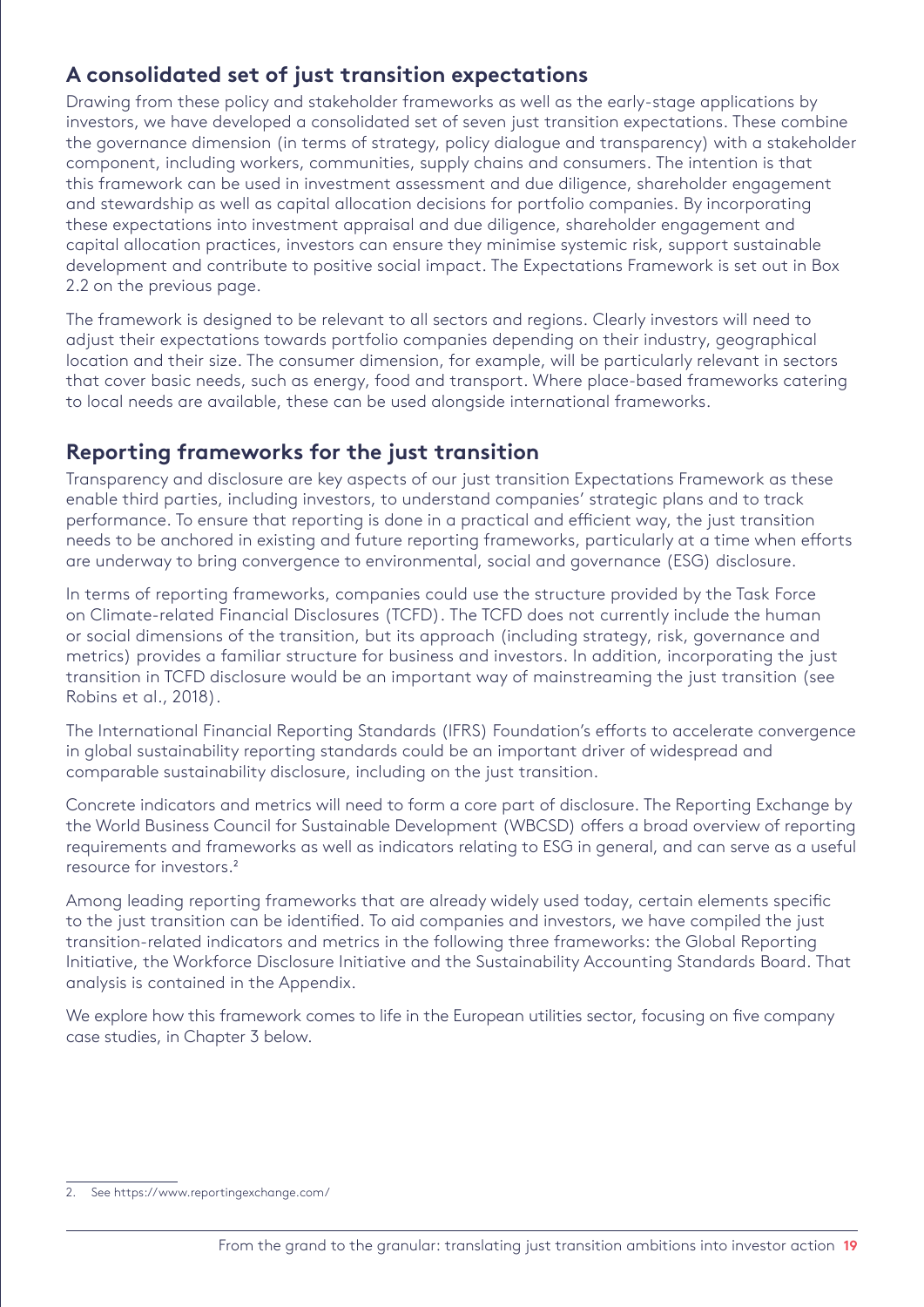## A consolidated set of just transition expectations

Drawing from these policy and stakeholder frameworks as well as the early-stage applications by investors, we have developed a consolidated set of seven just transition expectations. These combine the governance dimension (in terms of strategy, policy dialogue and transparency) with a stakeholder component, including workers, communities, supply chains and consumers. The intention is that this framework can be used in investment assessment and due diligence, shareholder engagement and stewardship as well as capital allocation decisions for portfolio companies. By incorporating these expectations into investment appraisal and due diligence, shareholder engagement and capital allocation practices, investors can ensure they minimise systemic risk, support sustainable development and contribute to positive social impact. The Expectations Framework is set out in Box 2.2 on the previous page.

The framework is designed to be relevant to all sectors and regions. Clearly investors will need to adjust their expectations towards portfolio companies depending on their industry, geographical location and their size. The consumer dimension, for example, will be particularly relevant in sectors that cover basic needs, such as energy, food and transport. Where place-based frameworks catering to local needs are available, these can be used alongside international frameworks.

## Reporting frameworks for the just transition

Transparency and disclosure are key aspects of our just transition Expectations Framework as these enable third parties, including investors, to understand companies' strategic plans and to track performance. To ensure that reporting is done in a practical and efficient way, the just transition needs to be anchored in existing and future reporting frameworks, particularly at a time when efforts are underway to bring convergence to environmental, social and governance (ESG) disclosure.

In terms of reporting frameworks, companies could use the structure provided by the Task Force on Climate-related Financial Disclosures (TCFD). The TCFD does not currently include the human or social dimensions of the transition, but its approach (including strategy, risk, governance and metrics) provides a familiar structure for business and investors. In addition, incorporating the just transition in TCFD disclosure would be an important way of mainstreaming the just transition (see Robins et al., 2018).

The International Financial Reporting Standards (IFRS) Foundation's efforts to accelerate convergence in global sustainability reporting standards could be an important driver of widespread and comparable sustainability disclosure, including on the just transition.

Concrete indicators and metrics will need to form a core part of disclosure. The Reporting Exchange by the World Business Council for Sustainable Development (WBCSD) offers a broad overview of reporting requirements and frameworks as well as indicators relating to ESG in general, and can serve as a useful resource for investors.[2]

Among leading reporting frameworks that are already widely used today, certain elements specific to the just transition can be identified. To aid companies and investors, we have compiled the just transition-related indicators and metrics in the following three frameworks: the Global Reporting Initiative, the Workforce Disclosure Initiative and the Sustainability Accounting Standards Board. That analysis is contained in the Appendix.

We explore how this framework comes to life in the European utilities sector, focusing on five company case studies, in Chapter 3 below.

---

2. See https://www.reportingexchange.com/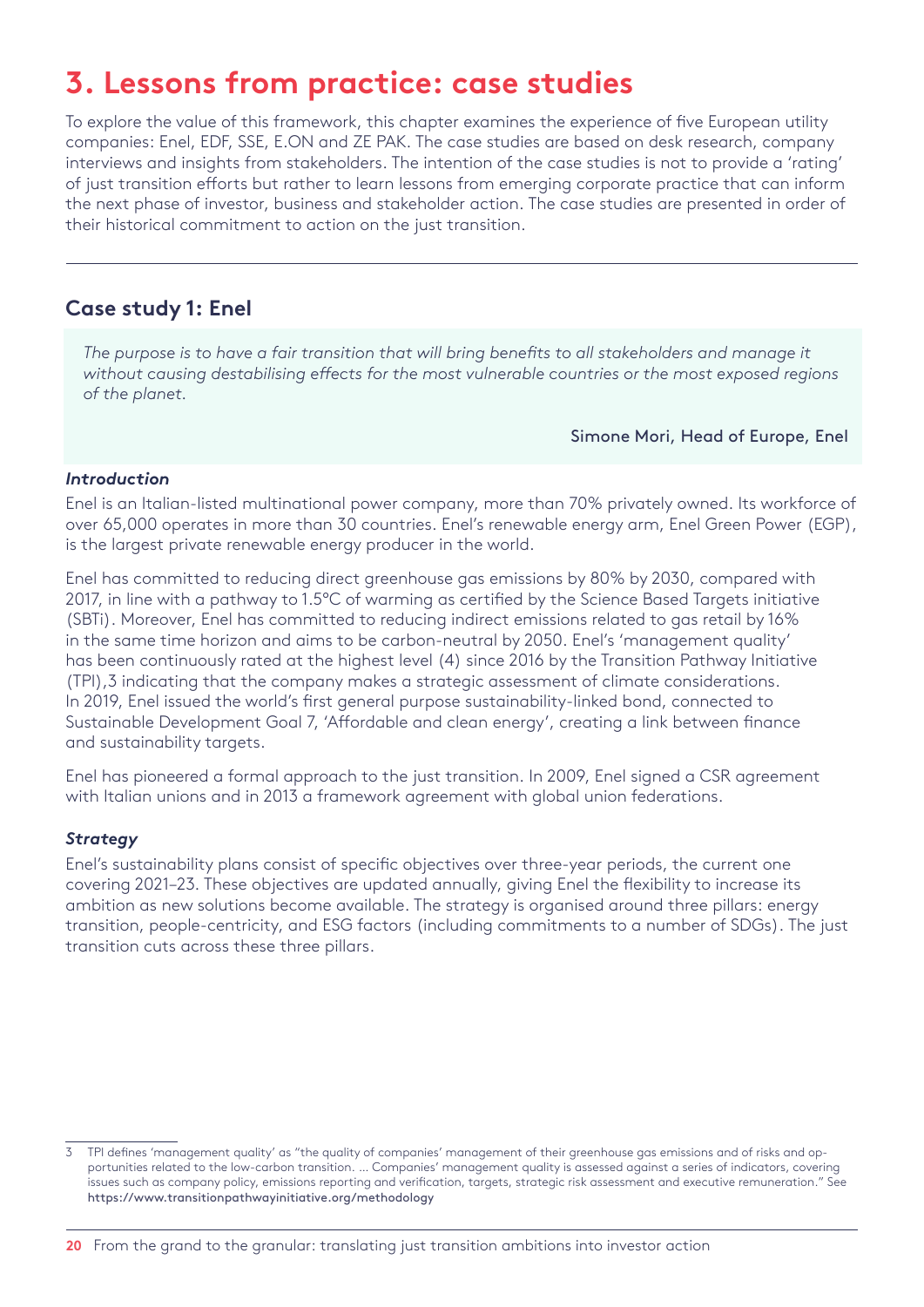# 3. Lessons from practice: case studies

To explore the value of this framework, this chapter examines the experience of five European utility companies: Enel, EDF, SSE, E.ON and ZE PAK. The case studies are based on desk research, company interviews and insights from stakeholders. The intention of the case studies is not to provide a 'rating' of just transition efforts but rather to learn lessons from emerging corporate practice that can inform the next phase of investor, business and stakeholder action. The case studies are presented in order of their historical commitment to action on the just transition.

---

## Case study 1: Enel

> *The purpose is to have a fair transition that will bring benefits to all stakeholders and manage it without causing destabilising effects for the most vulnerable countries or the most exposed regions of the planet.*
>
> Simone Mori, Head of Europe, Enel

***Introduction***

Enel is an Italian-listed multinational power company, more than 70% privately owned. Its workforce of over 65,000 operates in more than 30 countries. Enel's renewable energy arm, Enel Green Power (EGP), is the largest private renewable energy producer in the world.

Enel has committed to reducing direct greenhouse gas emissions by 80% by 2030, compared with 2017, in line with a pathway to 1.5°C of warming as certified by the Science Based Targets initiative (SBTi). Moreover, Enel has committed to reducing indirect emissions related to gas retail by 16% in the same time horizon and aims to be carbon-neutral by 2050. Enel's 'management quality' has been continuously rated at the highest level (4) since 2016 by the Transition Pathway Initiative (TPI),[3] indicating that the company makes a strategic assessment of climate considerations. In 2019, Enel issued the world's first general purpose sustainability-linked bond, connected to Sustainable Development Goal 7, 'Affordable and clean energy', creating a link between finance and sustainability targets.

Enel has pioneered a formal approach to the just transition. In 2009, Enel signed a CSR agreement with Italian unions and in 2013 a framework agreement with global union federations.

***Strategy***

Enel's sustainability plans consist of specific objectives over three-year periods, the current one covering 2021–23. These objectives are updated annually, giving Enel the flexibility to increase its ambition as new solutions become available. The strategy is organised around three pillars: energy transition, people-centricity, and ESG factors (including commitments to a number of SDGs). The just transition cuts across these three pillars.

---

3 TPI defines 'management quality' as "the quality of companies' management of their greenhouse gas emissions and of risks and opportunities related to the low-carbon transition. … Companies' management quality is assessed against a series of indicators, covering issues such as company policy, emissions reporting and verification, targets, strategic risk assessment and executive remuneration." See **https://www.transitionpathwayinitiative.org/methodology**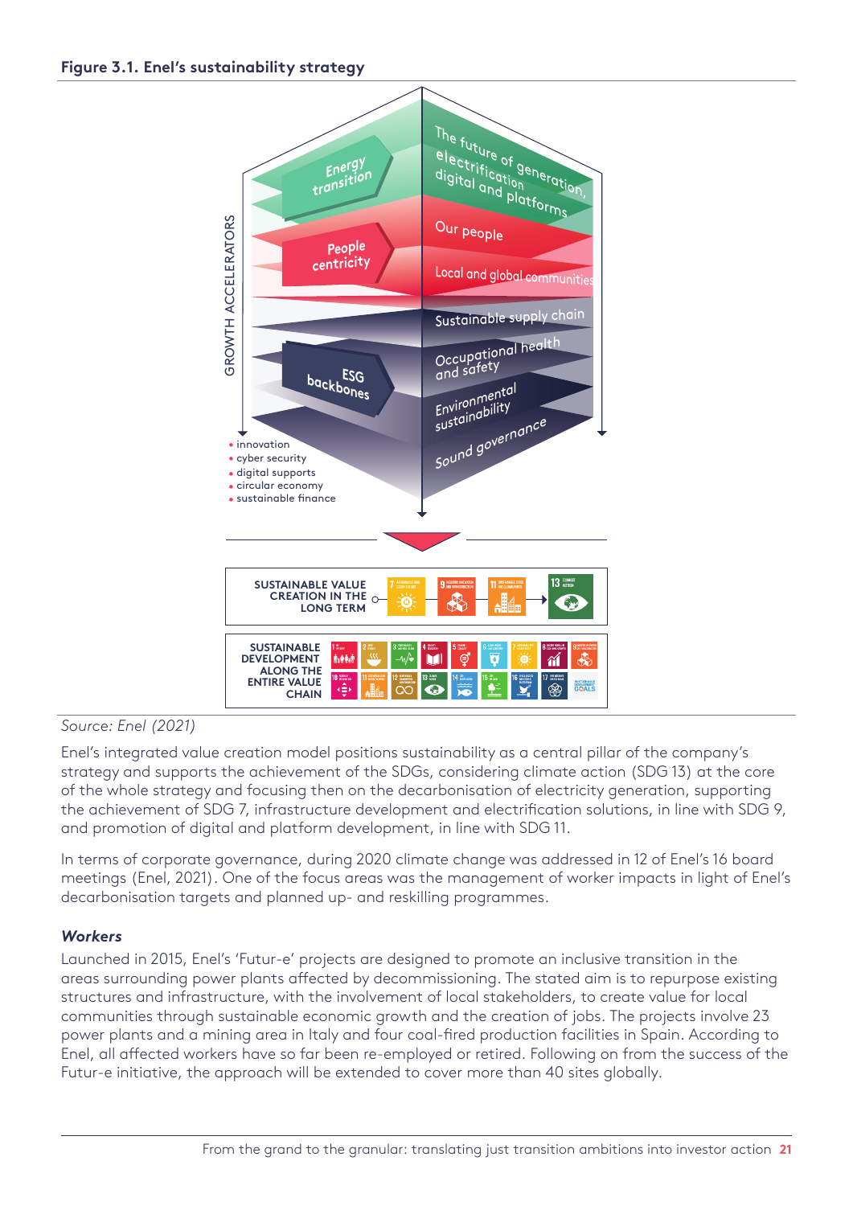**Figure 3.1. Enel's sustainability strategy**

GROWTH ACCELERATORS

Energy transition — The future of generation, electrification digital and platforms

People centricity — Our people; Local and global communities

ESG backbones — Sustainable supply chain; Occupational health and safety; Environmental sustainability; Sound governance

- innovation
- cyber security
- digital supports
- circular economy
- sustainable finance

SUSTAINABLE VALUE CREATION IN THE LONG TERM

SUSTAINABLE DEVELOPMENT ALONG THE ENTIRE VALUE CHAIN

*Source: Enel (2021)*

Enel's integrated value creation model positions sustainability as a central pillar of the company's strategy and supports the achievement of the SDGs, considering climate action (SDG 13) at the core of the whole strategy and focusing then on the decarbonisation of electricity generation, supporting the achievement of SDG 7, infrastructure development and electrification solutions, in line with SDG 9, and promotion of digital and platform development, in line with SDG 11.

In terms of corporate governance, during 2020 climate change was addressed in 12 of Enel's 16 board meetings (Enel, 2021). One of the focus areas was the management of worker impacts in light of Enel's decarbonisation targets and planned up- and reskilling programmes.

### *Workers*

Launched in 2015, Enel's 'Futur-e' projects are designed to promote an inclusive transition in the areas surrounding power plants affected by decommissioning. The stated aim is to repurpose existing structures and infrastructure, with the involvement of local stakeholders, to create value for local communities through sustainable economic growth and the creation of jobs. The projects involve 23 power plants and a mining area in Italy and four coal-fired production facilities in Spain. According to Enel, all affected workers have so far been re-employed or retired. Following on from the success of the Futur-e initiative, the approach will be extended to cover more than 40 sites globally.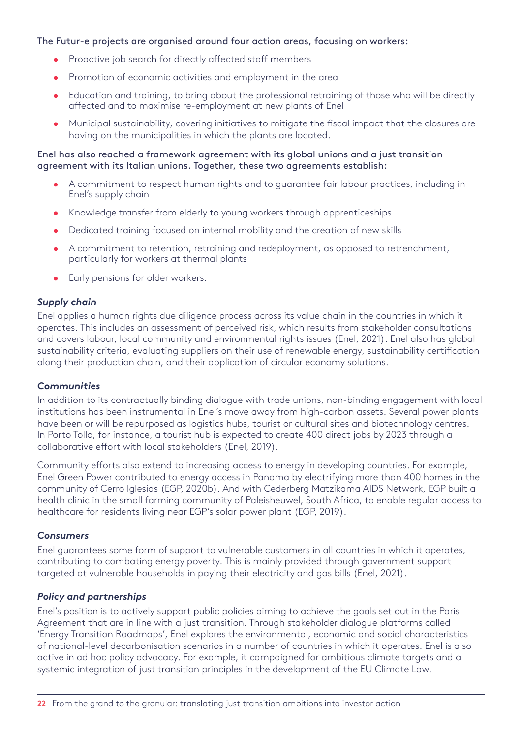The Futur-e projects are organised around four action areas, focusing on workers:

- Proactive job search for directly affected staff members
- Promotion of economic activities and employment in the area
- Education and training, to bring about the professional retraining of those who will be directly affected and to maximise re-employment at new plants of Enel
- Municipal sustainability, covering initiatives to mitigate the fiscal impact that the closures are having on the municipalities in which the plants are located.

Enel has also reached a framework agreement with its global unions and a just transition agreement with its Italian unions. Together, these two agreements establish:

- A commitment to respect human rights and to guarantee fair labour practices, including in Enel's supply chain
- Knowledge transfer from elderly to young workers through apprenticeships
- Dedicated training focused on internal mobility and the creation of new skills
- A commitment to retention, retraining and redeployment, as opposed to retrenchment, particularly for workers at thermal plants
- Early pensions for older workers.

### *Supply chain*

Enel applies a human rights due diligence process across its value chain in the countries in which it operates. This includes an assessment of perceived risk, which results from stakeholder consultations and covers labour, local community and environmental rights issues (Enel, 2021). Enel also has global sustainability criteria, evaluating suppliers on their use of renewable energy, sustainability certification along their production chain, and their application of circular economy solutions.

### *Communities*

In addition to its contractually binding dialogue with trade unions, non-binding engagement with local institutions has been instrumental in Enel's move away from high-carbon assets. Several power plants have been or will be repurposed as logistics hubs, tourist or cultural sites and biotechnology centres. In Porto Tollo, for instance, a tourist hub is expected to create 400 direct jobs by 2023 through a collaborative effort with local stakeholders (Enel, 2019).

Community efforts also extend to increasing access to energy in developing countries. For example, Enel Green Power contributed to energy access in Panama by electrifying more than 400 homes in the community of Cerro Iglesias (EGP, 2020b). And with Cederberg Matzikama AIDS Network, EGP built a health clinic in the small farming community of Paleisheuwel, South Africa, to enable regular access to healthcare for residents living near EGP's solar power plant (EGP, 2019).

### *Consumers*

Enel guarantees some form of support to vulnerable customers in all countries in which it operates, contributing to combating energy poverty. This is mainly provided through government support targeted at vulnerable households in paying their electricity and gas bills (Enel, 2021).

### *Policy and partnerships*

Enel's position is to actively support public policies aiming to achieve the goals set out in the Paris Agreement that are in line with a just transition. Through stakeholder dialogue platforms called 'Energy Transition Roadmaps', Enel explores the environmental, economic and social characteristics of national-level decarbonisation scenarios in a number of countries in which it operates. Enel is also active in ad hoc policy advocacy. For example, it campaigned for ambitious climate targets and a systemic integration of just transition principles in the development of the EU Climate Law.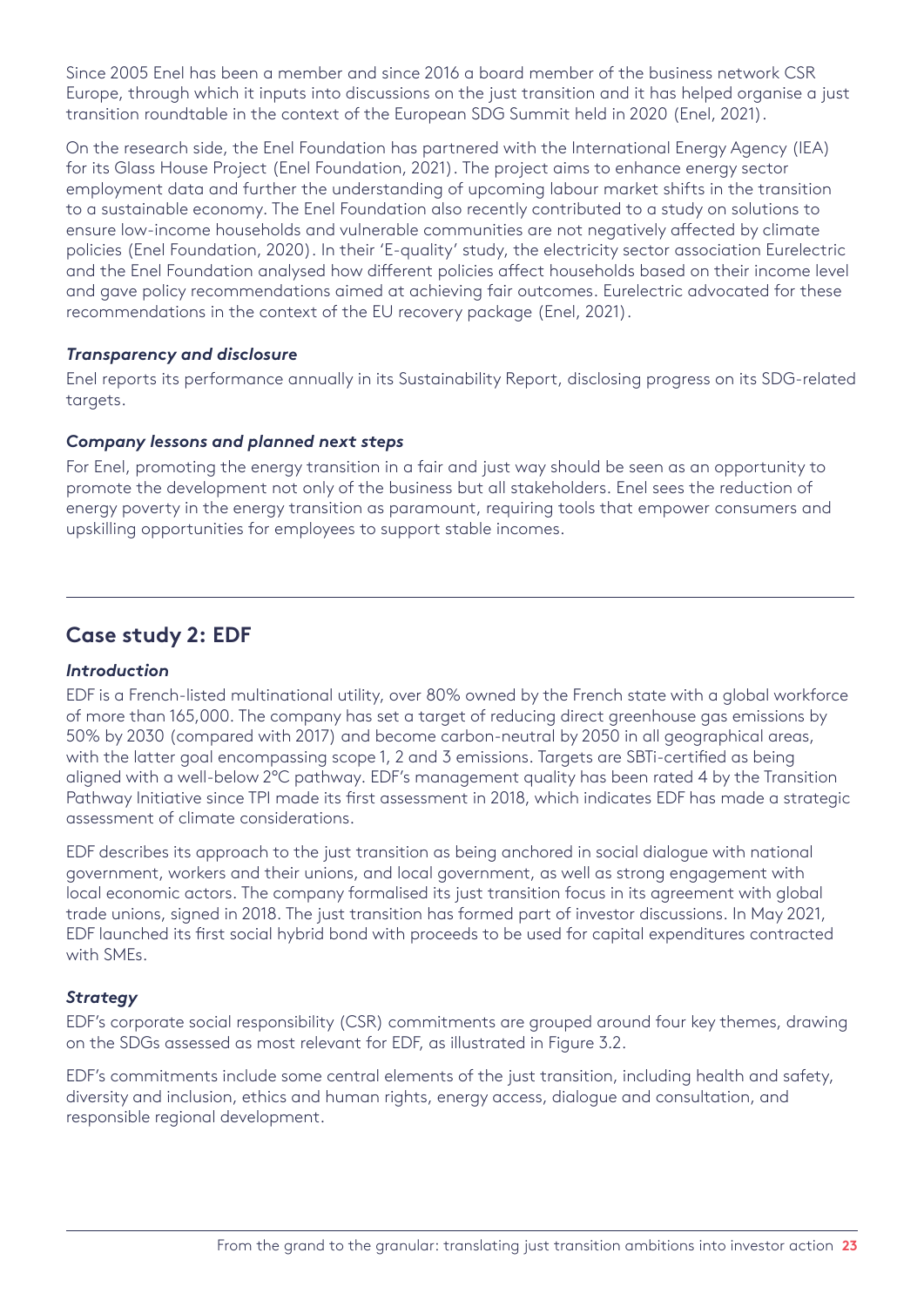Since 2005 Enel has been a member and since 2016 a board member of the business network CSR Europe, through which it inputs into discussions on the just transition and it has helped organise a just transition roundtable in the context of the European SDG Summit held in 2020 (Enel, 2021).

On the research side, the Enel Foundation has partnered with the International Energy Agency (IEA) for its Glass House Project (Enel Foundation, 2021). The project aims to enhance energy sector employment data and further the understanding of upcoming labour market shifts in the transition to a sustainable economy. The Enel Foundation also recently contributed to a study on solutions to ensure low-income households and vulnerable communities are not negatively affected by climate policies (Enel Foundation, 2020). In their 'E-quality' study, the electricity sector association Eurelectric and the Enel Foundation analysed how different policies affect households based on their income level and gave policy recommendations aimed at achieving fair outcomes. Eurelectric advocated for these recommendations in the context of the EU recovery package (Enel, 2021).

#### *Transparency and disclosure*

Enel reports its performance annually in its Sustainability Report, disclosing progress on its SDG-related targets.

#### *Company lessons and planned next steps*

For Enel, promoting the energy transition in a fair and just way should be seen as an opportunity to promote the development not only of the business but all stakeholders. Enel sees the reduction of energy poverty in the energy transition as paramount, requiring tools that empower consumers and upskilling opportunities for employees to support stable incomes.

---

## Case study 2: EDF

#### *Introduction*

EDF is a French-listed multinational utility, over 80% owned by the French state with a global workforce of more than 165,000. The company has set a target of reducing direct greenhouse gas emissions by 50% by 2030 (compared with 2017) and become carbon-neutral by 2050 in all geographical areas, with the latter goal encompassing scope 1, 2 and 3 emissions. Targets are SBTi-certified as being aligned with a well-below 2°C pathway. EDF's management quality has been rated 4 by the Transition Pathway Initiative since TPI made its first assessment in 2018, which indicates EDF has made a strategic assessment of climate considerations.

EDF describes its approach to the just transition as being anchored in social dialogue with national government, workers and their unions, and local government, as well as strong engagement with local economic actors. The company formalised its just transition focus in its agreement with global trade unions, signed in 2018. The just transition has formed part of investor discussions. In May 2021, EDF launched its first social hybrid bond with proceeds to be used for capital expenditures contracted with SMEs.

#### *Strategy*

EDF's corporate social responsibility (CSR) commitments are grouped around four key themes, drawing on the SDGs assessed as most relevant for EDF, as illustrated in Figure 3.2.

EDF's commitments include some central elements of the just transition, including health and safety, diversity and inclusion, ethics and human rights, energy access, dialogue and consultation, and responsible regional development.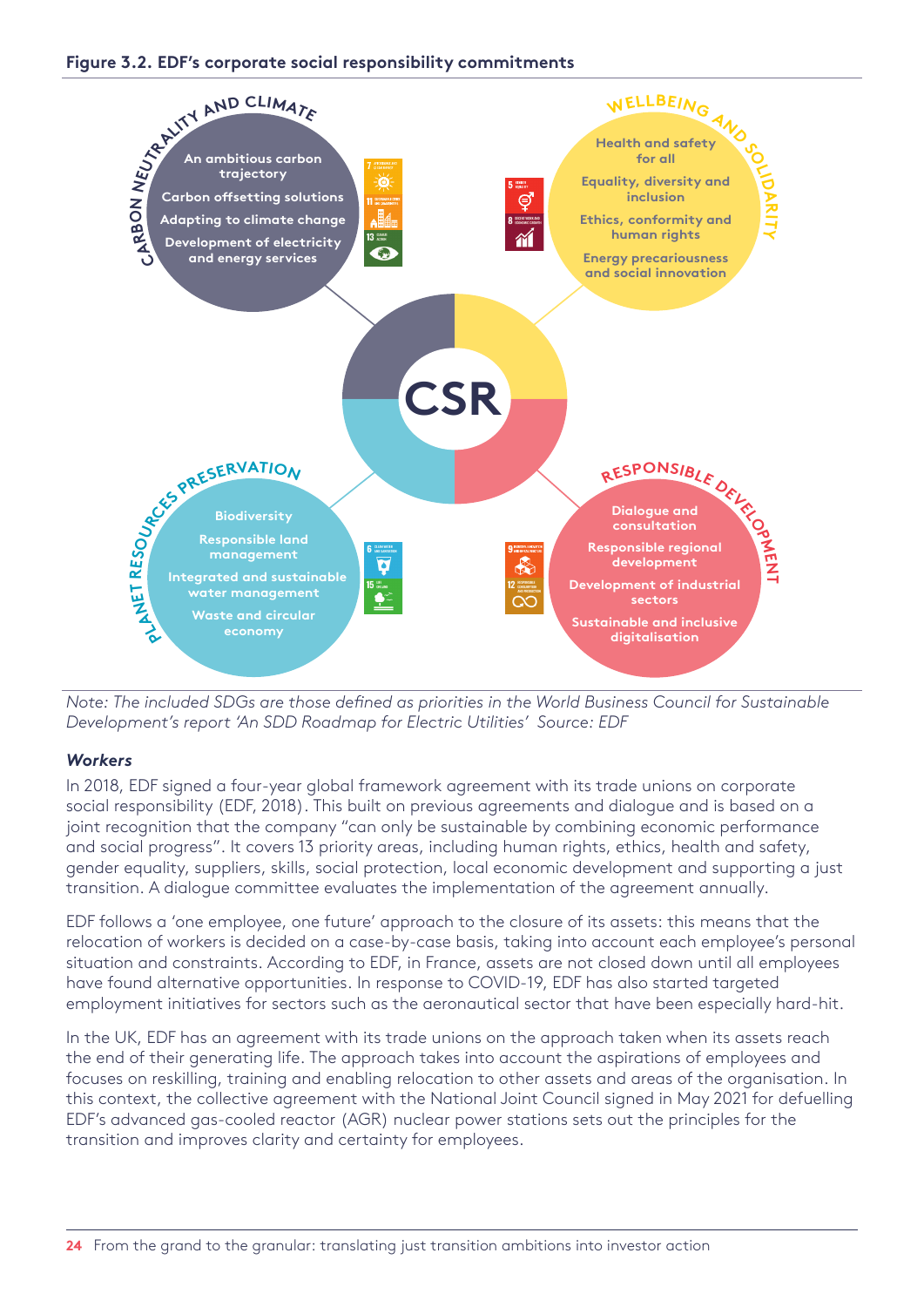**Figure 3.2. EDF's corporate social responsibility commitments**

**CSR**

**CARBON NEUTRALITY AND CLIMATE**

- An ambitious carbon trajectory
- Carbon offsetting solutions
- Adapting to climate change
- Development of electricity and energy services

**WELLBEING AND SOLIDARITY**

- Health and safety for all
- Equality, diversity and inclusion
- Ethics, conformity and human rights
- Energy precariousness and social innovation

**PLANET RESOURCES PRESERVATION**

- Biodiversity
- Responsible land management
- Integrated and sustainable water management
- Waste and circular economy

**RESPONSIBLE DEVELOPMENT**

- Dialogue and consultation
- Responsible regional development
- Development of industrial sectors
- Sustainable and inclusive digitalisation

*Note: The included SDGs are those defined as priorities in the World Business Council for Sustainable Development's report 'An SDD Roadmap for Electric Utilities' Source: EDF*

### *Workers*

In 2018, EDF signed a four-year global framework agreement with its trade unions on corporate social responsibility (EDF, 2018). This built on previous agreements and dialogue and is based on a joint recognition that the company "can only be sustainable by combining economic performance and social progress". It covers 13 priority areas, including human rights, ethics, health and safety, gender equality, suppliers, skills, social protection, local economic development and supporting a just transition. A dialogue committee evaluates the implementation of the agreement annually.

EDF follows a 'one employee, one future' approach to the closure of its assets: this means that the relocation of workers is decided on a case-by-case basis, taking into account each employee's personal situation and constraints. According to EDF, in France, assets are not closed down until all employees have found alternative opportunities. In response to COVID-19, EDF has also started targeted employment initiatives for sectors such as the aeronautical sector that have been especially hard-hit.

In the UK, EDF has an agreement with its trade unions on the approach taken when its assets reach the end of their generating life. The approach takes into account the aspirations of employees and focuses on reskilling, training and enabling relocation to other assets and areas of the organisation. In this context, the collective agreement with the National Joint Council signed in May 2021 for defuelling EDF's advanced gas-cooled reactor (AGR) nuclear power stations sets out the principles for the transition and improves clarity and certainty for employees.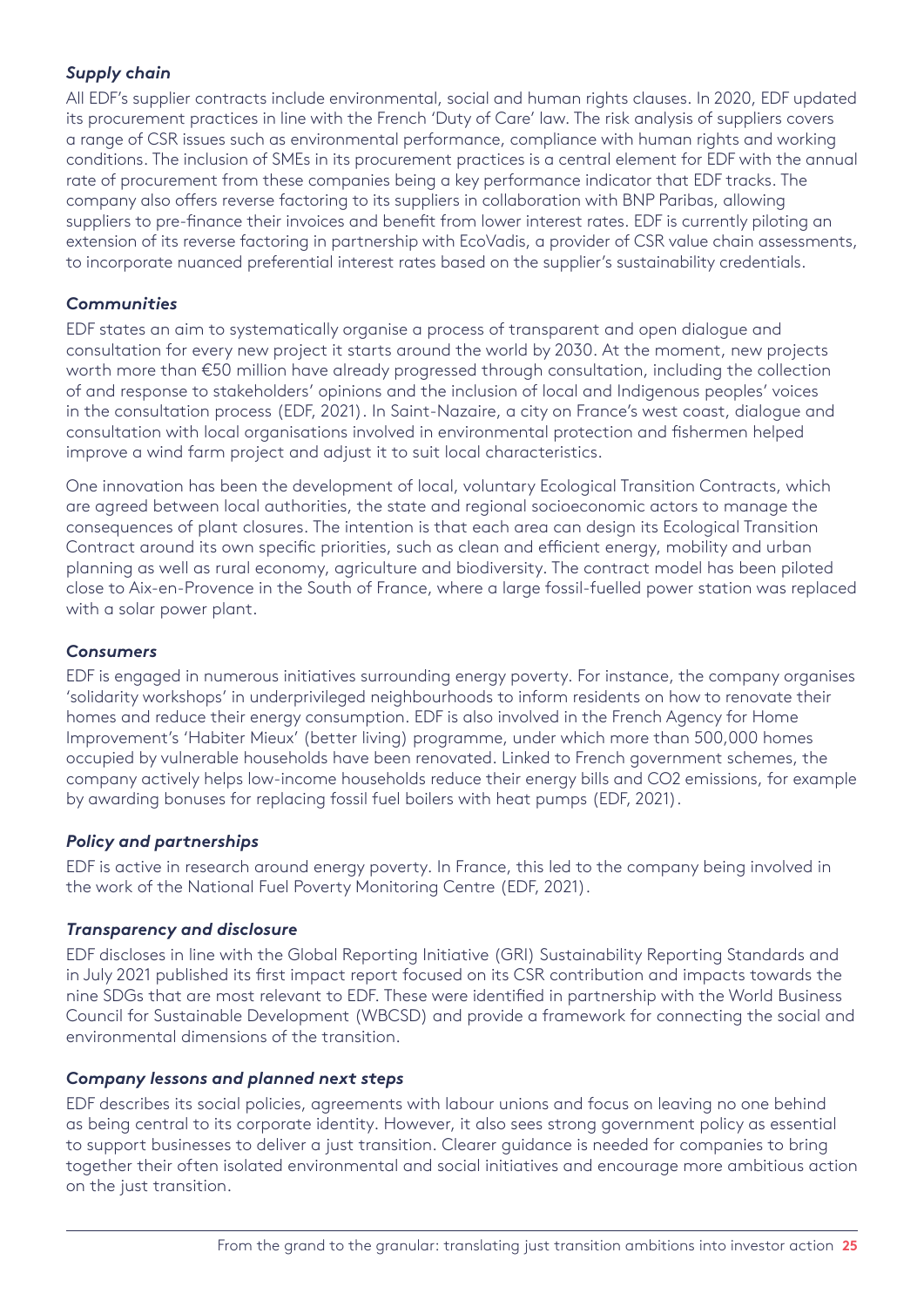### *Supply chain*

All EDF's supplier contracts include environmental, social and human rights clauses. In 2020, EDF updated its procurement practices in line with the French 'Duty of Care' law. The risk analysis of suppliers covers a range of CSR issues such as environmental performance, compliance with human rights and working conditions. The inclusion of SMEs in its procurement practices is a central element for EDF with the annual rate of procurement from these companies being a key performance indicator that EDF tracks. The company also offers reverse factoring to its suppliers in collaboration with BNP Paribas, allowing suppliers to pre-finance their invoices and benefit from lower interest rates. EDF is currently piloting an extension of its reverse factoring in partnership with EcoVadis, a provider of CSR value chain assessments, to incorporate nuanced preferential interest rates based on the supplier's sustainability credentials.

### *Communities*

EDF states an aim to systematically organise a process of transparent and open dialogue and consultation for every new project it starts around the world by 2030. At the moment, new projects worth more than €50 million have already progressed through consultation, including the collection of and response to stakeholders' opinions and the inclusion of local and Indigenous peoples' voices in the consultation process (EDF, 2021). In Saint-Nazaire, a city on France's west coast, dialogue and consultation with local organisations involved in environmental protection and fishermen helped improve a wind farm project and adjust it to suit local characteristics.

One innovation has been the development of local, voluntary Ecological Transition Contracts, which are agreed between local authorities, the state and regional socioeconomic actors to manage the consequences of plant closures. The intention is that each area can design its Ecological Transition Contract around its own specific priorities, such as clean and efficient energy, mobility and urban planning as well as rural economy, agriculture and biodiversity. The contract model has been piloted close to Aix-en-Provence in the South of France, where a large fossil-fuelled power station was replaced with a solar power plant.

### *Consumers*

EDF is engaged in numerous initiatives surrounding energy poverty. For instance, the company organises 'solidarity workshops' in underprivileged neighbourhoods to inform residents on how to renovate their homes and reduce their energy consumption. EDF is also involved in the French Agency for Home Improvement's 'Habiter Mieux' (better living) programme, under which more than 500,000 homes occupied by vulnerable households have been renovated. Linked to French government schemes, the company actively helps low-income households reduce their energy bills and $CO_2$ emissions, for example by awarding bonuses for replacing fossil fuel boilers with heat pumps (EDF, 2021).

### *Policy and partnerships*

EDF is active in research around energy poverty. In France, this led to the company being involved in the work of the National Fuel Poverty Monitoring Centre (EDF, 2021).

### *Transparency and disclosure*

EDF discloses in line with the Global Reporting Initiative (GRI) Sustainability Reporting Standards and in July 2021 published its first impact report focused on its CSR contribution and impacts towards the nine SDGs that are most relevant to EDF. These were identified in partnership with the World Business Council for Sustainable Development (WBCSD) and provide a framework for connecting the social and environmental dimensions of the transition.

### *Company lessons and planned next steps*

EDF describes its social policies, agreements with labour unions and focus on leaving no one behind as being central to its corporate identity. However, it also sees strong government policy as essential to support businesses to deliver a just transition. Clearer guidance is needed for companies to bring together their often isolated environmental and social initiatives and encourage more ambitious action on the just transition.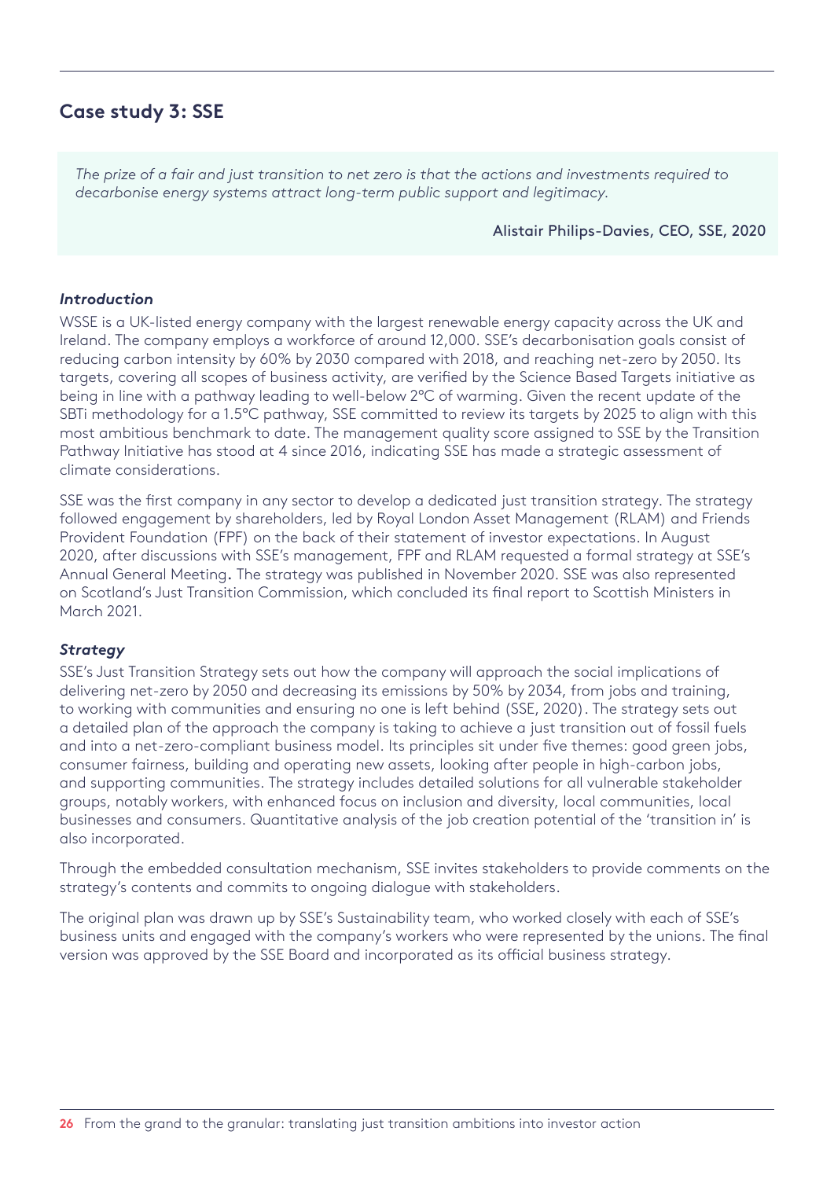## Case study 3: SSE

> *The prize of a fair and just transition to net zero is that the actions and investments required to decarbonise energy systems attract long-term public support and legitimacy.*
>
> Alistair Philips-Davies, CEO, SSE, 2020

### *Introduction*

WSSE is a UK-listed energy company with the largest renewable energy capacity across the UK and Ireland. The company employs a workforce of around 12,000. SSE's decarbonisation goals consist of reducing carbon intensity by 60% by 2030 compared with 2018, and reaching net-zero by 2050. Its targets, covering all scopes of business activity, are verified by the Science Based Targets initiative as being in line with a pathway leading to well-below 2°C of warming. Given the recent update of the SBTi methodology for a 1.5°C pathway, SSE committed to review its targets by 2025 to align with this most ambitious benchmark to date. The management quality score assigned to SSE by the Transition Pathway Initiative has stood at 4 since 2016, indicating SSE has made a strategic assessment of climate considerations.

SSE was the first company in any sector to develop a dedicated just transition strategy. The strategy followed engagement by shareholders, led by Royal London Asset Management (RLAM) and Friends Provident Foundation (FPF) on the back of their statement of investor expectations. In August 2020, after discussions with SSE's management, FPF and RLAM requested a formal strategy at SSE's Annual General Meeting**.** The strategy was published in November 2020. SSE was also represented on Scotland's Just Transition Commission, which concluded its final report to Scottish Ministers in March 2021.

### *Strategy*

SSE's Just Transition Strategy sets out how the company will approach the social implications of delivering net-zero by 2050 and decreasing its emissions by 50% by 2034, from jobs and training, to working with communities and ensuring no one is left behind (SSE, 2020). The strategy sets out a detailed plan of the approach the company is taking to achieve a just transition out of fossil fuels and into a net-zero-compliant business model. Its principles sit under five themes: good green jobs, consumer fairness, building and operating new assets, looking after people in high-carbon jobs, and supporting communities. The strategy includes detailed solutions for all vulnerable stakeholder groups, notably workers, with enhanced focus on inclusion and diversity, local communities, local businesses and consumers. Quantitative analysis of the job creation potential of the 'transition in' is also incorporated.

Through the embedded consultation mechanism, SSE invites stakeholders to provide comments on the strategy's contents and commits to ongoing dialogue with stakeholders.

The original plan was drawn up by SSE's Sustainability team, who worked closely with each of SSE's business units and engaged with the company's workers who were represented by the unions. The final version was approved by the SSE Board and incorporated as its official business strategy.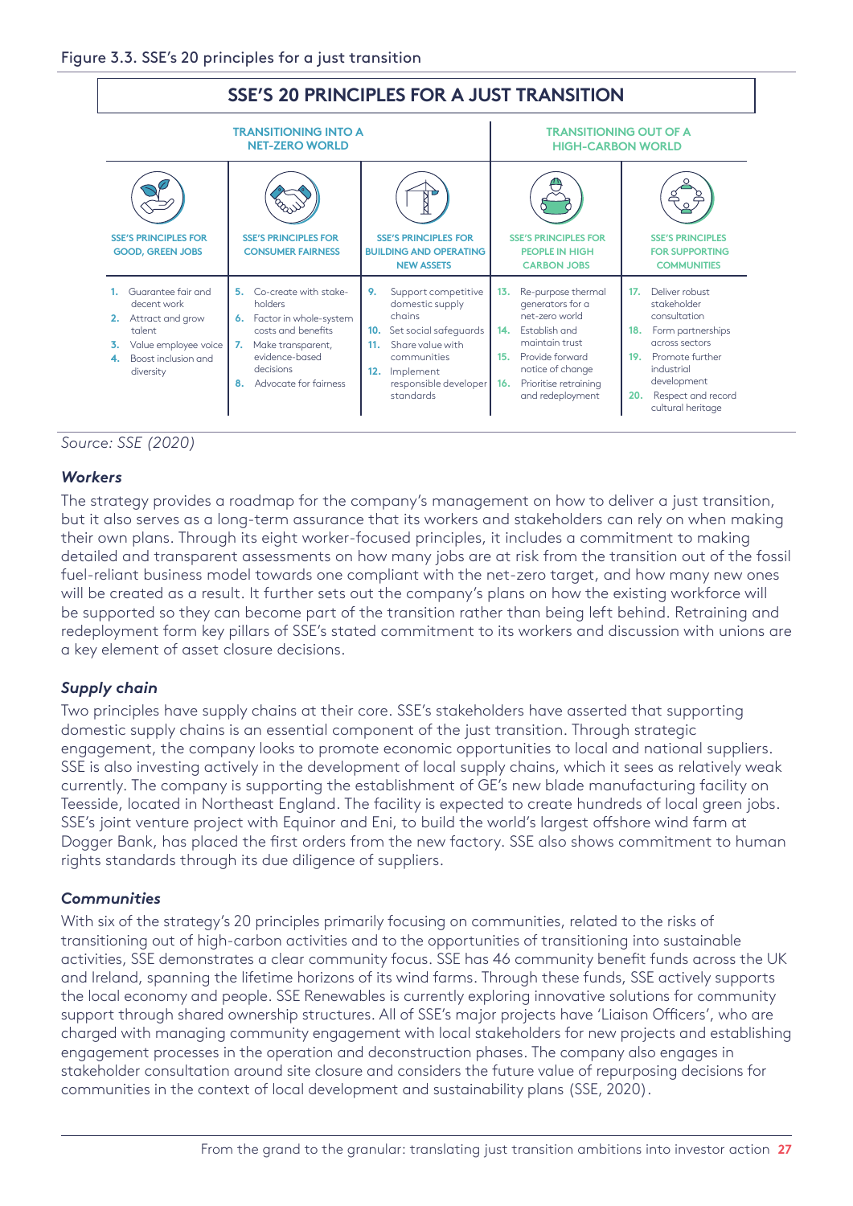Figure 3.3. SSE's 20 principles for a just transition

| SSE'S 20 PRINCIPLES FOR A JUST TRANSITION | | | | |
|---|---|---|---|---|
| TRANSITIONING INTO A NET-ZERO WORLD | | | TRANSITIONING OUT OF A HIGH-CARBON WORLD | |
| SSE'S PRINCIPLES FOR GOOD, GREEN JOBS | SSE'S PRINCIPLES FOR CONSUMER FAIRNESS | SSE'S PRINCIPLES FOR BUILDING AND OPERATING NEW ASSETS | SSE'S PRINCIPLES FOR PEOPLE IN HIGH CARBON JOBS | SSE'S PRINCIPLES FOR SUPPORTING COMMUNITIES |
| 1. Guarantee fair and decent work<br>2. Attract and grow talent<br>3. Value employee voice<br>4. Boost inclusion and diversity | 5. Co-create with stake-holders<br>6. Factor in whole-system costs and benefits<br>7. Make transparent, evidence-based decisions<br>8. Advocate for fairness | 9. Support competitive domestic supply chains<br>10. Set social safeguards<br>11. Share value with communities<br>12. Implement responsible developer standards | 13. Re-purpose thermal generators for a net-zero world<br>14. Establish and maintain trust<br>15. Provide forward notice of change<br>16. Prioritise retraining and redeployment | 17. Deliver robust stakeholder consultation<br>18. Form partnerships across sectors<br>19. Promote further industrial development<br>20. Respect and record cultural heritage |

*Source: SSE (2020)*

### *Workers*

The strategy provides a roadmap for the company's management on how to deliver a just transition, but it also serves as a long-term assurance that its workers and stakeholders can rely on when making their own plans. Through its eight worker-focused principles, it includes a commitment to making detailed and transparent assessments on how many jobs are at risk from the transition out of the fossil fuel-reliant business model towards one compliant with the net-zero target, and how many new ones will be created as a result. It further sets out the company's plans on how the existing workforce will be supported so they can become part of the transition rather than being left behind. Retraining and redeployment form key pillars of SSE's stated commitment to its workers and discussion with unions are a key element of asset closure decisions.

### *Supply chain*

Two principles have supply chains at their core. SSE's stakeholders have asserted that supporting domestic supply chains is an essential component of the just transition. Through strategic engagement, the company looks to promote economic opportunities to local and national suppliers. SSE is also investing actively in the development of local supply chains, which it sees as relatively weak currently. The company is supporting the establishment of GE's new blade manufacturing facility on Teesside, located in Northeast England. The facility is expected to create hundreds of local green jobs. SSE's joint venture project with Equinor and Eni, to build the world's largest offshore wind farm at Dogger Bank, has placed the first orders from the new factory. SSE also shows commitment to human rights standards through its due diligence of suppliers.

### *Communities*

With six of the strategy's 20 principles primarily focusing on communities, related to the risks of transitioning out of high-carbon activities and to the opportunities of transitioning into sustainable activities, SSE demonstrates a clear community focus. SSE has 46 community benefit funds across the UK and Ireland, spanning the lifetime horizons of its wind farms. Through these funds, SSE actively supports the local economy and people. SSE Renewables is currently exploring innovative solutions for community support through shared ownership structures. All of SSE's major projects have 'Liaison Officers', who are charged with managing community engagement with local stakeholders for new projects and establishing engagement processes in the operation and deconstruction phases. The company also engages in stakeholder consultation around site closure and considers the future value of repurposing decisions for communities in the context of local development and sustainability plans (SSE, 2020).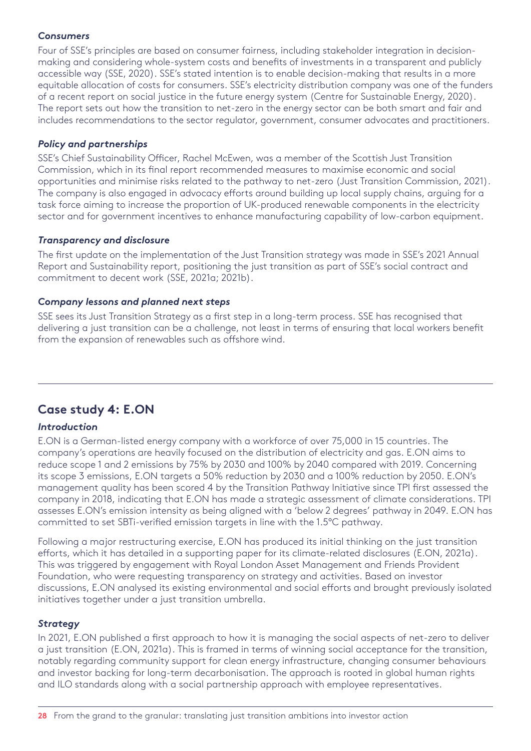### *Consumers*

Four of SSE's principles are based on consumer fairness, including stakeholder integration in decision-making and considering whole-system costs and benefits of investments in a transparent and publicly accessible way (SSE, 2020). SSE's stated intention is to enable decision-making that results in a more equitable allocation of costs for consumers. SSE's electricity distribution company was one of the funders of a recent report on social justice in the future energy system (Centre for Sustainable Energy, 2020). The report sets out how the transition to net-zero in the energy sector can be both smart and fair and includes recommendations to the sector regulator, government, consumer advocates and practitioners.

### *Policy and partnerships*

SSE's Chief Sustainability Officer, Rachel McEwen, was a member of the Scottish Just Transition Commission, which in its final report recommended measures to maximise economic and social opportunities and minimise risks related to the pathway to net-zero (Just Transition Commission, 2021). The company is also engaged in advocacy efforts around building up local supply chains, arguing for a task force aiming to increase the proportion of UK-produced renewable components in the electricity sector and for government incentives to enhance manufacturing capability of low-carbon equipment.

### *Transparency and disclosure*

The first update on the implementation of the Just Transition strategy was made in SSE's 2021 Annual Report and Sustainability report, positioning the just transition as part of SSE's social contract and commitment to decent work (SSE, 2021a; 2021b).

### *Company lessons and planned next steps*

SSE sees its Just Transition Strategy as a first step in a long-term process. SSE has recognised that delivering a just transition can be a challenge, not least in terms of ensuring that local workers benefit from the expansion of renewables such as offshore wind.

## Case study 4: E.ON

### *Introduction*

E.ON is a German-listed energy company with a workforce of over 75,000 in 15 countries. The company's operations are heavily focused on the distribution of electricity and gas. E.ON aims to reduce scope 1 and 2 emissions by 75% by 2030 and 100% by 2040 compared with 2019. Concerning its scope 3 emissions, E.ON targets a 50% reduction by 2030 and a 100% reduction by 2050. E.ON's management quality has been scored 4 by the Transition Pathway Initiative since TPI first assessed the company in 2018, indicating that E.ON has made a strategic assessment of climate considerations. TPI assesses E.ON's emission intensity as being aligned with a 'below 2 degrees' pathway in 2049. E.ON has committed to set SBTi-verified emission targets in line with the 1.5°C pathway.

Following a major restructuring exercise, E.ON has produced its initial thinking on the just transition efforts, which it has detailed in a supporting paper for its climate-related disclosures (E.ON, 2021a). This was triggered by engagement with Royal London Asset Management and Friends Provident Foundation, who were requesting transparency on strategy and activities. Based on investor discussions, E.ON analysed its existing environmental and social efforts and brought previously isolated initiatives together under a just transition umbrella.

### *Strategy*

In 2021, E.ON published a first approach to how it is managing the social aspects of net-zero to deliver a just transition (E.ON, 2021a). This is framed in terms of winning social acceptance for the transition, notably regarding community support for clean energy infrastructure, changing consumer behaviours and investor backing for long-term decarbonisation. The approach is rooted in global human rights and ILO standards along with a social partnership approach with employee representatives.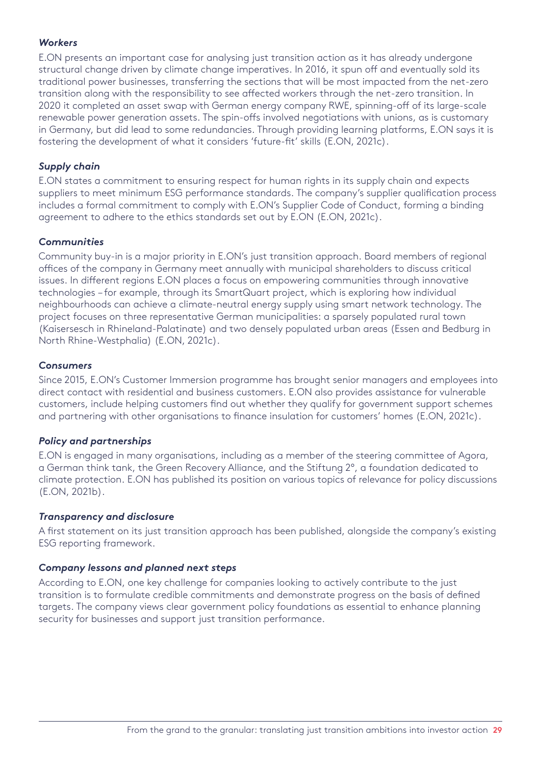### *Workers*

E.ON presents an important case for analysing just transition action as it has already undergone structural change driven by climate change imperatives. In 2016, it spun off and eventually sold its traditional power businesses, transferring the sections that will be most impacted from the net-zero transition along with the responsibility to see affected workers through the net-zero transition. In 2020 it completed an asset swap with German energy company RWE, spinning-off of its large-scale renewable power generation assets. The spin-offs involved negotiations with unions, as is customary in Germany, but did lead to some redundancies. Through providing learning platforms, E.ON says it is fostering the development of what it considers 'future-fit' skills (E.ON, 2021c).

### *Supply chain*

E.ON states a commitment to ensuring respect for human rights in its supply chain and expects suppliers to meet minimum ESG performance standards. The company's supplier qualification process includes a formal commitment to comply with E.ON's Supplier Code of Conduct, forming a binding agreement to adhere to the ethics standards set out by E.ON (E.ON, 2021c).

### *Communities*

Community buy-in is a major priority in E.ON's just transition approach. Board members of regional offices of the company in Germany meet annually with municipal shareholders to discuss critical issues. In different regions E.ON places a focus on empowering communities through innovative technologies – for example, through its SmartQuart project, which is exploring how individual neighbourhoods can achieve a climate-neutral energy supply using smart network technology. The project focuses on three representative German municipalities: a sparsely populated rural town (Kaisersesch in Rhineland-Palatinate) and two densely populated urban areas (Essen and Bedburg in North Rhine-Westphalia) (E.ON, 2021c).

### *Consumers*

Since 2015, E.ON's Customer Immersion programme has brought senior managers and employees into direct contact with residential and business customers. E.ON also provides assistance for vulnerable customers, include helping customers find out whether they qualify for government support schemes and partnering with other organisations to finance insulation for customers' homes (E.ON, 2021c).

### *Policy and partnerships*

E.ON is engaged in many organisations, including as a member of the steering committee of Agora, a German think tank, the Green Recovery Alliance, and the Stiftung 2°, a foundation dedicated to climate protection. E.ON has published its position on various topics of relevance for policy discussions (E.ON, 2021b).

### *Transparency and disclosure*

A first statement on its just transition approach has been published, alongside the company's existing ESG reporting framework.

### *Company lessons and planned next steps*

According to E.ON, one key challenge for companies looking to actively contribute to the just transition is to formulate credible commitments and demonstrate progress on the basis of defined targets. The company views clear government policy foundations as essential to enhance planning security for businesses and support just transition performance.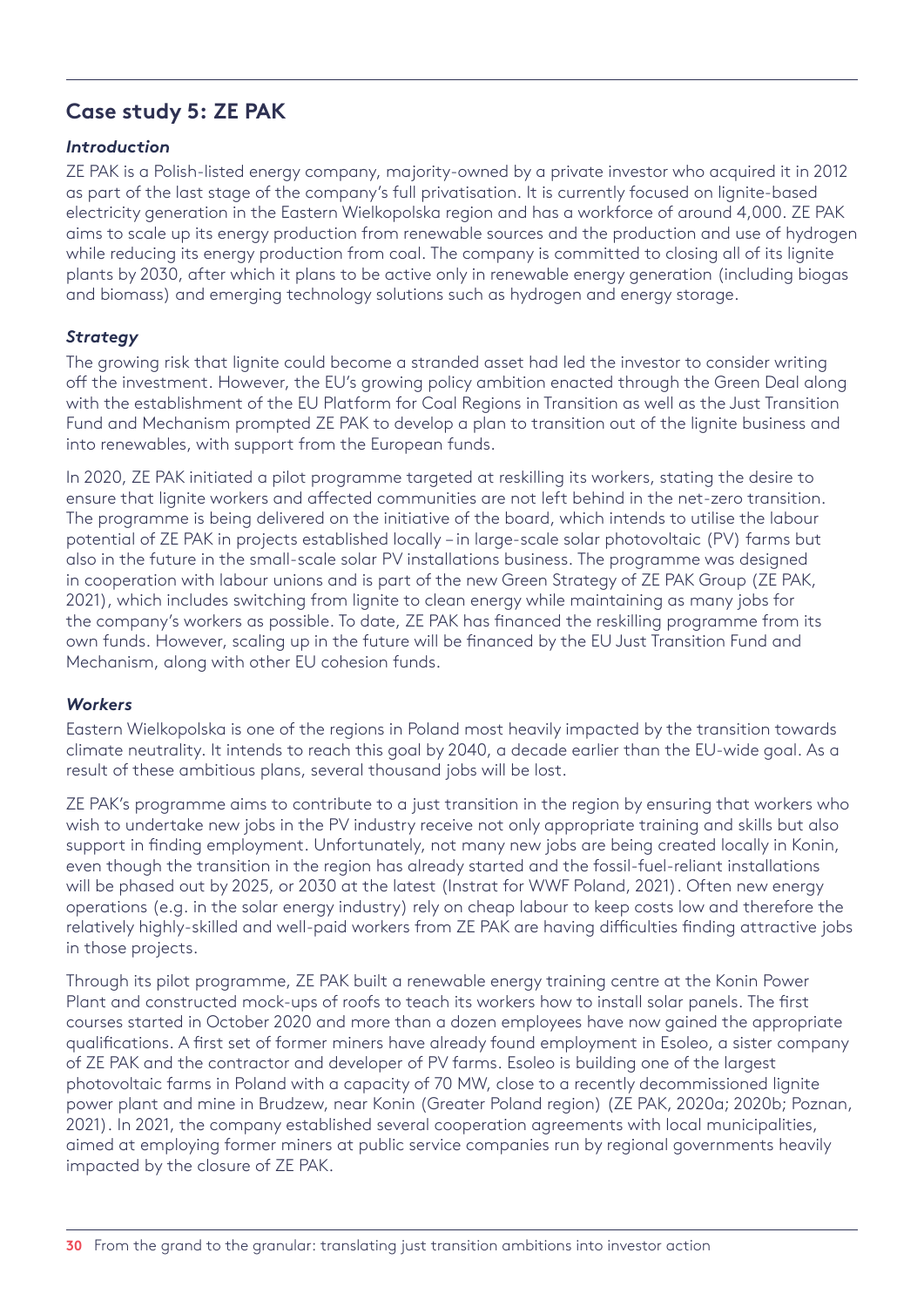## Case study 5: ZE PAK

### *Introduction*

ZE PAK is a Polish-listed energy company, majority-owned by a private investor who acquired it in 2012 as part of the last stage of the company's full privatisation. It is currently focused on lignite-based electricity generation in the Eastern Wielkopolska region and has a workforce of around 4,000. ZE PAK aims to scale up its energy production from renewable sources and the production and use of hydrogen while reducing its energy production from coal. The company is committed to closing all of its lignite plants by 2030, after which it plans to be active only in renewable energy generation (including biogas and biomass) and emerging technology solutions such as hydrogen and energy storage.

### *Strategy*

The growing risk that lignite could become a stranded asset had led the investor to consider writing off the investment. However, the EU's growing policy ambition enacted through the Green Deal along with the establishment of the EU Platform for Coal Regions in Transition as well as the Just Transition Fund and Mechanism prompted ZE PAK to develop a plan to transition out of the lignite business and into renewables, with support from the European funds.

In 2020, ZE PAK initiated a pilot programme targeted at reskilling its workers, stating the desire to ensure that lignite workers and affected communities are not left behind in the net-zero transition. The programme is being delivered on the initiative of the board, which intends to utilise the labour potential of ZE PAK in projects established locally – in large-scale solar photovoltaic (PV) farms but also in the future in the small-scale solar PV installations business. The programme was designed in cooperation with labour unions and is part of the new Green Strategy of ZE PAK Group (ZE PAK, 2021), which includes switching from lignite to clean energy while maintaining as many jobs for the company's workers as possible. To date, ZE PAK has financed the reskilling programme from its own funds. However, scaling up in the future will be financed by the EU Just Transition Fund and Mechanism, along with other EU cohesion funds.

### *Workers*

Eastern Wielkopolska is one of the regions in Poland most heavily impacted by the transition towards climate neutrality. It intends to reach this goal by 2040, a decade earlier than the EU-wide goal. As a result of these ambitious plans, several thousand jobs will be lost.

ZE PAK's programme aims to contribute to a just transition in the region by ensuring that workers who wish to undertake new jobs in the PV industry receive not only appropriate training and skills but also support in finding employment. Unfortunately, not many new jobs are being created locally in Konin, even though the transition in the region has already started and the fossil-fuel-reliant installations will be phased out by 2025, or 2030 at the latest (Instrat for WWF Poland, 2021). Often new energy operations (e.g. in the solar energy industry) rely on cheap labour to keep costs low and therefore the relatively highly-skilled and well-paid workers from ZE PAK are having difficulties finding attractive jobs in those projects.

Through its pilot programme, ZE PAK built a renewable energy training centre at the Konin Power Plant and constructed mock-ups of roofs to teach its workers how to install solar panels. The first courses started in October 2020 and more than a dozen employees have now gained the appropriate qualifications. A first set of former miners have already found employment in Esoleo, a sister company of ZE PAK and the contractor and developer of PV farms. Esoleo is building one of the largest photovoltaic farms in Poland with a capacity of 70 MW, close to a recently decommissioned lignite power plant and mine in Brudzew, near Konin (Greater Poland region) (ZE PAK, 2020a; 2020b; Poznan, 2021). In 2021, the company established several cooperation agreements with local municipalities, aimed at employing former miners at public service companies run by regional governments heavily impacted by the closure of ZE PAK.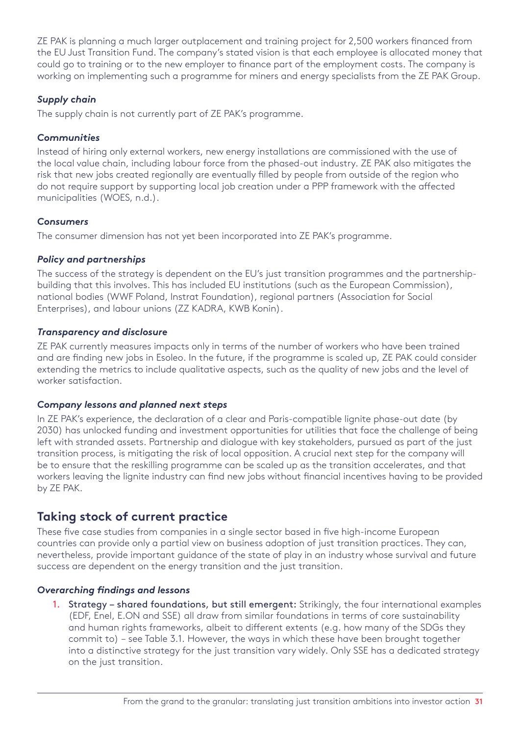ZE PAK is planning a much larger outplacement and training project for 2,500 workers financed from the EU Just Transition Fund. The company's stated vision is that each employee is allocated money that could go to training or to the new employer to finance part of the employment costs. The company is working on implementing such a programme for miners and energy specialists from the ZE PAK Group.

#### *Supply chain*

The supply chain is not currently part of ZE PAK's programme.

#### *Communities*

Instead of hiring only external workers, new energy installations are commissioned with the use of the local value chain, including labour force from the phased-out industry. ZE PAK also mitigates the risk that new jobs created regionally are eventually filled by people from outside of the region who do not require support by supporting local job creation under a PPP framework with the affected municipalities (WOES, n.d.).

#### *Consumers*

The consumer dimension has not yet been incorporated into ZE PAK's programme.

#### *Policy and partnerships*

The success of the strategy is dependent on the EU's just transition programmes and the partnership-building that this involves. This has included EU institutions (such as the European Commission), national bodies (WWF Poland, Instrat Foundation), regional partners (Association for Social Enterprises), and labour unions (ZZ KADRA, KWB Konin).

#### *Transparency and disclosure*

ZE PAK currently measures impacts only in terms of the number of workers who have been trained and are finding new jobs in Esoleo. In the future, if the programme is scaled up, ZE PAK could consider extending the metrics to include qualitative aspects, such as the quality of new jobs and the level of worker satisfaction.

#### *Company lessons and planned next steps*

In ZE PAK's experience, the declaration of a clear and Paris-compatible lignite phase-out date (by 2030) has unlocked funding and investment opportunities for utilities that face the challenge of being left with stranded assets. Partnership and dialogue with key stakeholders, pursued as part of the just transition process, is mitigating the risk of local opposition. A crucial next step for the company will be to ensure that the reskilling programme can be scaled up as the transition accelerates, and that workers leaving the lignite industry can find new jobs without financial incentives having to be provided by ZE PAK.

## Taking stock of current practice

These five case studies from companies in a single sector based in five high-income European countries can provide only a partial view on business adoption of just transition practices. They can, nevertheless, provide important guidance of the state of play in an industry whose survival and future success are dependent on the energy transition and the just transition.

#### *Overarching findings and lessons*

1. **Strategy – shared foundations, but still emergent:** Strikingly, the four international examples (EDF, Enel, E.ON and SSE) all draw from similar foundations in terms of core sustainability and human rights frameworks, albeit to different extents (e.g. how many of the SDGs they commit to) – see Table 3.1. However, the ways in which these have been brought together into a distinctive strategy for the just transition vary widely. Only SSE has a dedicated strategy on the just transition.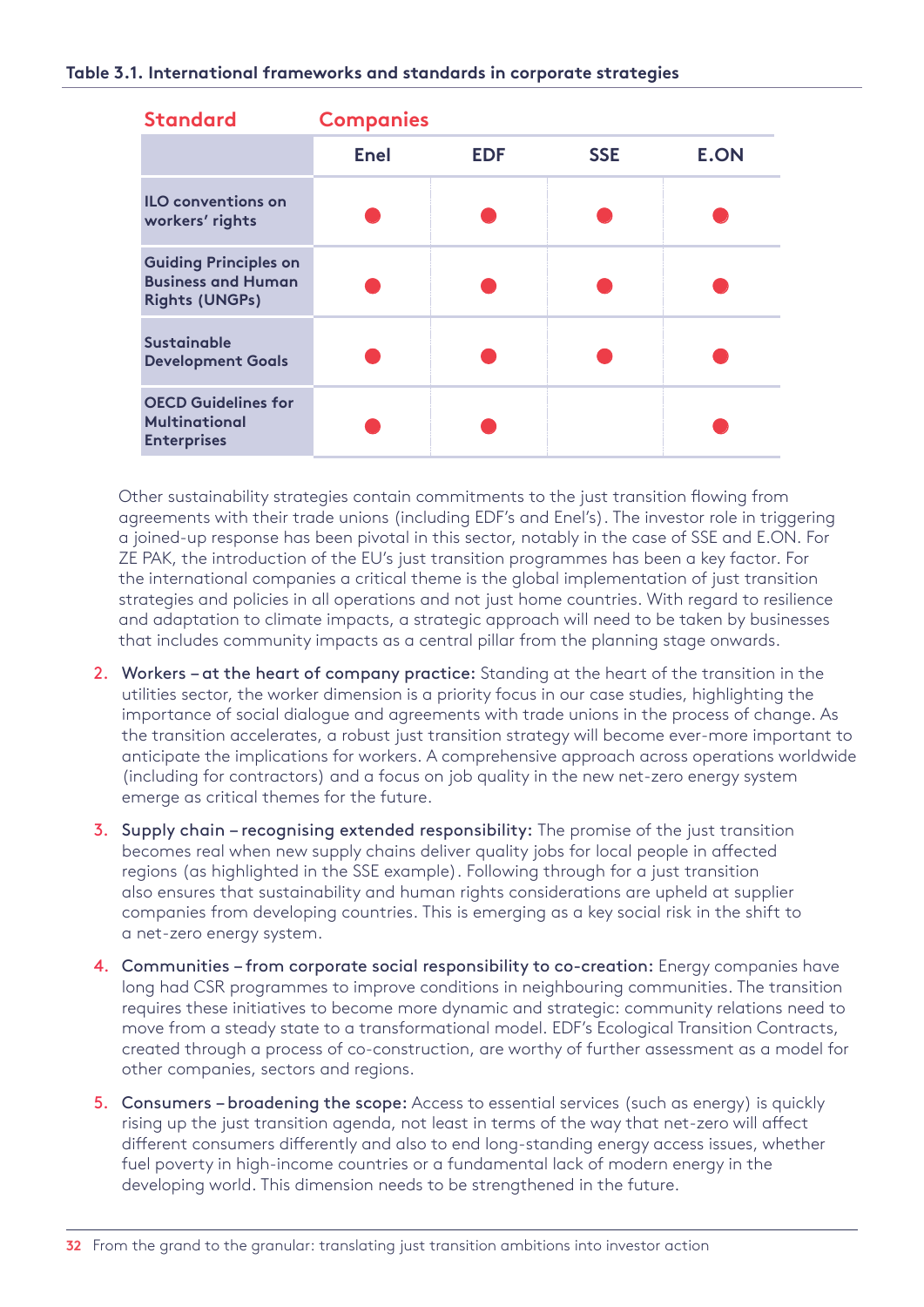**Table 3.1. International frameworks and standards in corporate strategies**

| Standard | Companies | | | |
|---|---|---|---|---|
| | Enel | EDF | SSE | E.ON |
| ILO conventions on workers' rights | ● | ● | ● | ● |
| Guiding Principles on Business and Human Rights (UNGPs) | ● | ● | ● | ● |
| Sustainable Development Goals | ● | ● | ● | ● |
| OECD Guidelines for Multinational Enterprises | ● | ● | | ● |

Other sustainability strategies contain commitments to the just transition flowing from agreements with their trade unions (including EDF's and Enel's). The investor role in triggering a joined-up response has been pivotal in this sector, notably in the case of SSE and E.ON. For ZE PAK, the introduction of the EU's just transition programmes has been a key factor. For the international companies a critical theme is the global implementation of just transition strategies and policies in all operations and not just home countries. With regard to resilience and adaptation to climate impacts, a strategic approach will need to be taken by businesses that includes community impacts as a central pillar from the planning stage onwards.

2. **Workers – at the heart of company practice:** Standing at the heart of the transition in the utilities sector, the worker dimension is a priority focus in our case studies, highlighting the importance of social dialogue and agreements with trade unions in the process of change. As the transition accelerates, a robust just transition strategy will become ever-more important to anticipate the implications for workers. A comprehensive approach across operations worldwide (including for contractors) and a focus on job quality in the new net-zero energy system emerge as critical themes for the future.

3. **Supply chain – recognising extended responsibility:** The promise of the just transition becomes real when new supply chains deliver quality jobs for local people in affected regions (as highlighted in the SSE example). Following through for a just transition also ensures that sustainability and human rights considerations are upheld at supplier companies from developing countries. This is emerging as a key social risk in the shift to a net-zero energy system.

4. **Communities – from corporate social responsibility to co-creation:** Energy companies have long had CSR programmes to improve conditions in neighbouring communities. The transition requires these initiatives to become more dynamic and strategic: community relations need to move from a steady state to a transformational model. EDF's Ecological Transition Contracts, created through a process of co-construction, are worthy of further assessment as a model for other companies, sectors and regions.

5. **Consumers – broadening the scope:** Access to essential services (such as energy) is quickly rising up the just transition agenda, not least in terms of the way that net-zero will affect different consumers differently and also to end long-standing energy access issues, whether fuel poverty in high-income countries or a fundamental lack of modern energy in the developing world. This dimension needs to be strengthened in the future.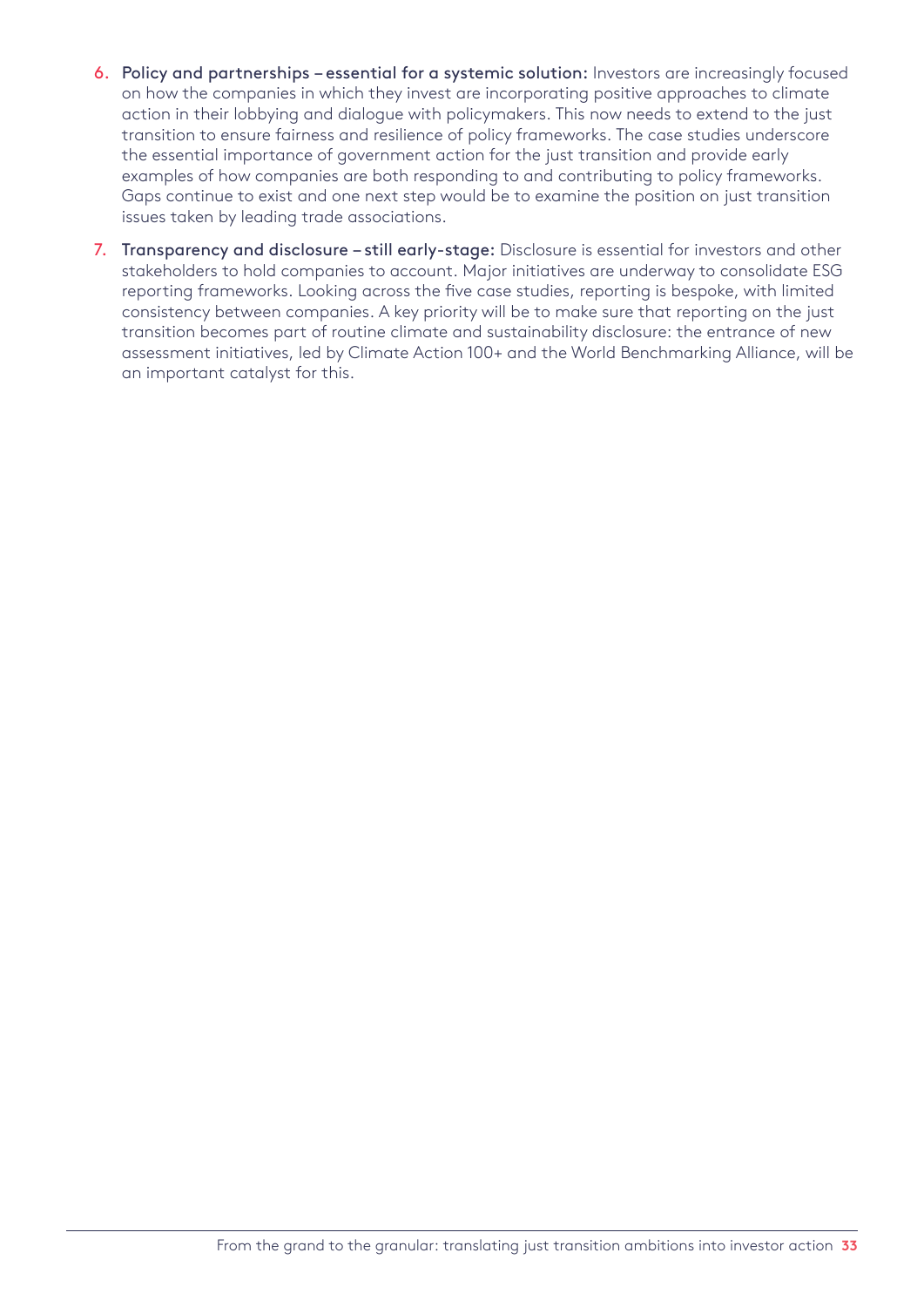6. **Policy and partnerships – essential for a systemic solution:** Investors are increasingly focused on how the companies in which they invest are incorporating positive approaches to climate action in their lobbying and dialogue with policymakers. This now needs to extend to the just transition to ensure fairness and resilience of policy frameworks. The case studies underscore the essential importance of government action for the just transition and provide early examples of how companies are both responding to and contributing to policy frameworks. Gaps continue to exist and one next step would be to examine the position on just transition issues taken by leading trade associations.

7. **Transparency and disclosure – still early-stage:** Disclosure is essential for investors and other stakeholders to hold companies to account. Major initiatives are underway to consolidate ESG reporting frameworks. Looking across the five case studies, reporting is bespoke, with limited consistency between companies. A key priority will be to make sure that reporting on the just transition becomes part of routine climate and sustainability disclosure: the entrance of new assessment initiatives, led by Climate Action 100+ and the World Benchmarking Alliance, will be an important catalyst for this.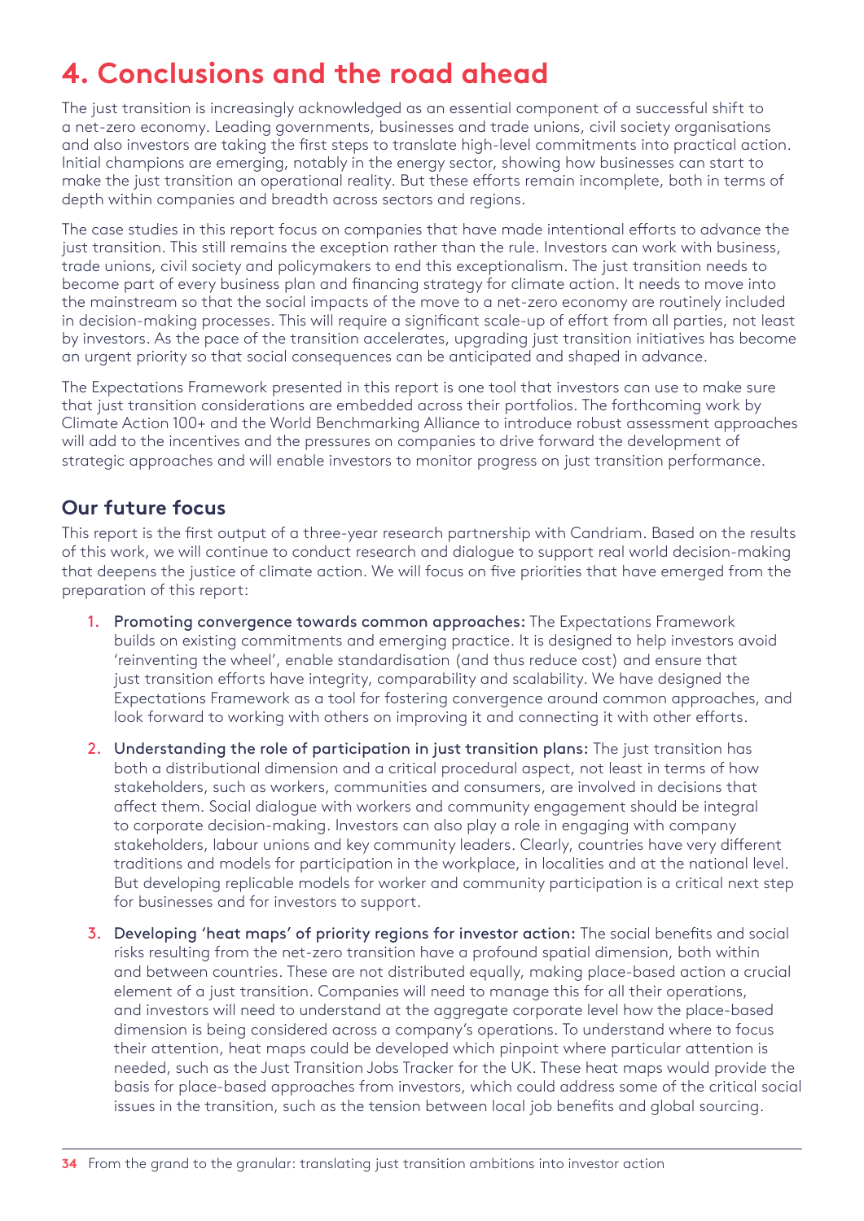# 4. Conclusions and the road ahead

The just transition is increasingly acknowledged as an essential component of a successful shift to a net-zero economy. Leading governments, businesses and trade unions, civil society organisations and also investors are taking the first steps to translate high-level commitments into practical action. Initial champions are emerging, notably in the energy sector, showing how businesses can start to make the just transition an operational reality. But these efforts remain incomplete, both in terms of depth within companies and breadth across sectors and regions.

The case studies in this report focus on companies that have made intentional efforts to advance the just transition. This still remains the exception rather than the rule. Investors can work with business, trade unions, civil society and policymakers to end this exceptionalism. The just transition needs to become part of every business plan and financing strategy for climate action. It needs to move into the mainstream so that the social impacts of the move to a net-zero economy are routinely included in decision-making processes. This will require a significant scale-up of effort from all parties, not least by investors. As the pace of the transition accelerates, upgrading just transition initiatives has become an urgent priority so that social consequences can be anticipated and shaped in advance.

The Expectations Framework presented in this report is one tool that investors can use to make sure that just transition considerations are embedded across their portfolios. The forthcoming work by Climate Action 100+ and the World Benchmarking Alliance to introduce robust assessment approaches will add to the incentives and the pressures on companies to drive forward the development of strategic approaches and will enable investors to monitor progress on just transition performance.

## Our future focus

This report is the first output of a three-year research partnership with Candriam. Based on the results of this work, we will continue to conduct research and dialogue to support real world decision-making that deepens the justice of climate action. We will focus on five priorities that have emerged from the preparation of this report:

1. **Promoting convergence towards common approaches:** The Expectations Framework builds on existing commitments and emerging practice. It is designed to help investors avoid 'reinventing the wheel', enable standardisation (and thus reduce cost) and ensure that just transition efforts have integrity, comparability and scalability. We have designed the Expectations Framework as a tool for fostering convergence around common approaches, and look forward to working with others on improving it and connecting it with other efforts.
2. **Understanding the role of participation in just transition plans:** The just transition has both a distributional dimension and a critical procedural aspect, not least in terms of how stakeholders, such as workers, communities and consumers, are involved in decisions that affect them. Social dialogue with workers and community engagement should be integral to corporate decision-making. Investors can also play a role in engaging with company stakeholders, labour unions and key community leaders. Clearly, countries have very different traditions and models for participation in the workplace, in localities and at the national level. But developing replicable models for worker and community participation is a critical next step for businesses and for investors to support.
3. **Developing 'heat maps' of priority regions for investor action:** The social benefits and social risks resulting from the net-zero transition have a profound spatial dimension, both within and between countries. These are not distributed equally, making place-based action a crucial element of a just transition. Companies will need to manage this for all their operations, and investors will need to understand at the aggregate corporate level how the place-based dimension is being considered across a company's operations. To understand where to focus their attention, heat maps could be developed which pinpoint where particular attention is needed, such as the Just Transition Jobs Tracker for the UK. These heat maps would provide the basis for place-based approaches from investors, which could address some of the critical social issues in the transition, such as the tension between local job benefits and global sourcing.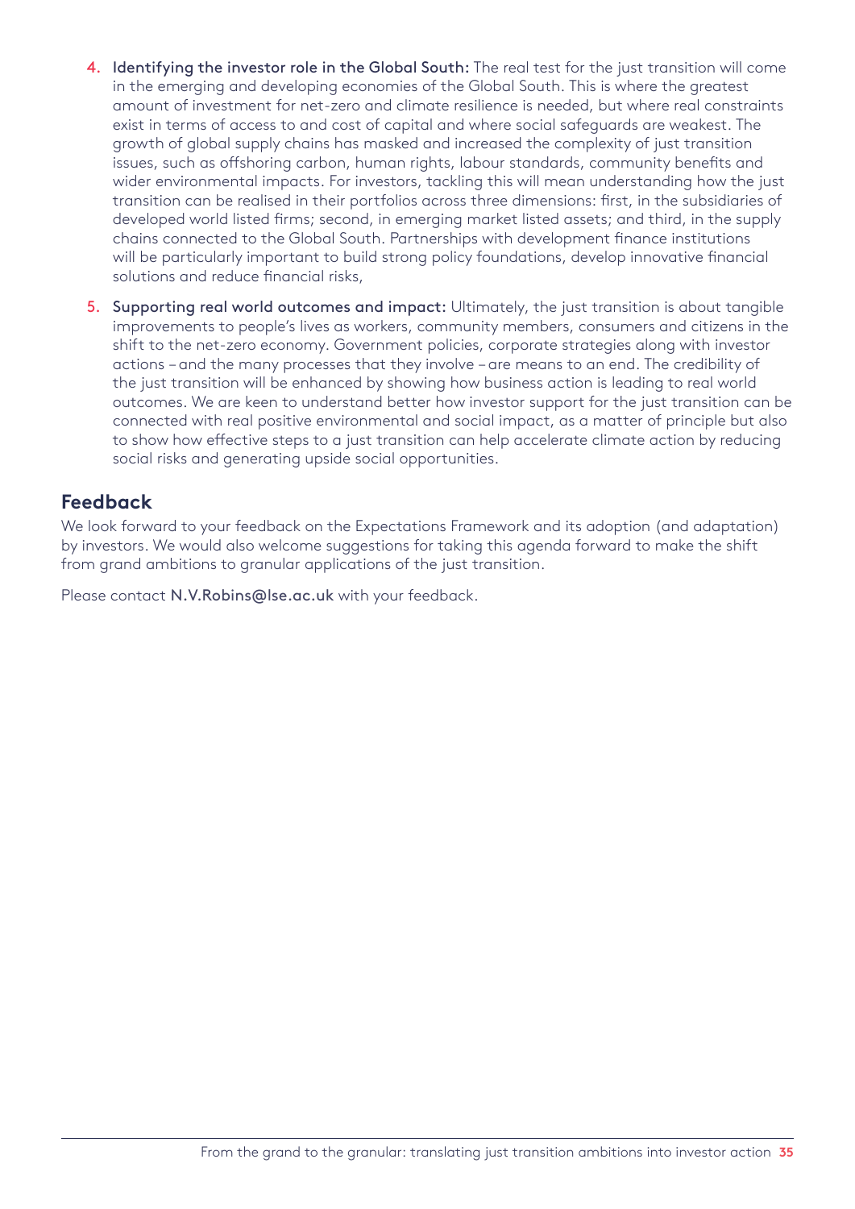4. **Identifying the investor role in the Global South:** The real test for the just transition will come in the emerging and developing economies of the Global South. This is where the greatest amount of investment for net-zero and climate resilience is needed, but where real constraints exist in terms of access to and cost of capital and where social safeguards are weakest. The growth of global supply chains has masked and increased the complexity of just transition issues, such as offshoring carbon, human rights, labour standards, community benefits and wider environmental impacts. For investors, tackling this will mean understanding how the just transition can be realised in their portfolios across three dimensions: first, in the subsidiaries of developed world listed firms; second, in emerging market listed assets; and third, in the supply chains connected to the Global South. Partnerships with development finance institutions will be particularly important to build strong policy foundations, develop innovative financial solutions and reduce financial risks,

5. **Supporting real world outcomes and impact:** Ultimately, the just transition is about tangible improvements to people's lives as workers, community members, consumers and citizens in the shift to the net-zero economy. Government policies, corporate strategies along with investor actions – and the many processes that they involve – are means to an end. The credibility of the just transition will be enhanced by showing how business action is leading to real world outcomes. We are keen to understand better how investor support for the just transition can be connected with real positive environmental and social impact, as a matter of principle but also to show how effective steps to a just transition can help accelerate climate action by reducing social risks and generating upside social opportunities.

## Feedback

We look forward to your feedback on the Expectations Framework and its adoption (and adaptation) by investors. We would also welcome suggestions for taking this agenda forward to make the shift from grand ambitions to granular applications of the just transition.

Please contact N.V.Robins@lse.ac.uk with your feedback.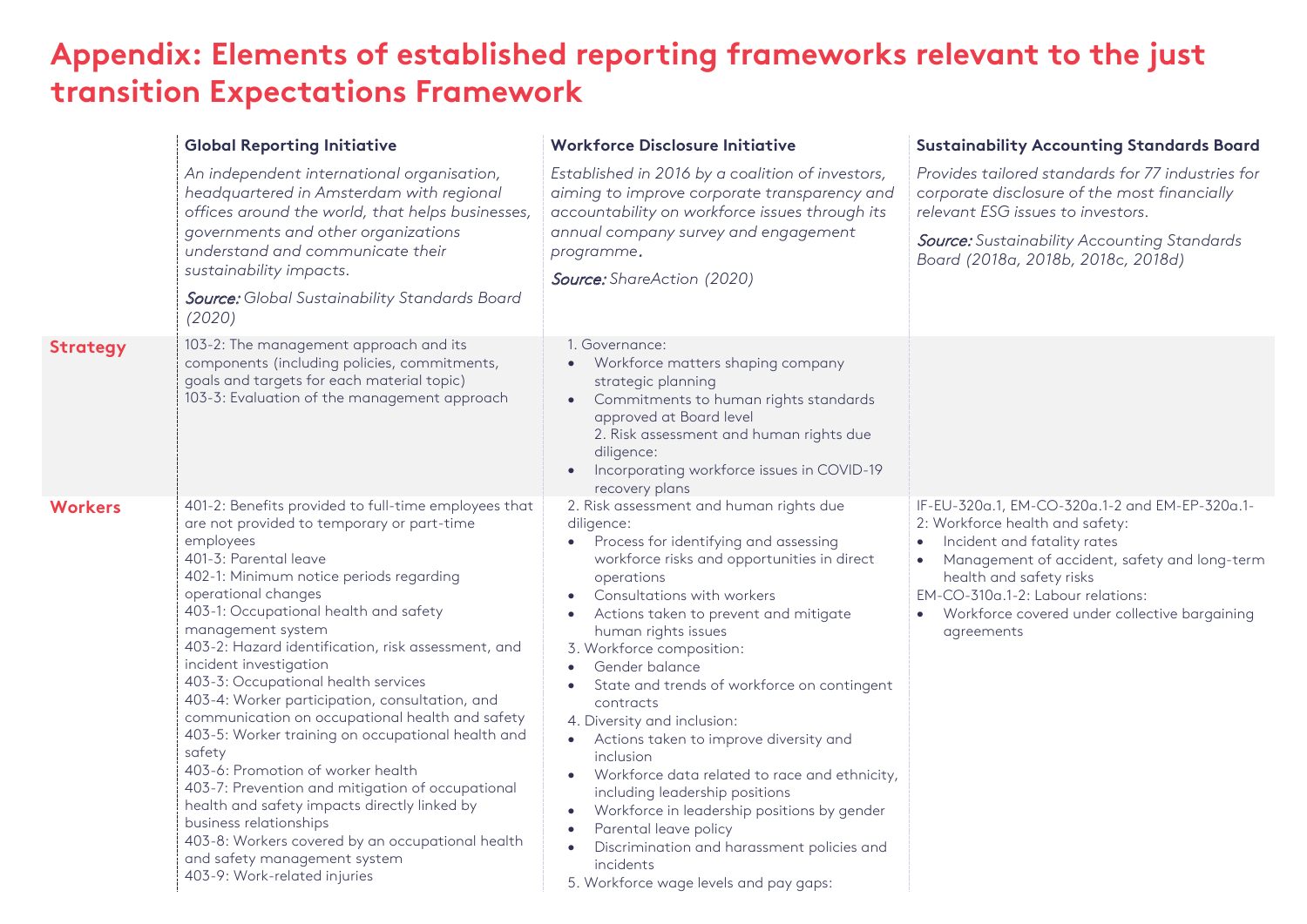# Appendix: Elements of established reporting frameworks relevant to the just transition Expectations Framework

| | Global Reporting Initiative | Workforce Disclosure Initiative | Sustainability Accounting Standards Board |
|---|---|---|---|
| | *An independent international organisation, headquartered in Amsterdam with regional offices around the world, that helps businesses, governments and other organizations understand and communicate their sustainability impacts.*<br><br>***Source:*** *Global Sustainability Standards Board (2020)* | *Established in 2016 by a coalition of investors, aiming to improve corporate transparency and accountability on workforce issues through its annual company survey and engagement programme.*<br><br>***Source:*** *ShareAction (2020)* | *Provides tailored standards for 77 industries for corporate disclosure of the most financially relevant ESG issues to investors.*<br><br>***Source:*** *Sustainability Accounting Standards Board (2018a, 2018b, 2018c, 2018d)* |
| **Strategy** | 103-2: The management approach and its components (including policies, commitments, goals and targets for each material topic)<br>103-3: Evaluation of the management approach | 1. Governance:<br>• Workforce matters shaping company strategic planning<br>• Commitments to human rights standards approved at Board level<br>2. Risk assessment and human rights due diligence:<br>• Incorporating workforce issues in COVID-19 recovery plans | |
| **Workers** | 401-2: Benefits provided to full-time employees that are not provided to temporary or part-time employees<br>401-3: Parental leave<br>402-1: Minimum notice periods regarding operational changes<br>403-1: Occupational health and safety management system<br>403-2: Hazard identification, risk assessment, and incident investigation<br>403-3: Occupational health services<br>403-4: Worker participation, consultation, and communication on occupational health and safety<br>403-5: Worker training on occupational health and safety<br>403-6: Promotion of worker health<br>403-7: Prevention and mitigation of occupational health and safety impacts directly linked by business relationships<br>403-8: Workers covered by an occupational health and safety management system<br>403-9: Work-related injuries | 2. Risk assessment and human rights due diligence:<br>• Process for identifying and assessing workforce risks and opportunities in direct operations<br>• Consultations with workers<br>• Actions taken to prevent and mitigate human rights issues<br>3. Workforce composition:<br>• Gender balance<br>• State and trends of workforce on contingent contracts<br>4. Diversity and inclusion:<br>• Actions taken to improve diversity and inclusion<br>• Workforce data related to race and ethnicity, including leadership positions<br>• Workforce in leadership positions by gender<br>• Parental leave policy<br>• Discrimination and harassment policies and incidents<br>5. Workforce wage levels and pay gaps: | IF-EU-320a.1, EM-CO-320a.1-2 and EM-EP-320a.1-2: Workforce health and safety:<br>• Incident and fatality rates<br>• Management of accident, safety and long-term health and safety risks<br>EM-CO-310a.1-2: Labour relations:<br>• Workforce covered under collective bargaining agreements |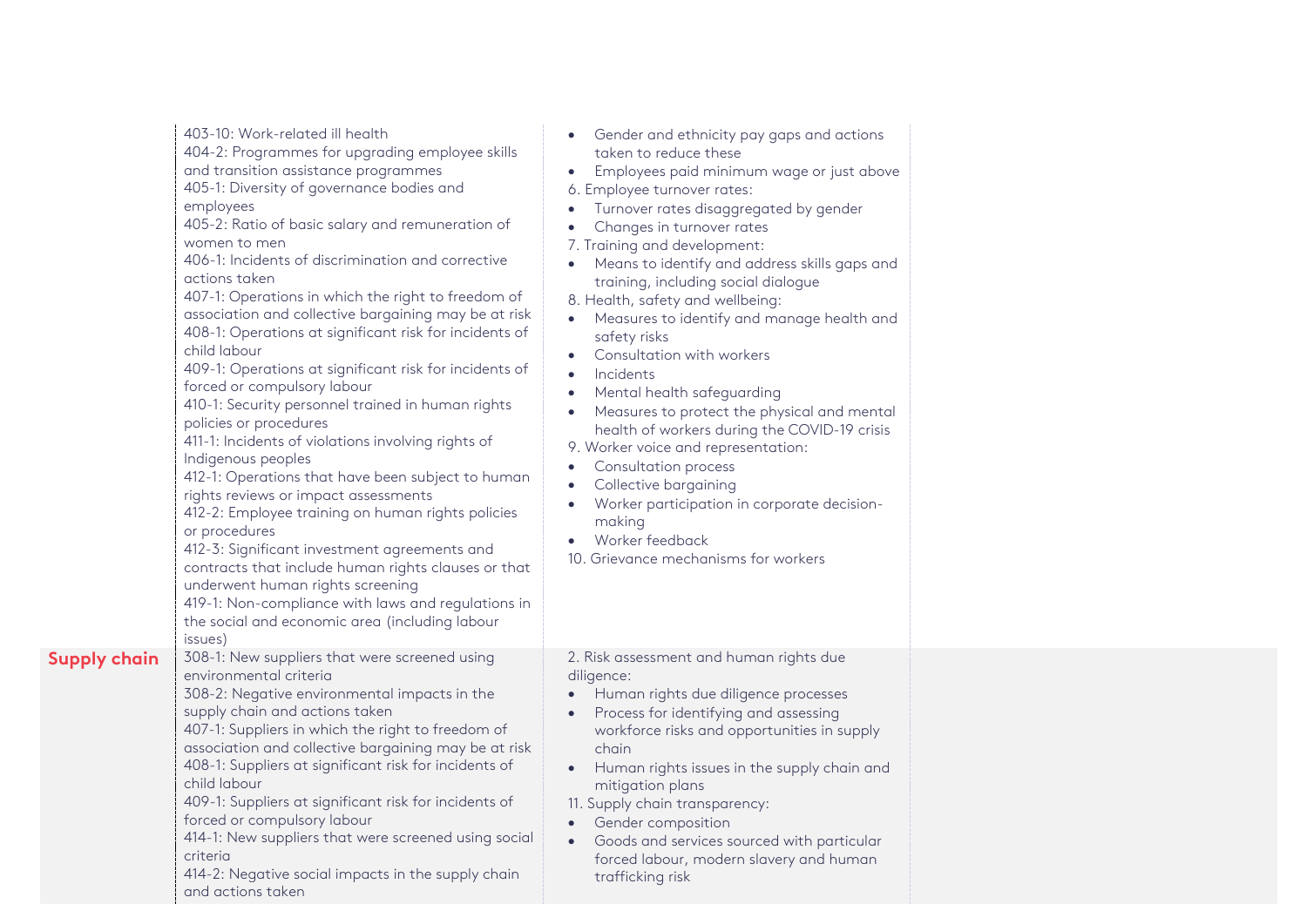| | | | |
|---|---|---|---|
| | 403-10: Work-related ill health<br>404-2: Programmes for upgrading employee skills and transition assistance programmes<br>405-1: Diversity of governance bodies and employees<br>405-2: Ratio of basic salary and remuneration of women to men<br>406-1: Incidents of discrimination and corrective actions taken<br>407-1: Operations in which the right to freedom of association and collective bargaining may be at risk<br>408-1: Operations at significant risk for incidents of child labour<br>409-1: Operations at significant risk for incidents of forced or compulsory labour<br>410-1: Security personnel trained in human rights policies or procedures<br>411-1: Incidents of violations involving rights of Indigenous peoples<br>412-1: Operations that have been subject to human rights reviews or impact assessments<br>412-2: Employee training on human rights policies or procedures<br>412-3: Significant investment agreements and contracts that include human rights clauses or that underwent human rights screening<br>419-1: Non-compliance with laws and regulations in the social and economic area (including labour issues) | • Gender and ethnicity pay gaps and actions taken to reduce these<br>• Employees paid minimum wage or just above<br>6. Employee turnover rates:<br>• Turnover rates disaggregated by gender<br>• Changes in turnover rates<br>7. Training and development:<br>• Means to identify and address skills gaps and training, including social dialogue<br>8. Health, safety and wellbeing:<br>• Measures to identify and manage health and safety risks<br>• Consultation with workers<br>• Incidents<br>• Mental health safeguarding<br>• Measures to protect the physical and mental health of workers during the COVID-19 crisis<br>9. Worker voice and representation:<br>• Consultation process<br>• Collective bargaining<br>• Worker participation in corporate decision-making<br>• Worker feedback<br>10. Grievance mechanisms for workers | |
| **Supply chain** | 308-1: New suppliers that were screened using environmental criteria<br>308-2: Negative environmental impacts in the supply chain and actions taken<br>407-1: Suppliers in which the right to freedom of association and collective bargaining may be at risk<br>408-1: Suppliers at significant risk for incidents of child labour<br>409-1: Suppliers at significant risk for incidents of forced or compulsory labour<br>414-1: New suppliers that were screened using social criteria<br>414-2: Negative social impacts in the supply chain and actions taken | 2. Risk assessment and human rights due diligence:<br>• Human rights due diligence processes<br>• Process for identifying and assessing workforce risks and opportunities in supply chain<br>• Human rights issues in the supply chain and mitigation plans<br>11. Supply chain transparency:<br>• Gender composition<br>• Goods and services sourced with particular forced labour, modern slavery and human trafficking risk | |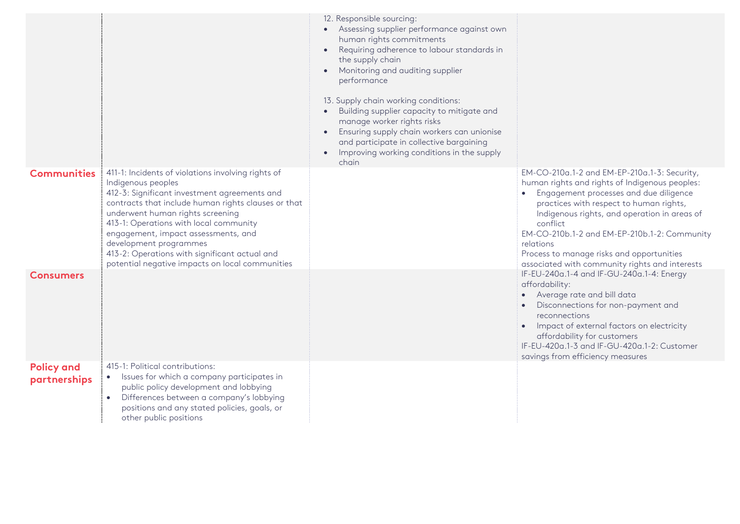| | | | |
|---|---|---|---|
| | | 12. Responsible sourcing:<br>• Assessing supplier performance against own human rights commitments<br>• Requiring adherence to labour standards in the supply chain<br>• Monitoring and auditing supplier performance<br><br>13. Supply chain working conditions:<br>• Building supplier capacity to mitigate and manage worker rights risks<br>• Ensuring supply chain workers can unionise and participate in collective bargaining<br>• Improving working conditions in the supply chain | |
| **Communities** | 411-1: Incidents of violations involving rights of Indigenous peoples<br>412-3: Significant investment agreements and contracts that include human rights clauses or that underwent human rights screening<br>413-1: Operations with local community engagement, impact assessments, and development programmes<br>413-2: Operations with significant actual and potential negative impacts on local communities | | EM-CO-210a.1-2 and EM-EP-210a.1-3: Security, human rights and rights of Indigenous peoples:<br>• Engagement processes and due diligence practices with respect to human rights, Indigenous rights, and operation in areas of conflict<br>EM-CO-210b.1-2 and EM-EP-210b.1-2: Community relations<br>Process to manage risks and opportunities associated with community rights and interests |
| **Consumers** | | | IF-EU-240a.1-4 and IF-GU-240a.1-4: Energy affordability:<br>• Average rate and bill data<br>• Disconnections for non-payment and reconnections<br>• Impact of external factors on electricity affordability for customers<br>IF-EU-420a.1-3 and IF-GU-420a.1-2: Customer savings from efficiency measures |
| **Policy and partnerships** | 415-1: Political contributions:<br>• Issues for which a company participates in public policy development and lobbying<br>• Differences between a company's lobbying positions and any stated policies, goals, or other public positions | | |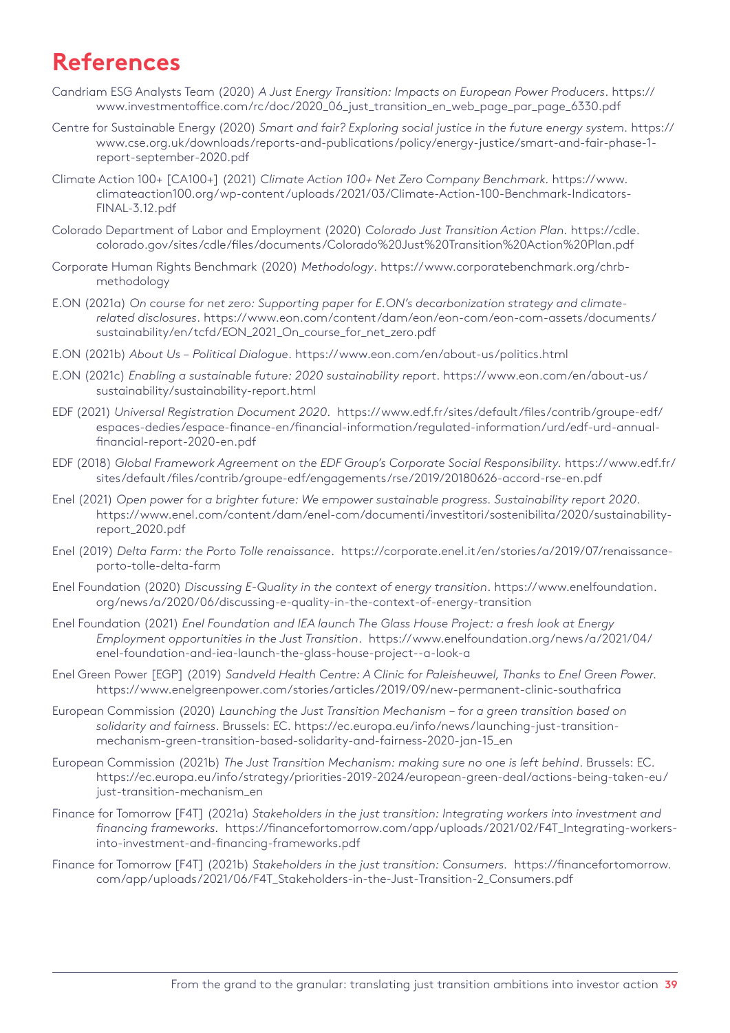# References

Candriam ESG Analysts Team (2020) *A Just Energy Transition: Impacts on European Power Producers*. https://www.investmentoffice.com/rc/doc/2020_06_just_transition_en_web_page_par_page_6330.pdf

Centre for Sustainable Energy (2020) *Smart and fair? Exploring social justice in the future energy system*. https://www.cse.org.uk/downloads/reports-and-publications/policy/energy-justice/smart-and-fair-phase-1-report-september-2020.pdf

Climate Action 100+ [CA100+] (2021) *Climate Action 100+ Net Zero Company Benchmark*. https://www.climateaction100.org/wp-content/uploads/2021/03/Climate-Action-100-Benchmark-Indicators-FINAL-3.12.pdf

Colorado Department of Labor and Employment (2020) *Colorado Just Transition Action Plan*. https://cdle.colorado.gov/sites/cdle/files/documents/Colorado%20Just%20Transition%20Action%20Plan.pdf

Corporate Human Rights Benchmark (2020) *Methodology*. https://www.corporatebenchmark.org/chrb-methodology

E.ON (2021a) *On course for net zero: Supporting paper for E.ON's decarbonization strategy and climate-related disclosures*. https://www.eon.com/content/dam/eon/eon-com/eon-com-assets/documents/sustainability/en/tcfd/EON_2021_On_course_for_net_zero.pdf

E.ON (2021b) *About Us – Political Dialogue*. https://www.eon.com/en/about-us/politics.html

E.ON (2021c) *Enabling a sustainable future: 2020 sustainability report*. https://www.eon.com/en/about-us/sustainability/sustainability-report.html

EDF (2021) *Universal Registration Document 2020*. https://www.edf.fr/sites/default/files/contrib/groupe-edf/espaces-dedies/espace-finance-en/financial-information/regulated-information/urd/edf-urd-annual-financial-report-2020-en.pdf

EDF (2018) *Global Framework Agreement on the EDF Group's Corporate Social Responsibility*. https://www.edf.fr/sites/default/files/contrib/groupe-edf/engagements/rse/2019/20180626-accord-rse-en.pdf

Enel (2021) *Open power for a brighter future: We empower sustainable progress. Sustainability report 2020*. https://www.enel.com/content/dam/enel-com/documenti/investitori/sostenibilita/2020/sustainability-report_2020.pdf

Enel (2019) *Delta Farm: the Porto Tolle renaissance*. https://corporate.enel.it/en/stories/a/2019/07/renaissance-porto-tolle-delta-farm

Enel Foundation (2020) *Discussing E-Quality in the context of energy transition*. https://www.enelfoundation.org/news/a/2020/06/discussing-e-quality-in-the-context-of-energy-transition

Enel Foundation (2021) *Enel Foundation and IEA launch The Glass House Project: a fresh look at Energy Employment opportunities in the Just Transition*. https://www.enelfoundation.org/news/a/2021/04/enel-foundation-and-iea-launch-the-glass-house-project--a-look-a

Enel Green Power [EGP] (2019) *Sandveld Health Centre: A Clinic for Paleisheuwel, Thanks to Enel Green Power*. https://www.enelgreenpower.com/stories/articles/2019/09/new-permanent-clinic-southafrica

European Commission (2020) *Launching the Just Transition Mechanism – for a green transition based on solidarity and fairness*. Brussels: EC. https://ec.europa.eu/info/news/launching-just-transition-mechanism-green-transition-based-solidarity-and-fairness-2020-jan-15_en

European Commission (2021b) *The Just Transition Mechanism: making sure no one is left behind*. Brussels: EC. https://ec.europa.eu/info/strategy/priorities-2019-2024/european-green-deal/actions-being-taken-eu/just-transition-mechanism_en

Finance for Tomorrow [F4T] (2021a) *Stakeholders in the just transition: Integrating workers into investment and financing frameworks*. https://financefortomorrow.com/app/uploads/2021/02/F4T_Integrating-workers-into-investment-and-financing-frameworks.pdf

Finance for Tomorrow [F4T] (2021b) *Stakeholders in the just transition: Consumers*. https://financefortomorrow.com/app/uploads/2021/06/F4T_Stakeholders-in-the-Just-Transition-2_Consumers.pdf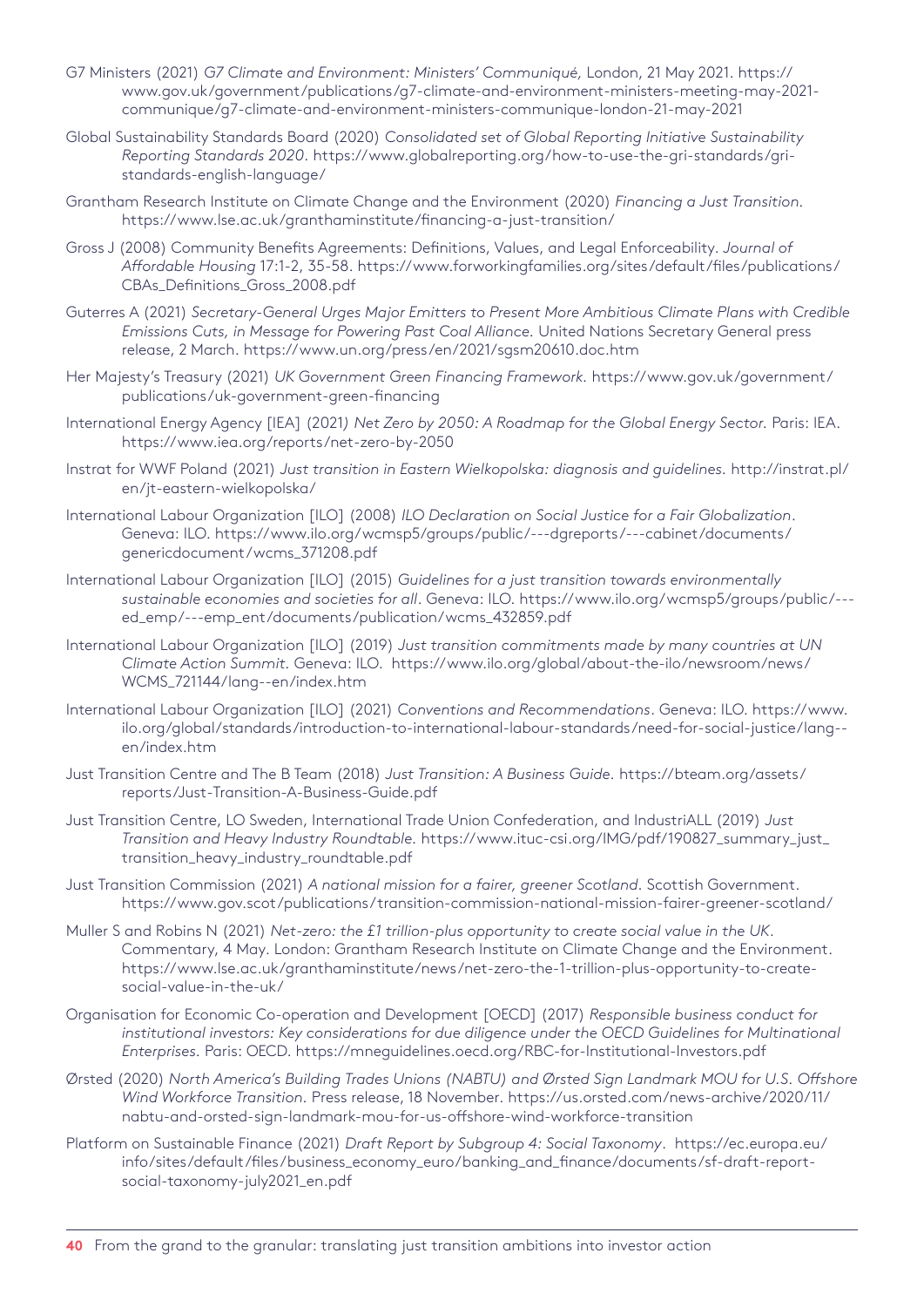G7 Ministers (2021) *G7 Climate and Environment: Ministers' Communiqué,* London, 21 May 2021. https://www.gov.uk/government/publications/g7-climate-and-environment-ministers-meeting-may-2021-communique/g7-climate-and-environment-ministers-communique-london-21-may-2021

Global Sustainability Standards Board (2020) *Consolidated set of Global Reporting Initiative Sustainability Reporting Standards 2020.* https://www.globalreporting.org/how-to-use-the-gri-standards/gri-standards-english-language/

Grantham Research Institute on Climate Change and the Environment (2020) *Financing a Just Transition.* https://www.lse.ac.uk/granthaminstitute/financing-a-just-transition/

Gross J (2008) Community Benefits Agreements: Definitions, Values, and Legal Enforceability. *Journal of Affordable Housing* 17:1-2, 35-58. https://www.forworkingfamilies.org/sites/default/files/publications/CBAs_Definitions_Gross_2008.pdf

Guterres A (2021) *Secretary-General Urges Major Emitters to Present More Ambitious Climate Plans with Credible Emissions Cuts, in Message for Powering Past Coal Alliance.* United Nations Secretary General press release, 2 March. https://www.un.org/press/en/2021/sgsm20610.doc.htm

Her Majesty's Treasury (2021) *UK Government Green Financing Framework.* https://www.gov.uk/government/publications/uk-government-green-financing

International Energy Agency [IEA] (2021) *Net Zero by 2050: A Roadmap for the Global Energy Sector.* Paris: IEA. https://www.iea.org/reports/net-zero-by-2050

Instrat for WWF Poland (2021) *Just transition in Eastern Wielkopolska: diagnosis and guidelines.* http://instrat.pl/en/jt-eastern-wielkopolska/

International Labour Organization [ILO] (2008) *ILO Declaration on Social Justice for a Fair Globalization*. Geneva: ILO. https://www.ilo.org/wcmsp5/groups/public/---dgreports/---cabinet/documents/genericdocument/wcms_371208.pdf

International Labour Organization [ILO] (2015) *Guidelines for a just transition towards environmentally sustainable economies and societies for all*. Geneva: ILO. https://www.ilo.org/wcmsp5/groups/public/---ed_emp/---emp_ent/documents/publication/wcms_432859.pdf

International Labour Organization [ILO] (2019) *Just transition commitments made by many countries at UN Climate Action Summit*. Geneva: ILO. https://www.ilo.org/global/about-the-ilo/newsroom/news/WCMS_721144/lang--en/index.htm

International Labour Organization [ILO] (2021) *Conventions and Recommendations*. Geneva: ILO. https://www.ilo.org/global/standards/introduction-to-international-labour-standards/need-for-social-justice/lang--en/index.htm

Just Transition Centre and The B Team (2018) *Just Transition: A Business Guide.* https://bteam.org/assets/reports/Just-Transition-A-Business-Guide.pdf

Just Transition Centre, LO Sweden, International Trade Union Confederation, and IndustriALL (2019) *Just Transition and Heavy Industry Roundtable.* https://www.ituc-csi.org/IMG/pdf/190827_summary_just_transition_heavy_industry_roundtable.pdf

Just Transition Commission (2021) *A national mission for a fairer, greener Scotland*. Scottish Government. https://www.gov.scot/publications/transition-commission-national-mission-fairer-greener-scotland/

Muller S and Robins N (2021) *Net-zero: the £1 trillion-plus opportunity to create social value in the UK*. Commentary, 4 May. London: Grantham Research Institute on Climate Change and the Environment. https://www.lse.ac.uk/granthaminstitute/news/net-zero-the-1-trillion-plus-opportunity-to-create-social-value-in-the-uk/

Organisation for Economic Co-operation and Development [OECD] (2017) *Responsible business conduct for institutional investors: Key considerations for due diligence under the OECD Guidelines for Multinational Enterprises*. Paris: OECD. https://mneguidelines.oecd.org/RBC-for-Institutional-Investors.pdf

Ørsted (2020) *North America's Building Trades Unions (NABTU) and Ørsted Sign Landmark MOU for U.S. Offshore Wind Workforce Transition.* Press release, 18 November. https://us.orsted.com/news-archive/2020/11/nabtu-and-orsted-sign-landmark-mou-for-us-offshore-wind-workforce-transition

Platform on Sustainable Finance (2021) *Draft Report by Subgroup 4: Social Taxonomy*. https://ec.europa.eu/info/sites/default/files/business_economy_euro/banking_and_finance/documents/sf-draft-report-social-taxonomy-july2021_en.pdf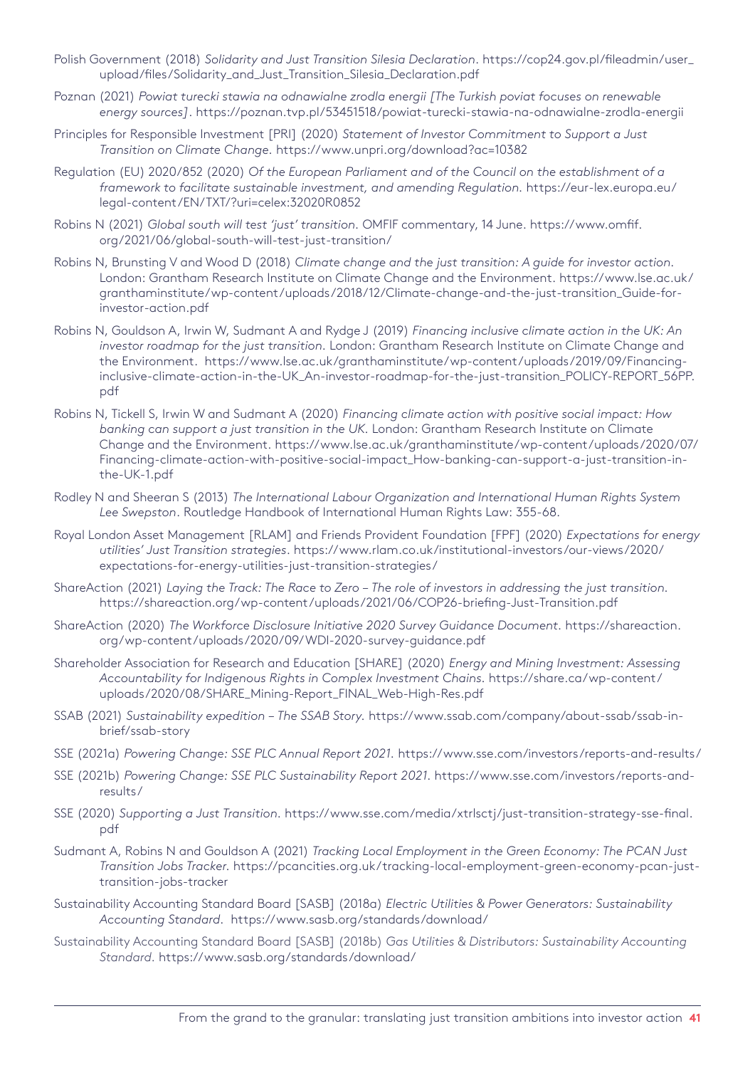Polish Government (2018) *Solidarity and Just Transition Silesia Declaration*. https://cop24.gov.pl/fileadmin/user_upload/files/Solidarity_and_Just_Transition_Silesia_Declaration.pdf

Poznan (2021) *Powiat turecki stawia na odnawialne zrodla energii [The Turkish poviat focuses on renewable energy sources]*. https://poznan.tvp.pl/53451518/powiat-turecki-stawia-na-odnawialne-zrodla-energii

Principles for Responsible Investment [PRI] (2020) *Statement of Investor Commitment to Support a Just Transition on Climate Change.* https://www.unpri.org/download?ac=10382

Regulation (EU) 2020/852 (2020) *Of the European Parliament and of the Council on the establishment of a framework to facilitate sustainable investment, and amending Regulation.* https://eur-lex.europa.eu/legal-content/EN/TXT/?uri=celex:32020R0852

Robins N (2021) *Global south will test 'just' transition*. OMFIF commentary, 14 June. https://www.omfif.org/2021/06/global-south-will-test-just-transition/

Robins N, Brunsting V and Wood D (2018) *Climate change and the just transition: A guide for investor action.* London: Grantham Research Institute on Climate Change and the Environment. https://www.lse.ac.uk/granthaminstitute/wp-content/uploads/2018/12/Climate-change-and-the-just-transition_Guide-for-investor-action.pdf

Robins N, Gouldson A, Irwin W, Sudmant A and Rydge J (2019) *Financing inclusive climate action in the UK: An investor roadmap for the just transition.* London: Grantham Research Institute on Climate Change and the Environment. https://www.lse.ac.uk/granthaminstitute/wp-content/uploads/2019/09/Financing-inclusive-climate-action-in-the-UK_An-investor-roadmap-for-the-just-transition_POLICY-REPORT_56PP.pdf

Robins N, Tickell S, Irwin W and Sudmant A (2020) *Financing climate action with positive social impact: How banking can support a just transition in the UK.* London: Grantham Research Institute on Climate Change and the Environment. https://www.lse.ac.uk/granthaminstitute/wp-content/uploads/2020/07/Financing-climate-action-with-positive-social-impact_How-banking-can-support-a-just-transition-in-the-UK-1.pdf

Rodley N and Sheeran S (2013) *The International Labour Organization and International Human Rights System Lee Swepston*. Routledge Handbook of International Human Rights Law: 355-68.

Royal London Asset Management [RLAM] and Friends Provident Foundation [FPF] (2020) *Expectations for energy utilities' Just Transition strategies*. https://www.rlam.co.uk/institutional-investors/our-views/2020/expectations-for-energy-utilities-just-transition-strategies/

ShareAction (2021) *Laying the Track: The Race to Zero – The role of investors in addressing the just transition.* https://shareaction.org/wp-content/uploads/2021/06/COP26-briefing-Just-Transition.pdf

ShareAction (2020) *The Workforce Disclosure Initiative 2020 Survey Guidance Document*. https://shareaction.org/wp-content/uploads/2020/09/WDI-2020-survey-guidance.pdf

Shareholder Association for Research and Education [SHARE] (2020) *Energy and Mining Investment: Assessing Accountability for Indigenous Rights in Complex Investment Chains.* https://share.ca/wp-content/uploads/2020/08/SHARE_Mining-Report_FINAL_Web-High-Res.pdf

SSAB (2021) *Sustainability expedition – The SSAB Story.* https://www.ssab.com/company/about-ssab/ssab-in-brief/ssab-story

SSE (2021a) *Powering Change: SSE PLC Annual Report 2021.* https://www.sse.com/investors/reports-and-results/

SSE (2021b) *Powering Change: SSE PLC Sustainability Report 2021.* https://www.sse.com/investors/reports-and-results/

SSE (2020) *Supporting a Just Transition*. https://www.sse.com/media/xtrlsctj/just-transition-strategy-sse-final.pdf

Sudmant A, Robins N and Gouldson A (2021) *Tracking Local Employment in the Green Economy: The PCAN Just Transition Jobs Tracker.* https://pcancities.org.uk/tracking-local-employment-green-economy-pcan-just-transition-jobs-tracker

Sustainability Accounting Standard Board [SASB] (2018a) *Electric Utilities & Power Generators: Sustainability Accounting Standard.* https://www.sasb.org/standards/download/

Sustainability Accounting Standard Board [SASB] (2018b) *Gas Utilities & Distributors: Sustainability Accounting Standard.* https://www.sasb.org/standards/download/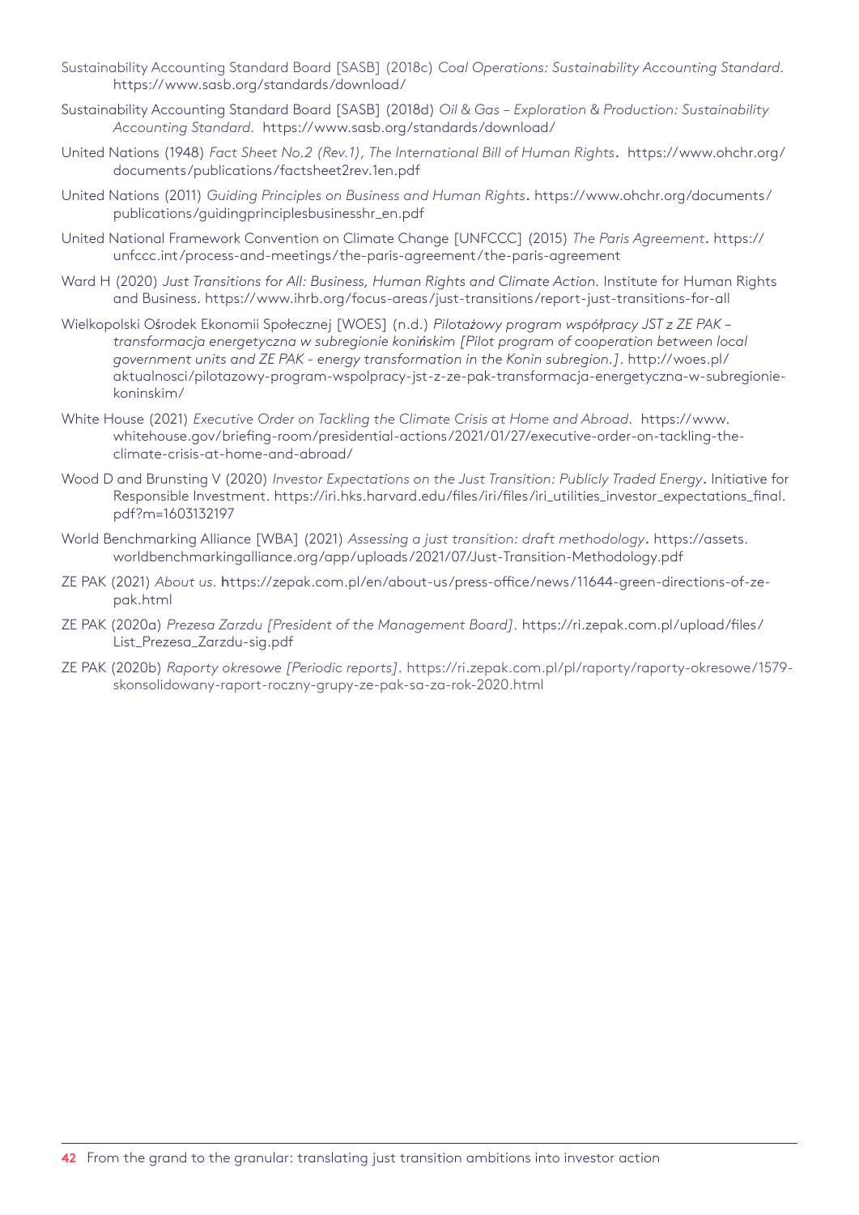Sustainability Accounting Standard Board [SASB] (2018c) *Coal Operations: Sustainability Accounting Standard.* https://www.sasb.org/standards/download/

Sustainability Accounting Standard Board [SASB] (2018d) *Oil & Gas – Exploration & Production: Sustainability Accounting Standard.* https://www.sasb.org/standards/download/

United Nations (1948) *Fact Sheet No.2 (Rev.1), The International Bill of Human Rights*. https://www.ohchr.org/documents/publications/factsheet2rev.1en.pdf

United Nations (2011) *Guiding Principles on Business and Human Rights*. https://www.ohchr.org/documents/publications/guidingprinciplesbusinesshr_en.pdf

United National Framework Convention on Climate Change [UNFCCC] (2015) *The Paris Agreement*. https://unfccc.int/process-and-meetings/the-paris-agreement/the-paris-agreement

Ward H (2020) *Just Transitions for All: Business, Human Rights and Climate Action.* Institute for Human Rights and Business. https://www.ihrb.org/focus-areas/just-transitions/report-just-transitions-for-all

Wielkopolski Ośrodek Ekonomii Społecznej [WOES] (n.d.) *Pilotażowy program współpracy JST z ZE PAK – transformacja energetyczna w subregionie konińskim [Pilot program of cooperation between local government units and ZE PAK - energy transformation in the Konin subregion.]*. http://woes.pl/aktualnosci/pilotazowy-program-wspolpracy-jst-z-ze-pak-transformacja-energetyczna-w-subregionie-koninskim/

White House (2021) *Executive Order on Tackling the Climate Crisis at Home and Abroad.* https://www.whitehouse.gov/briefing-room/presidential-actions/2021/01/27/executive-order-on-tackling-the-climate-crisis-at-home-and-abroad/

Wood D and Brunsting V (2020) *Investor Expectations on the Just Transition: Publicly Traded Energy*. Initiative for Responsible Investment. https://iri.hks.harvard.edu/files/iri/files/iri_utilities_investor_expectations_final.pdf?m=1603132197

World Benchmarking Alliance [WBA] (2021) *Assessing a just transition: draft methodology*. https://assets.worldbenchmarkingalliance.org/app/uploads/2021/07/Just-Transition-Methodology.pdf

ZE PAK (2021) *About us.* https://zepak.com.pl/en/about-us/press-office/news/11644-green-directions-of-ze-pak.html

ZE PAK (2020a) *Prezesa Zarzdu [President of the Management Board]*. https://ri.zepak.com.pl/upload/files/List_Prezesa_Zarzdu-sig.pdf

ZE PAK (2020b) *Raporty okresowe [Periodic reports]*. https://ri.zepak.com.pl/pl/raporty/raporty-okresowe/1579-skonsolidowany-raport-roczny-grupy-ze-pak-sa-za-rok-2020.html